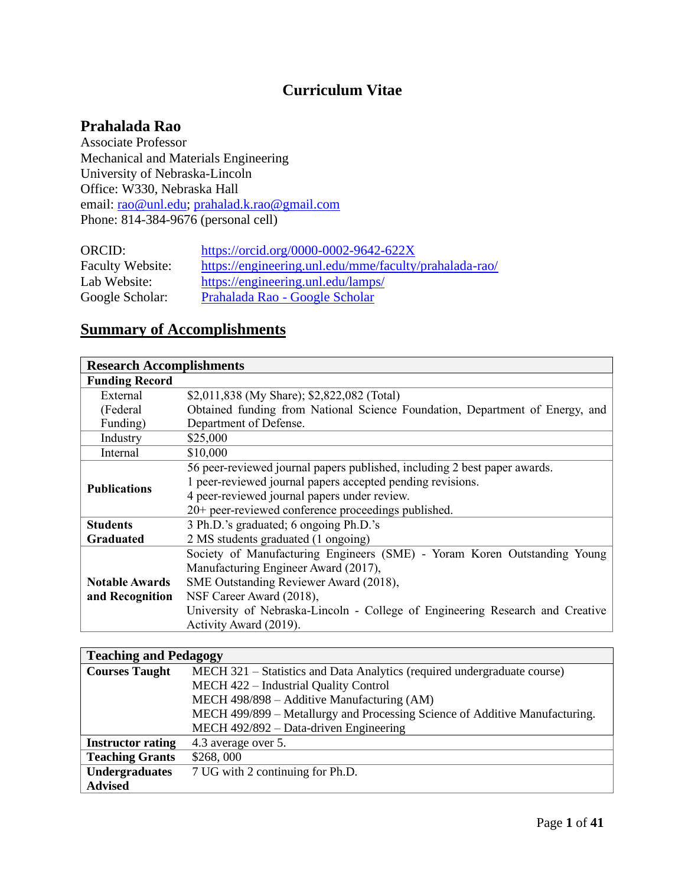# Curriculum Vitae

## Prahalada Rao

Associate Professor
Mechanical and Materials Engineering
University of Nebraska-Lincoln
Office: W330, Nebraska Hall
email: rao@unl.edu; prahalad.k.rao@gmail.com
Phone: 814-384-9676 (personal cell)

| | |
|---|---|
| ORCID: | https://orcid.org/0000-0002-9642-622X |
| Faculty Website: | https://engineering.unl.edu/mme/faculty/prahalada-rao/ |
| Lab Website: | https://engineering.unl.edu/lamps/ |
| Google Scholar: | Prahalada Rao - Google Scholar |

## Summary of Accomplishments

| **Research Accomplishments** | |
|---|---|
| **Funding Record** | |
| External (Federal Funding) | $2,011,838 (My Share); $2,822,082 (Total)<br>Obtained funding from National Science Foundation, Department of Energy, and Department of Defense. |
| Industry | $25,000 |
| Internal | $10,000 |
| **Publications** | 56 peer-reviewed journal papers published, including 2 best paper awards.<br>1 peer-reviewed journal papers accepted pending revisions.<br>4 peer-reviewed journal papers under review.<br>20+ peer-reviewed conference proceedings published. |
| **Students Graduated** | 3 Ph.D.'s graduated; 6 ongoing Ph.D.'s<br>2 MS students graduated (1 ongoing) |
| **Notable Awards and Recognition** | Society of Manufacturing Engineers (SME) - Yoram Koren Outstanding Young Manufacturing Engineer Award (2017),<br>SME Outstanding Reviewer Award (2018),<br>NSF Career Award (2018),<br>University of Nebraska-Lincoln - College of Engineering Research and Creative Activity Award (2019). |

| **Teaching and Pedagogy** | |
|---|---|
| **Courses Taught** | MECH 321 – Statistics and Data Analytics (required undergraduate course)<br>MECH 422 – Industrial Quality Control<br>MECH 498/898 – Additive Manufacturing (AM)<br>MECH 499/899 – Metallurgy and Processing Science of Additive Manufacturing.<br>MECH 492/892 – Data-driven Engineering |
| **Instructor rating** | 4.3 average over 5. |
| **Teaching Grants** | $268, 000 |
| **Undergraduates Advised** | 7 UG with 2 continuing for Ph.D. |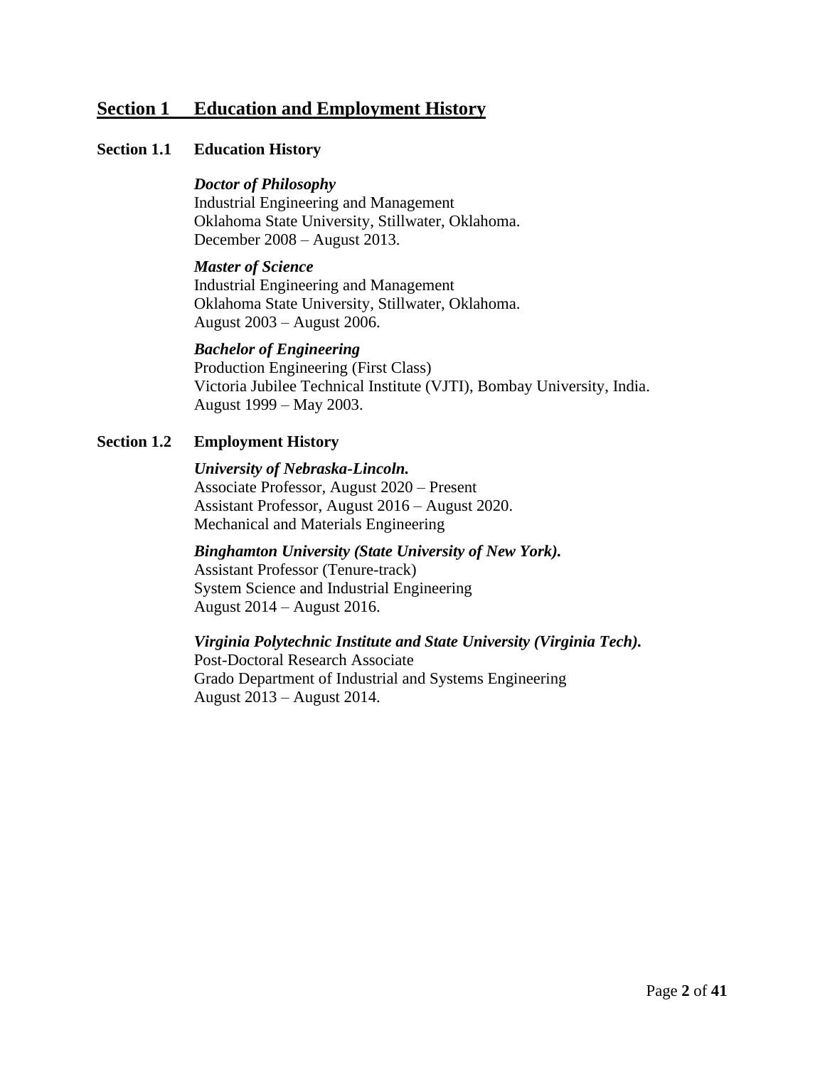## Section 1 Education and Employment History

### Section 1.1 Education History

***Doctor of Philosophy***
Industrial Engineering and Management
Oklahoma State University, Stillwater, Oklahoma.
December 2008 – August 2013.

***Master of Science***
Industrial Engineering and Management
Oklahoma State University, Stillwater, Oklahoma.
August 2003 – August 2006.

***Bachelor of Engineering***
Production Engineering (First Class)
Victoria Jubilee Technical Institute (VJTI), Bombay University, India.
August 1999 – May 2003.

### Section 1.2 Employment History

***University of Nebraska-Lincoln.***
Associate Professor, August 2020 – Present
Assistant Professor, August 2016 – August 2020.
Mechanical and Materials Engineering

***Binghamton University (State University of New York).***
Assistant Professor (Tenure-track)
System Science and Industrial Engineering
August 2014 – August 2016.

***Virginia Polytechnic Institute and State University (Virginia Tech).***
Post-Doctoral Research Associate
Grado Department of Industrial and Systems Engineering
August 2013 – August 2014.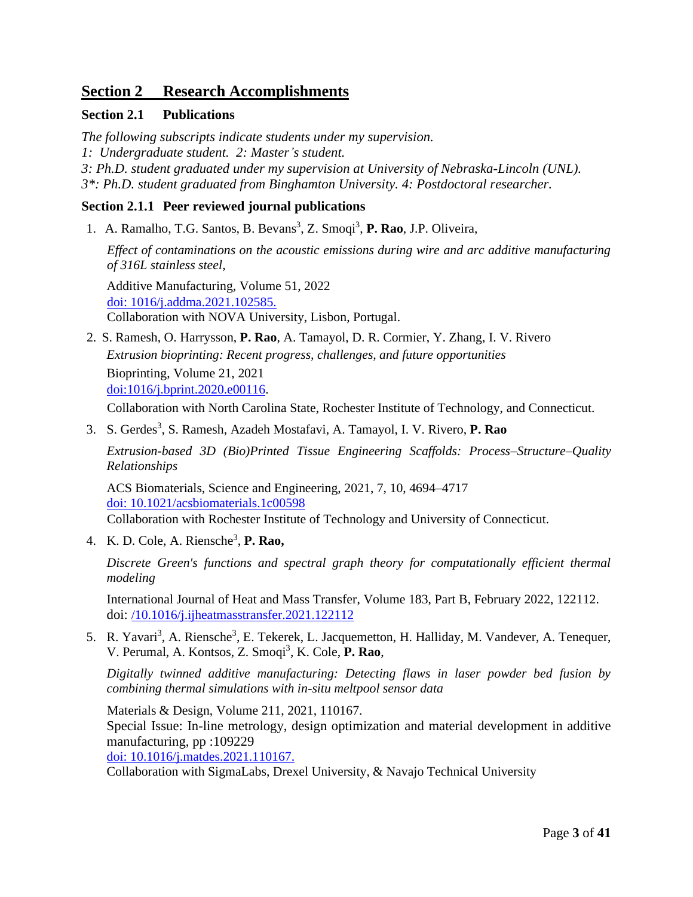## Section 2 Research Accomplishments

### Section 2.1 Publications

*The following subscripts indicate students under my supervision.*
*1: Undergraduate student. 2: Master's student.*
*3: Ph.D. student graduated under my supervision at University of Nebraska-Lincoln (UNL).*
*3\*: Ph.D. student graduated from Binghamton University. 4: Postdoctoral researcher.*

### Section 2.1.1 Peer reviewed journal publications

1. A. Ramalho, T.G. Santos, B. Bevans[3], Z. Smoqi[3], **P. Rao**, J.P. Oliveira,

   *Effect of contaminations on the acoustic emissions during wire and arc additive manufacturing of 316L stainless steel*,

   Additive Manufacturing, Volume 51, 2022
   doi: 1016/j.addma.2021.102585.
   Collaboration with NOVA University, Lisbon, Portugal.

2. S. Ramesh, O. Harrysson, **P. Rao**, A. Tamayol, D. R. Cormier, Y. Zhang, I. V. Rivero
   *Extrusion bioprinting: Recent progress, challenges, and future opportunities*
   Bioprinting, Volume 21, 2021
   doi:1016/j.bprint.2020.e00116.
   Collaboration with North Carolina State, Rochester Institute of Technology, and Connecticut.

3. S. Gerdes[3], S. Ramesh, Azadeh Mostafavi, A. Tamayol, I. V. Rivero, **P. Rao**

   *Extrusion-based 3D (Bio)Printed Tissue Engineering Scaffolds: Process–Structure–Quality Relationships*

   ACS Biomaterials, Science and Engineering, 2021, 7, 10, 4694–4717
   doi: 10.1021/acsbiomaterials.1c00598
   Collaboration with Rochester Institute of Technology and University of Connecticut.

4. K. D. Cole, A. Riensche[3], **P. Rao,**

   *Discrete Green's functions and spectral graph theory for computationally efficient thermal modeling*

   International Journal of Heat and Mass Transfer, Volume 183, Part B, February 2022, 122112. doi: /10.1016/j.ijheatmasstransfer.2021.122112

5. R. Yavari[3], A. Riensche[3], E. Tekerek, L. Jacquemetton, H. Halliday, M. Vandever, A. Tenequer, V. Perumal, A. Kontsos, Z. Smoqi[3], K. Cole, **P. Rao**,

   *Digitally twinned additive manufacturing: Detecting flaws in laser powder bed fusion by combining thermal simulations with in-situ meltpool sensor data*

   Materials & Design, Volume 211, 2021, 110167.
   Special Issue: In-line metrology, design optimization and material development in additive manufacturing, pp :109229
   doi: 10.1016/j.matdes.2021.110167.
   Collaboration with SigmaLabs, Drexel University, & Navajo Technical University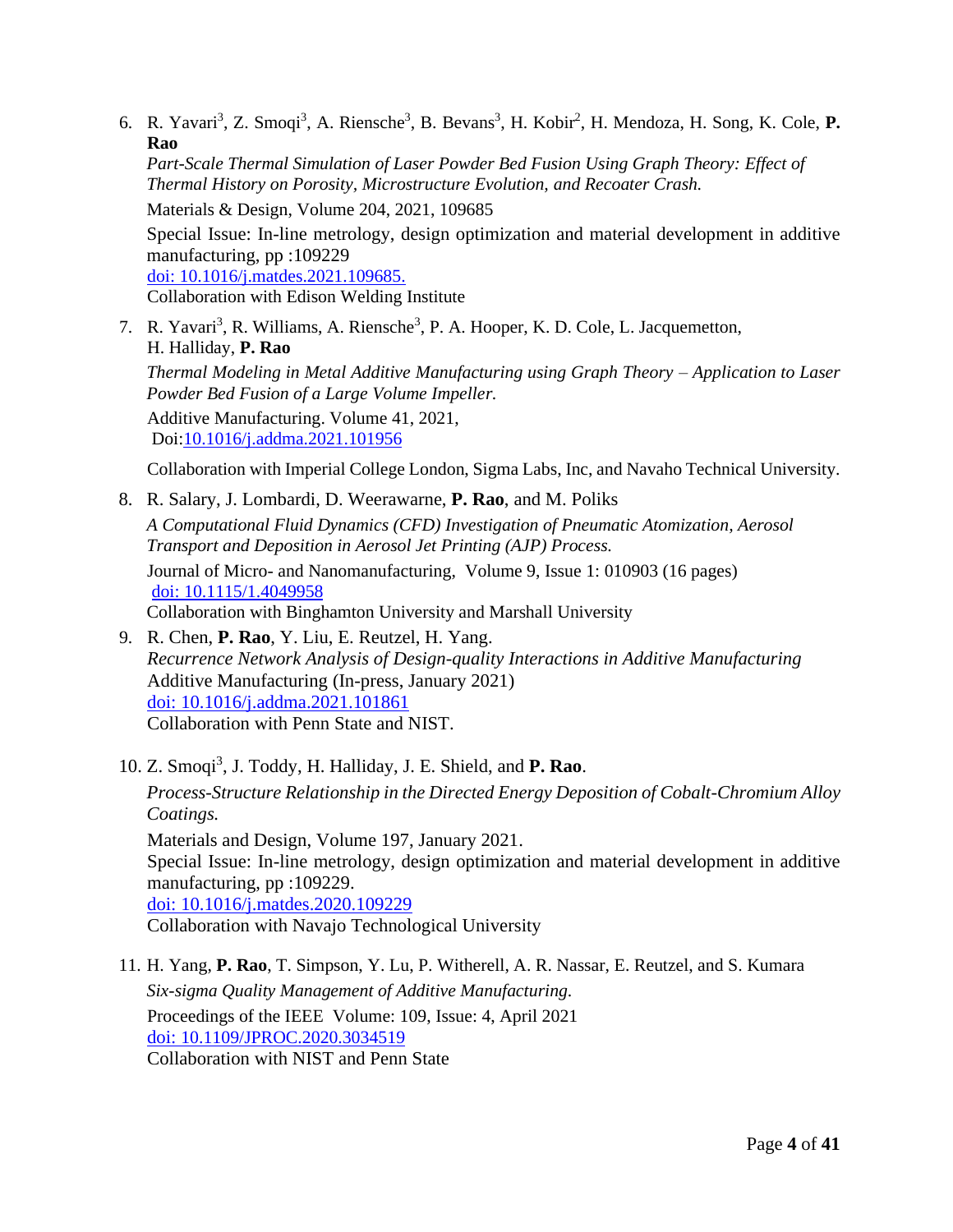6. R. Yavari[3], Z. Smoqi[3], A. Riensche[3], B. Bevans[3], H. Kobir[2], H. Mendoza, H. Song, K. Cole, **P. Rao**
   *Part-Scale Thermal Simulation of Laser Powder Bed Fusion Using Graph Theory: Effect of Thermal History on Porosity, Microstructure Evolution, and Recoater Crash.*
   Materials & Design, Volume 204, 2021, 109685
   Special Issue: In-line metrology, design optimization and material development in additive manufacturing, pp :109229
   [doi: 10.1016/j.matdes.2021.109685.](https://doi.org/10.1016/j.matdes.2021.109685)
   Collaboration with Edison Welding Institute

7. R. Yavari[3], R. Williams, A. Riensche[3], P. A. Hooper, K. D. Cole, L. Jacquemetton, H. Halliday, **P. Rao**
   *Thermal Modeling in Metal Additive Manufacturing using Graph Theory – Application to Laser Powder Bed Fusion of a Large Volume Impeller.*
   Additive Manufacturing. Volume 41, 2021,
   Doi:[10.1016/j.addma.2021.101956](https://doi.org/10.1016/j.addma.2021.101956)

   Collaboration with Imperial College London, Sigma Labs, Inc, and Navaho Technical University.

8. R. Salary, J. Lombardi, D. Weerawarne, **P. Rao**, and M. Poliks
   *A Computational Fluid Dynamics (CFD) Investigation of Pneumatic Atomization, Aerosol Transport and Deposition in Aerosol Jet Printing (AJP) Process.*
   Journal of Micro- and Nanomanufacturing, Volume 9, Issue 1: 010903 (16 pages)
   [doi: 10.1115/1.4049958](https://doi.org/10.1115/1.4049958)
   Collaboration with Binghamton University and Marshall University

9. R. Chen, **P. Rao**, Y. Liu, E. Reutzel, H. Yang.
   *Recurrence Network Analysis of Design-quality Interactions in Additive Manufacturing*
   Additive Manufacturing (In-press, January 2021)
   [doi: 10.1016/j.addma.2021.101861](https://doi.org/10.1016/j.addma.2021.101861)
   Collaboration with Penn State and NIST.

10. Z. Smoqi[3], J. Toddy, H. Halliday, J. E. Shield, and **P. Rao**.
    *Process-Structure Relationship in the Directed Energy Deposition of Cobalt-Chromium Alloy Coatings.*
    Materials and Design, Volume 197, January 2021.
    Special Issue: In-line metrology, design optimization and material development in additive manufacturing, pp :109229.
    [doi: 10.1016/j.matdes.2020.109229](https://doi.org/10.1016/j.matdes.2020.109229)
    Collaboration with Navajo Technological University

11. H. Yang, **P. Rao**, T. Simpson, Y. Lu, P. Witherell, A. R. Nassar, E. Reutzel, and S. Kumara
    *Six-sigma Quality Management of Additive Manufacturing.*
    Proceedings of the IEEE Volume: 109, Issue: 4, April 2021
    [doi: 10.1109/JPROC.2020.3034519](https://doi.org/10.1109/JPROC.2020.3034519)
    Collaboration with NIST and Penn State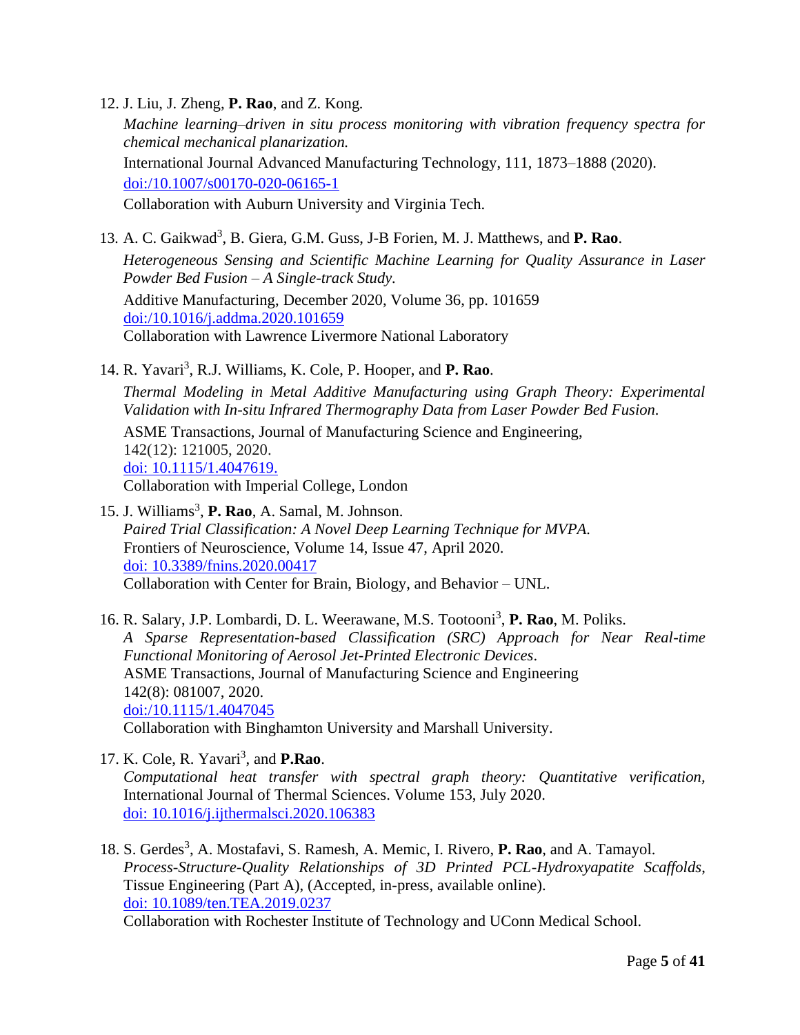12. J. Liu, J. Zheng, **P. Rao**, and Z. Kong.
    *Machine learning–driven in situ process monitoring with vibration frequency spectra for chemical mechanical planarization.*
    International Journal Advanced Manufacturing Technology, 111, 1873–1888 (2020).
    [doi:/10.1007/s00170-020-06165-1](https://doi.org/10.1007/s00170-020-06165-1)
    Collaboration with Auburn University and Virginia Tech.

13. A. C. Gaikwad[3], B. Giera, G.M. Guss, J-B Forien, M. J. Matthews, and **P. Rao**.
    *Heterogeneous Sensing and Scientific Machine Learning for Quality Assurance in Laser Powder Bed Fusion – A Single-track Study.*
    Additive Manufacturing, December 2020, Volume 36, pp. 101659
    [doi:/10.1016/j.addma.2020.101659](https://doi.org/10.1016/j.addma.2020.101659)
    Collaboration with Lawrence Livermore National Laboratory

14. R. Yavari[3], R.J. Williams, K. Cole, P. Hooper, and **P. Rao**.
    *Thermal Modeling in Metal Additive Manufacturing using Graph Theory: Experimental Validation with In-situ Infrared Thermography Data from Laser Powder Bed Fusion.*
    ASME Transactions, Journal of Manufacturing Science and Engineering,
    142(12): 121005, 2020.
    [doi: 10.1115/1.4047619.](https://doi.org/10.1115/1.4047619)
    Collaboration with Imperial College, London

15. J. Williams[3], **P. Rao**, A. Samal, M. Johnson.
    *Paired Trial Classification: A Novel Deep Learning Technique for MVPA.*
    Frontiers of Neuroscience, Volume 14, Issue 47, April 2020.
    [doi: 10.3389/fnins.2020.00417](https://doi.org/10.3389/fnins.2020.00417)
    Collaboration with Center for Brain, Biology, and Behavior – UNL.

16. R. Salary, J.P. Lombardi, D. L. Weerawane, M.S. Tootooni[3], **P. Rao**, M. Poliks.
    *A Sparse Representation-based Classification (SRC) Approach for Near Real-time Functional Monitoring of Aerosol Jet-Printed Electronic Devices.*
    ASME Transactions, Journal of Manufacturing Science and Engineering
    142(8): 081007, 2020.
    [doi:/10.1115/1.4047045](https://doi.org/10.1115/1.4047045)
    Collaboration with Binghamton University and Marshall University.

17. K. Cole, R. Yavari[3], and **P.Rao**.
    *Computational heat transfer with spectral graph theory: Quantitative verification,* International Journal of Thermal Sciences. Volume 153, July 2020.
    [doi: 10.1016/j.ijthermalsci.2020.106383](https://doi.org/10.1016/j.ijthermalsci.2020.106383)

18. S. Gerdes[3], A. Mostafavi, S. Ramesh, A. Memic, I. Rivero, **P. Rao**, and A. Tamayol.
    *Process-Structure-Quality Relationships of 3D Printed PCL-Hydroxyapatite Scaffolds*, Tissue Engineering (Part A), (Accepted, in-press, available online).
    [doi: 10.1089/ten.TEA.2019.0237](https://doi.org/10.1089/ten.TEA.2019.0237)
    Collaboration with Rochester Institute of Technology and UConn Medical School.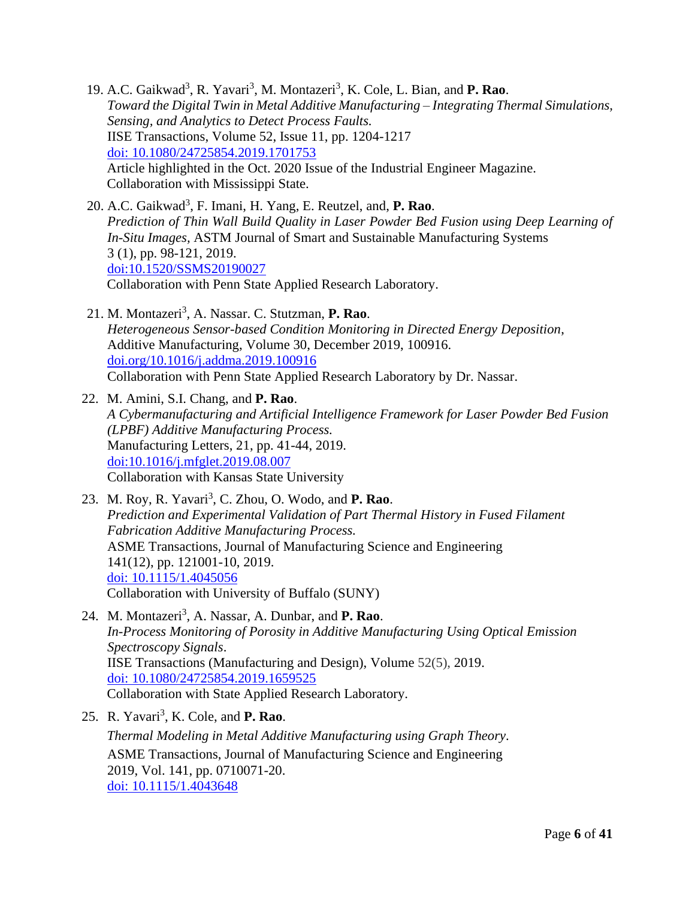19. A.C. Gaikwad[3], R. Yavari[3], M. Montazeri[3], K. Cole, L. Bian, and **P. Rao**.
    *Toward the Digital Twin in Metal Additive Manufacturing – Integrating Thermal Simulations, Sensing, and Analytics to Detect Process Faults.*
    IISE Transactions, Volume 52, Issue 11, pp. 1204-1217
    [doi: 10.1080/24725854.2019.1701753](https://doi.org/10.1080/24725854.2019.1701753)
    Article highlighted in the Oct. 2020 Issue of the Industrial Engineer Magazine.
    Collaboration with Mississippi State.

20. A.C. Gaikwad[3], F. Imani, H. Yang, E. Reutzel, and, **P. Rao**.
    *Prediction of Thin Wall Build Quality in Laser Powder Bed Fusion using Deep Learning of In-Situ Images*, ASTM Journal of Smart and Sustainable Manufacturing Systems
    3 (1), pp. 98-121, 2019.
    [doi:10.1520/SSMS20190027](https://doi.org/10.1520/SSMS20190027)
    Collaboration with Penn State Applied Research Laboratory.

21. M. Montazeri[3], A. Nassar. C. Stutzman, **P. Rao**.
    *Heterogeneous Sensor-based Condition Monitoring in Directed Energy Deposition*, Additive Manufacturing, Volume 30, December 2019, 100916.
    [doi.org/10.1016/j.addma.2019.100916](https://doi.org/10.1016/j.addma.2019.100916)
    Collaboration with Penn State Applied Research Laboratory by Dr. Nassar.

22. M. Amini, S.I. Chang, and **P. Rao**.
    *A Cybermanufacturing and Artificial Intelligence Framework for Laser Powder Bed Fusion (LPBF) Additive Manufacturing Process.*
    Manufacturing Letters, 21, pp. 41-44, 2019.
    [doi:10.1016/j.mfglet.2019.08.007](https://doi.org/10.1016/j.mfglet.2019.08.007)
    Collaboration with Kansas State University

23. M. Roy, R. Yavari[3], C. Zhou, O. Wodo, and **P. Rao**.
    *Prediction and Experimental Validation of Part Thermal History in Fused Filament Fabrication Additive Manufacturing Process.*
    ASME Transactions, Journal of Manufacturing Science and Engineering
    141(12), pp. 121001-10, 2019.
    [doi: 10.1115/1.4045056](https://doi.org/10.1115/1.4045056)
    Collaboration with University of Buffalo (SUNY)

24. M. Montazeri[3], A. Nassar, A. Dunbar, and **P. Rao**.
    *In-Process Monitoring of Porosity in Additive Manufacturing Using Optical Emission Spectroscopy Signals*.
    IISE Transactions (Manufacturing and Design), Volume 52(5), 2019.
    [doi: 10.1080/24725854.2019.1659525](https://doi.org/10.1080/24725854.2019.1659525)
    Collaboration with State Applied Research Laboratory.

25. R. Yavari[3], K. Cole, and **P. Rao**.
    *Thermal Modeling in Metal Additive Manufacturing using Graph Theory*.
    ASME Transactions, Journal of Manufacturing Science and Engineering
    2019, Vol. 141, pp. 0710071-20.
    [doi: 10.1115/1.4043648](https://doi.org/10.1115/1.4043648)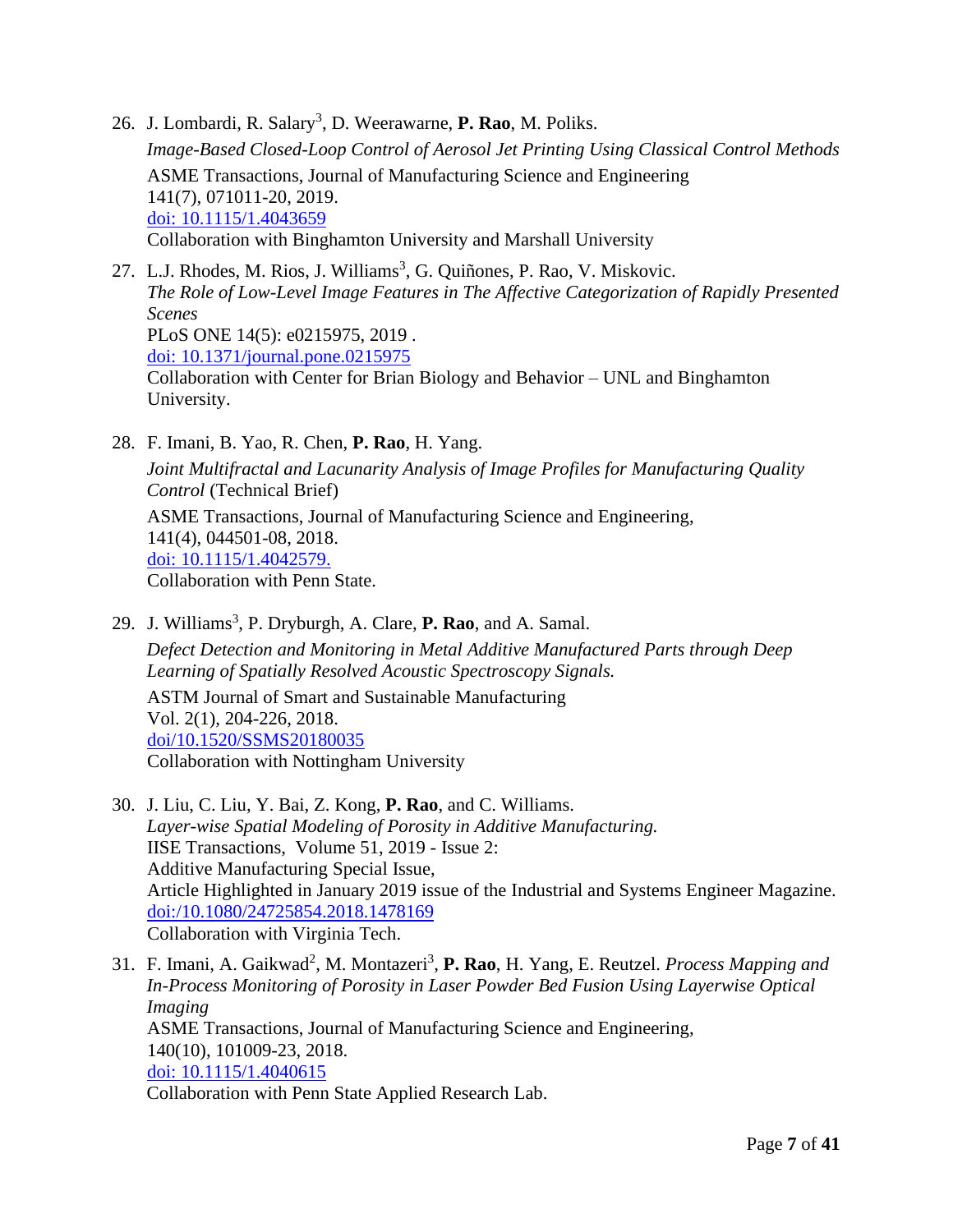26. J. Lombardi, R. Salary[3], D. Weerawarne, **P. Rao**, M. Poliks.
    *Image-Based Closed-Loop Control of Aerosol Jet Printing Using Classical Control Methods*
    ASME Transactions, Journal of Manufacturing Science and Engineering
    141(7), 071011-20, 2019.
    doi: 10.1115/1.4043659
    Collaboration with Binghamton University and Marshall University

27. L.J. Rhodes, M. Rios, J. Williams[3], G. Quiñones, P. Rao, V. Miskovic.
    *The Role of Low-Level Image Features in The Affective Categorization of Rapidly Presented Scenes*
    PLoS ONE 14(5): e0215975, 2019 .
    doi: 10.1371/journal.pone.0215975
    Collaboration with Center for Brian Biology and Behavior – UNL and Binghamton University.

28. F. Imani, B. Yao, R. Chen, **P. Rao**, H. Yang.
    *Joint Multifractal and Lacunarity Analysis of Image Profiles for Manufacturing Quality Control* (Technical Brief)
    ASME Transactions, Journal of Manufacturing Science and Engineering,
    141(4), 044501-08, 2018.
    doi: 10.1115/1.4042579.
    Collaboration with Penn State.

29. J. Williams[3], P. Dryburgh, A. Clare, **P. Rao**, and A. Samal.
    *Defect Detection and Monitoring in Metal Additive Manufactured Parts through Deep Learning of Spatially Resolved Acoustic Spectroscopy Signals.*
    ASTM Journal of Smart and Sustainable Manufacturing
    Vol. 2(1), 204-226, 2018.
    doi/10.1520/SSMS20180035
    Collaboration with Nottingham University

30. J. Liu, C. Liu, Y. Bai, Z. Kong, **P. Rao**, and C. Williams.
    *Layer-wise Spatial Modeling of Porosity in Additive Manufacturing.*
    IISE Transactions, Volume 51, 2019 - Issue 2:
    Additive Manufacturing Special Issue,
    Article Highlighted in January 2019 issue of the Industrial and Systems Engineer Magazine.
    doi:/10.1080/24725854.2018.1478169
    Collaboration with Virginia Tech.

31. F. Imani, A. Gaikwad[2], M. Montazeri[3], **P. Rao**, H. Yang, E. Reutzel. *Process Mapping and In-Process Monitoring of Porosity in Laser Powder Bed Fusion Using Layerwise Optical Imaging*
    ASME Transactions, Journal of Manufacturing Science and Engineering,
    140(10), 101009-23, 2018.
    doi: 10.1115/1.4040615
    Collaboration with Penn State Applied Research Lab.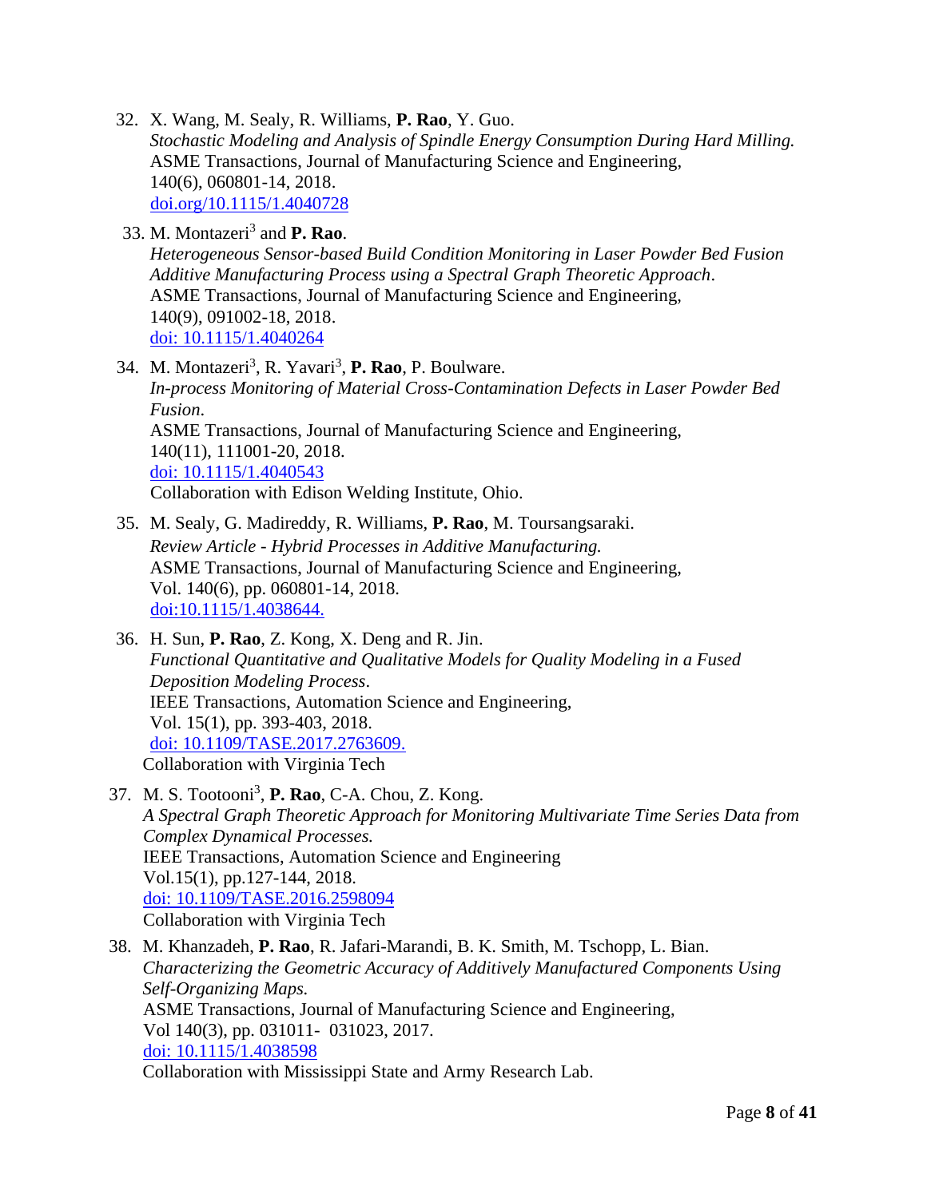32. X. Wang, M. Sealy, R. Williams, **P. Rao**, Y. Guo.
    *Stochastic Modeling and Analysis of Spindle Energy Consumption During Hard Milling.*
    ASME Transactions, Journal of Manufacturing Science and Engineering,
    140(6), 060801-14, 2018.
    doi.org/10.1115/1.4040728

33. M. Montazeri[3] and **P. Rao**.
    *Heterogeneous Sensor-based Build Condition Monitoring in Laser Powder Bed Fusion Additive Manufacturing Process using a Spectral Graph Theoretic Approach*.
    ASME Transactions, Journal of Manufacturing Science and Engineering,
    140(9), 091002-18, 2018.
    doi: 10.1115/1.4040264

34. M. Montazeri[3], R. Yavari[3], **P. Rao**, P. Boulware.
    *In-process Monitoring of Material Cross-Contamination Defects in Laser Powder Bed Fusion*.
    ASME Transactions, Journal of Manufacturing Science and Engineering,
    140(11), 111001-20, 2018.
    doi: 10.1115/1.4040543
    Collaboration with Edison Welding Institute, Ohio.

35. M. Sealy, G. Madireddy, R. Williams, **P. Rao**, M. Toursangsaraki.
    *Review Article - Hybrid Processes in Additive Manufacturing.*
    ASME Transactions, Journal of Manufacturing Science and Engineering,
    Vol. 140(6), pp. 060801-14, 2018.
    doi:10.1115/1.4038644.

36. H. Sun, **P. Rao**, Z. Kong, X. Deng and R. Jin.
    *Functional Quantitative and Qualitative Models for Quality Modeling in a Fused Deposition Modeling Process*.
    IEEE Transactions, Automation Science and Engineering,
    Vol. 15(1), pp. 393-403, 2018.
    doi: 10.1109/TASE.2017.2763609.
    Collaboration with Virginia Tech

37. M. S. Tootooni[3], **P. Rao**, C-A. Chou, Z. Kong.
    *A Spectral Graph Theoretic Approach for Monitoring Multivariate Time Series Data from Complex Dynamical Processes.*
    IEEE Transactions, Automation Science and Engineering
    Vol.15(1), pp.127-144, 2018.
    doi: 10.1109/TASE.2016.2598094
    Collaboration with Virginia Tech

38. M. Khanzadeh, **P. Rao**, R. Jafari-Marandi, B. K. Smith, M. Tschopp, L. Bian.
    *Characterizing the Geometric Accuracy of Additively Manufactured Components Using Self-Organizing Maps.*
    ASME Transactions, Journal of Manufacturing Science and Engineering,
    Vol 140(3), pp. 031011- 031023, 2017.
    doi: 10.1115/1.4038598
    Collaboration with Mississippi State and Army Research Lab.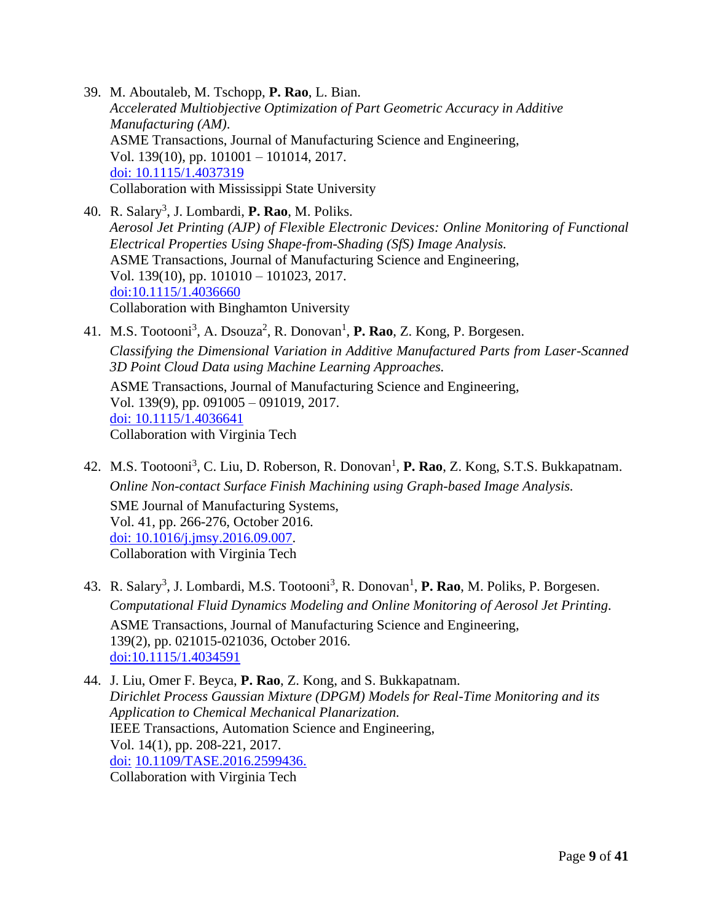39. M. Aboutaleb, M. Tschopp, **P. Rao**, L. Bian.
    *Accelerated Multiobjective Optimization of Part Geometric Accuracy in Additive Manufacturing (AM).*
    ASME Transactions, Journal of Manufacturing Science and Engineering,
    Vol. 139(10), pp. 101001 – 101014, 2017.
    [doi: 10.1115/1.4037319](https://doi.org/10.1115/1.4037319)
    Collaboration with Mississippi State University

40. R. Salary[3], J. Lombardi, **P. Rao**, M. Poliks.
    *Aerosol Jet Printing (AJP) of Flexible Electronic Devices: Online Monitoring of Functional Electrical Properties Using Shape-from-Shading (SfS) Image Analysis.*
    ASME Transactions, Journal of Manufacturing Science and Engineering,
    Vol. 139(10), pp. 101010 – 101023, 2017.
    [doi:10.1115/1.4036660](https://doi.org/10.1115/1.4036660)
    Collaboration with Binghamton University

41. M.S. Tootooni[3], A. Dsouza[2], R. Donovan[1], **P. Rao**, Z. Kong, P. Borgesen.
    *Classifying the Dimensional Variation in Additive Manufactured Parts from Laser-Scanned 3D Point Cloud Data using Machine Learning Approaches.*
    ASME Transactions, Journal of Manufacturing Science and Engineering,
    Vol. 139(9), pp. 091005 – 091019, 2017.
    [doi: 10.1115/1.4036641](https://doi.org/10.1115/1.4036641)
    Collaboration with Virginia Tech

42. M.S. Tootooni[3], C. Liu, D. Roberson, R. Donovan[1], **P. Rao**, Z. Kong, S.T.S. Bukkapatnam.
    *Online Non-contact Surface Finish Machining using Graph-based Image Analysis.*
    SME Journal of Manufacturing Systems,
    Vol. 41, pp. 266-276, October 2016.
    [doi: 10.1016/j.jmsy.2016.09.007](https://doi.org/10.1016/j.jmsy.2016.09.007).
    Collaboration with Virginia Tech

43. R. Salary[3], J. Lombardi, M.S. Tootooni[3], R. Donovan[1], **P. Rao**, M. Poliks, P. Borgesen.
    *Computational Fluid Dynamics Modeling and Online Monitoring of Aerosol Jet Printing.*
    ASME Transactions, Journal of Manufacturing Science and Engineering,
    139(2), pp. 021015-021036, October 2016.
    [doi:10.1115/1.4034591](https://doi.org/10.1115/1.4034591)

44. J. Liu, Omer F. Beyca, **P. Rao**, Z. Kong, and S. Bukkapatnam.
    *Dirichlet Process Gaussian Mixture (DPGM) Models for Real-Time Monitoring and its Application to Chemical Mechanical Planarization.*
    IEEE Transactions, Automation Science and Engineering,
    Vol. 14(1), pp. 208-221, 2017.
    [doi: 10.1109/TASE.2016.2599436.](https://doi.org/10.1109/TASE.2016.2599436)
    Collaboration with Virginia Tech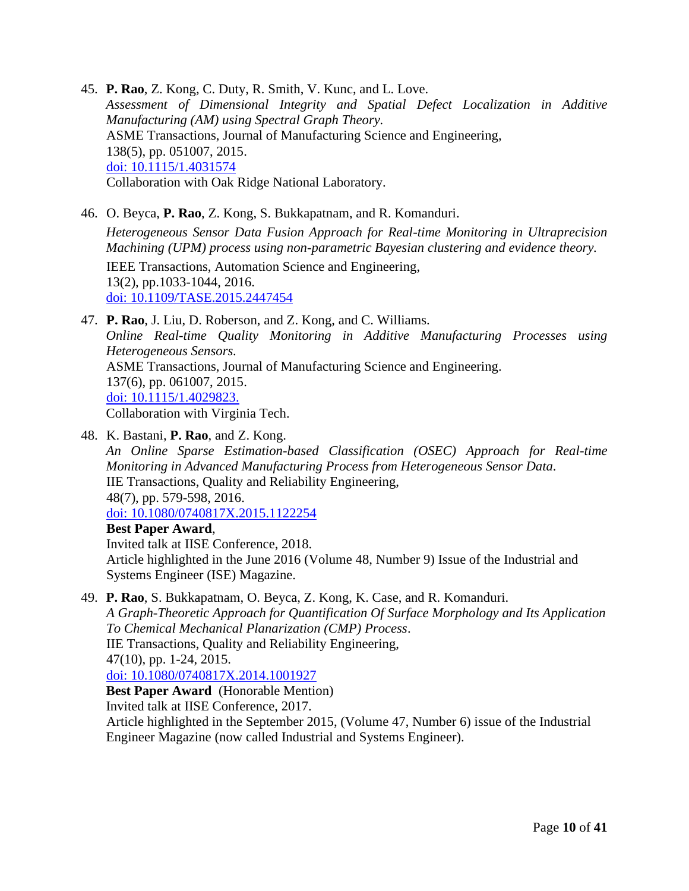45. **P. Rao**, Z. Kong, C. Duty, R. Smith, V. Kunc, and L. Love.
    *Assessment of Dimensional Integrity and Spatial Defect Localization in Additive Manufacturing (AM) using Spectral Graph Theory.*
    ASME Transactions, Journal of Manufacturing Science and Engineering,
    138(5), pp. 051007, 2015.
    [doi: 10.1115/1.4031574](https://doi.org/10.1115/1.4031574)
    Collaboration with Oak Ridge National Laboratory.

46. O. Beyca, **P. Rao**, Z. Kong, S. Bukkapatnam, and R. Komanduri.
    *Heterogeneous Sensor Data Fusion Approach for Real-time Monitoring in Ultraprecision Machining (UPM) process using non-parametric Bayesian clustering and evidence theory.*
    IEEE Transactions, Automation Science and Engineering,
    13(2), pp.1033-1044, 2016.
    [doi: 10.1109/TASE.2015.2447454](https://doi.org/10.1109/TASE.2015.2447454)

47. **P. Rao**, J. Liu, D. Roberson, and Z. Kong, and C. Williams.
    *Online Real-time Quality Monitoring in Additive Manufacturing Processes using Heterogeneous Sensors.*
    ASME Transactions, Journal of Manufacturing Science and Engineering.
    137(6), pp. 061007, 2015.
    [doi: 10.1115/1.4029823.](https://doi.org/10.1115/1.4029823)
    Collaboration with Virginia Tech.

48. K. Bastani, **P. Rao**, and Z. Kong.
    *An Online Sparse Estimation-based Classification (OSEC) Approach for Real-time Monitoring in Advanced Manufacturing Process from Heterogeneous Sensor Data.*
    IIE Transactions, Quality and Reliability Engineering,
    48(7), pp. 579-598, 2016.
    [doi: 10.1080/0740817X.2015.1122254](https://doi.org/10.1080/0740817X.2015.1122254)
    **Best Paper Award**,
    Invited talk at IISE Conference, 2018.
    Article highlighted in the June 2016 (Volume 48, Number 9) Issue of the Industrial and Systems Engineer (ISE) Magazine.

49. **P. Rao**, S. Bukkapatnam, O. Beyca, Z. Kong, K. Case, and R. Komanduri.
    *A Graph-Theoretic Approach for Quantification Of Surface Morphology and Its Application To Chemical Mechanical Planarization (CMP) Process.*
    IIE Transactions, Quality and Reliability Engineering,
    47(10), pp. 1-24, 2015.
    [doi: 10.1080/0740817X.2014.1001927](https://doi.org/10.1080/0740817X.2014.1001927)
    **Best Paper Award** (Honorable Mention)
    Invited talk at IISE Conference, 2017.
    Article highlighted in the September 2015, (Volume 47, Number 6) issue of the Industrial Engineer Magazine (now called Industrial and Systems Engineer).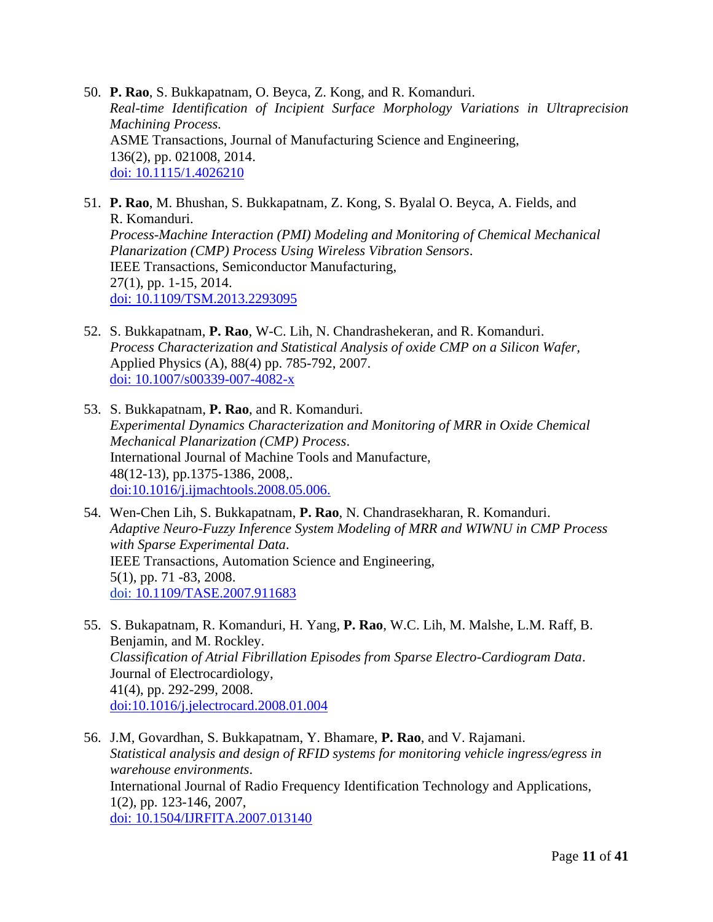50. **P. Rao**, S. Bukkapatnam, O. Beyca, Z. Kong, and R. Komanduri.
    *Real-time Identification of Incipient Surface Morphology Variations in Ultraprecision Machining Process.*
    ASME Transactions, Journal of Manufacturing Science and Engineering,
    136(2), pp. 021008, 2014.
    [doi: 10.1115/1.4026210](doi: 10.1115/1.4026210)

51. **P. Rao**, M. Bhushan, S. Bukkapatnam, Z. Kong, S. Byalal O. Beyca, A. Fields, and R. Komanduri.
    *Process-Machine Interaction (PMI) Modeling and Monitoring of Chemical Mechanical Planarization (CMP) Process Using Wireless Vibration Sensors*.
    IEEE Transactions, Semiconductor Manufacturing,
    27(1), pp. 1-15, 2014.
    [doi: 10.1109/TSM.2013.2293095](doi: 10.1109/TSM.2013.2293095)

52. S. Bukkapatnam, **P. Rao**, W-C. Lih, N. Chandrashekeran, and R. Komanduri.
    *Process Characterization and Statistical Analysis of oxide CMP on a Silicon Wafer*,
    Applied Physics (A), 88(4) pp. 785-792, 2007.
    [doi: 10.1007/s00339-007-4082-x](doi: 10.1007/s00339-007-4082-x)

53. S. Bukkapatnam, **P. Rao**, and R. Komanduri.
    *Experimental Dynamics Characterization and Monitoring of MRR in Oxide Chemical Mechanical Planarization (CMP) Process*.
    International Journal of Machine Tools and Manufacture,
    48(12-13), pp.1375-1386, 2008,.
    [doi:10.1016/j.ijmachtools.2008.05.006.](doi:10.1016/j.ijmachtools.2008.05.006)

54. Wen-Chen Lih, S. Bukkapatnam, **P. Rao**, N. Chandrasekharan, R. Komanduri.
    *Adaptive Neuro-Fuzzy Inference System Modeling of MRR and WIWNU in CMP Process with Sparse Experimental Data*.
    IEEE Transactions, Automation Science and Engineering,
    5(1), pp. 71 -83, 2008.
    [doi: 10.1109/TASE.2007.911683](doi: 10.1109/TASE.2007.911683)

55. S. Bukapatnam, R. Komanduri, H. Yang, **P. Rao**, W.C. Lih, M. Malshe, L.M. Raff, B. Benjamin, and M. Rockley.
    *Classification of Atrial Fibrillation Episodes from Sparse Electro-Cardiogram Data*.
    Journal of Electrocardiology,
    41(4), pp. 292-299, 2008.
    [doi:10.1016/j.jelectrocard.2008.01.004](doi:10.1016/j.jelectrocard.2008.01.004)

56. J.M, Govardhan, S. Bukkapatnam, Y. Bhamare, **P. Rao**, and V. Rajamani.
    *Statistical analysis and design of RFID systems for monitoring vehicle ingress/egress in warehouse environments*.
    International Journal of Radio Frequency Identification Technology and Applications,
    1(2), pp. 123-146, 2007,
    [doi: 10.1504/IJRFITA.2007.013140](doi: 10.1504/IJRFITA.2007.013140)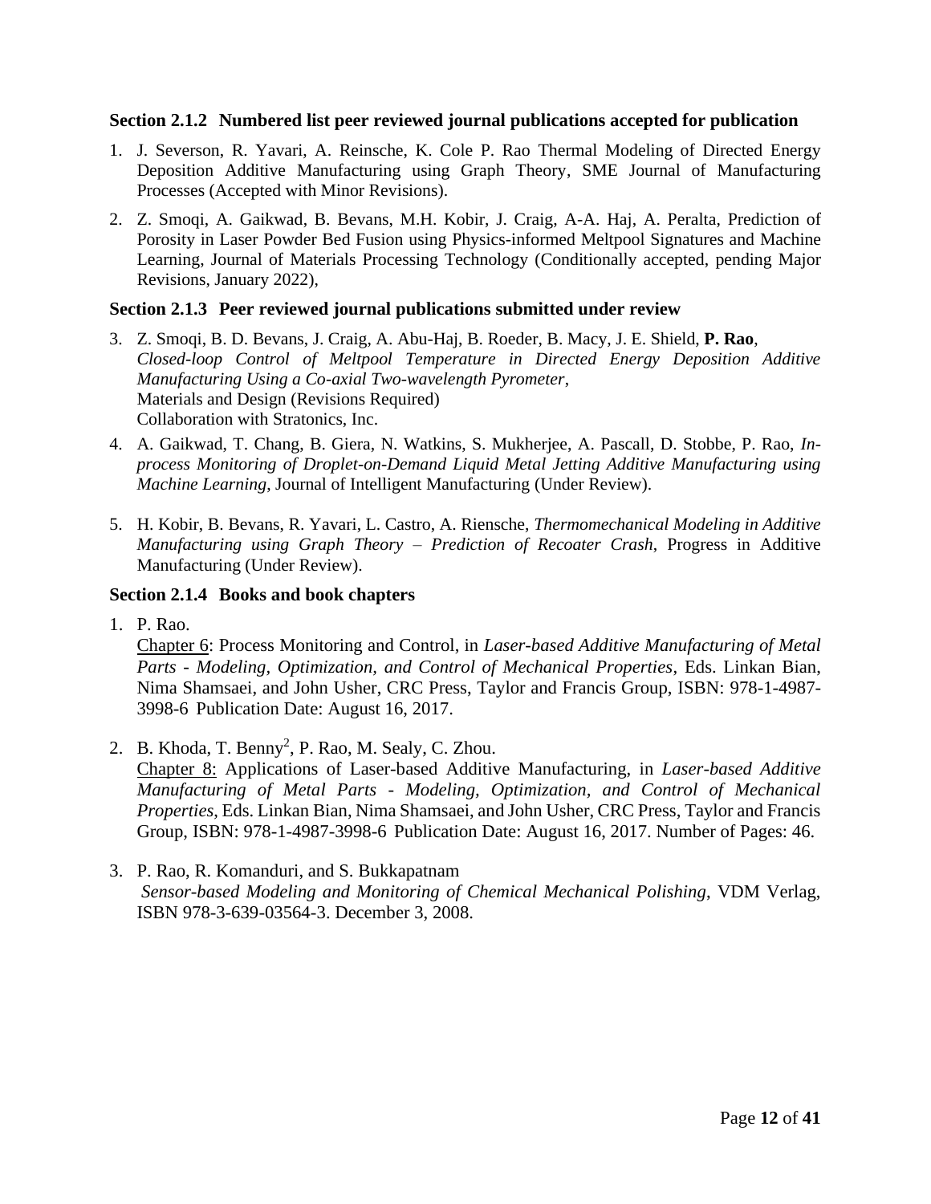### Section 2.1.2 Numbered list peer reviewed journal publications accepted for publication

1. J. Severson, R. Yavari, A. Reinsche, K. Cole P. Rao Thermal Modeling of Directed Energy Deposition Additive Manufacturing using Graph Theory, SME Journal of Manufacturing Processes (Accepted with Minor Revisions).
2. Z. Smoqi, A. Gaikwad, B. Bevans, M.H. Kobir, J. Craig, A-A. Haj, A. Peralta, Prediction of Porosity in Laser Powder Bed Fusion using Physics-informed Meltpool Signatures and Machine Learning, Journal of Materials Processing Technology (Conditionally accepted, pending Major Revisions, January 2022),

### Section 2.1.3 Peer reviewed journal publications submitted under review

3. Z. Smoqi, B. D. Bevans, J. Craig, A. Abu-Haj, B. Roeder, B. Macy, J. E. Shield, **P. Rao**, *Closed-loop Control of Meltpool Temperature in Directed Energy Deposition Additive Manufacturing Using a Co-axial Two-wavelength Pyrometer*,  
   Materials and Design (Revisions Required)  
   Collaboration with Stratonics, Inc.
4. A. Gaikwad, T. Chang, B. Giera, N. Watkins, S. Mukherjee, A. Pascall, D. Stobbe, P. Rao, *In-process Monitoring of Droplet-on-Demand Liquid Metal Jetting Additive Manufacturing using Machine Learning*, Journal of Intelligent Manufacturing (Under Review).
5. H. Kobir, B. Bevans, R. Yavari, L. Castro, A. Riensche, *Thermomechanical Modeling in Additive Manufacturing using Graph Theory – Prediction of Recoater Crash*, Progress in Additive Manufacturing (Under Review).

### Section 2.1.4 Books and book chapters

1. P. Rao.  
   Chapter 6: Process Monitoring and Control, in *Laser-based Additive Manufacturing of Metal Parts - Modeling, Optimization, and Control of Mechanical Properties*, Eds. Linkan Bian, Nima Shamsaei, and John Usher, CRC Press, Taylor and Francis Group, ISBN: 978-1-4987-3998-6 Publication Date: August 16, 2017.
2. B. Khoda, T. Benny[2], P. Rao, M. Sealy, C. Zhou.  
   Chapter 8: Applications of Laser-based Additive Manufacturing, in *Laser-based Additive Manufacturing of Metal Parts - Modeling, Optimization, and Control of Mechanical Properties*, Eds. Linkan Bian, Nima Shamsaei, and John Usher, CRC Press, Taylor and Francis Group, ISBN: 978-1-4987-3998-6 Publication Date: August 16, 2017. Number of Pages: 46.
3. P. Rao, R. Komanduri, and S. Bukkapatnam  
   *Sensor-based Modeling and Monitoring of Chemical Mechanical Polishing*, VDM Verlag, ISBN 978-3-639-03564-3. December 3, 2008.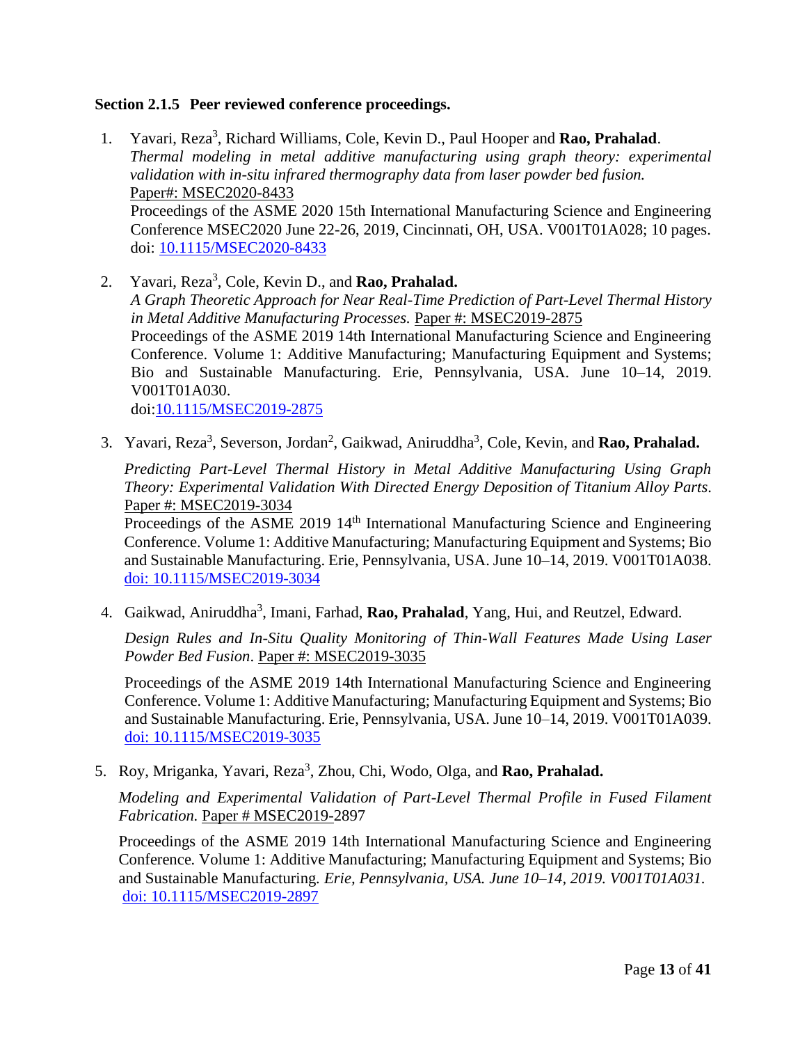**Section 2.1.5 Peer reviewed conference proceedings.**

1. Yavari, Reza[3], Richard Williams, Cole, Kevin D., Paul Hooper and **Rao, Prahalad**.
   *Thermal modeling in metal additive manufacturing using graph theory: experimental validation with in-situ infrared thermography data from laser powder bed fusion.*
   Paper#: MSEC2020-8433
   Proceedings of the ASME 2020 15th International Manufacturing Science and Engineering Conference MSEC2020 June 22-26, 2019, Cincinnati, OH, USA. V001T01A028; 10 pages. doi: 10.1115/MSEC2020-8433

2. Yavari, Reza[3], Cole, Kevin D., and **Rao, Prahalad.**
   *A Graph Theoretic Approach for Near Real-Time Prediction of Part-Level Thermal History in Metal Additive Manufacturing Processes.* Paper #: MSEC2019-2875
   Proceedings of the ASME 2019 14th International Manufacturing Science and Engineering Conference. Volume 1: Additive Manufacturing; Manufacturing Equipment and Systems; Bio and Sustainable Manufacturing. Erie, Pennsylvania, USA. June 10–14, 2019. V001T01A030.
   doi:10.1115/MSEC2019-2875

3. Yavari, Reza[3], Severson, Jordan[2], Gaikwad, Aniruddha[3], Cole, Kevin, and **Rao, Prahalad.**

   *Predicting Part-Level Thermal History in Metal Additive Manufacturing Using Graph Theory: Experimental Validation With Directed Energy Deposition of Titanium Alloy Parts*. Paper #: MSEC2019-3034
   Proceedings of the ASME 2019 14th International Manufacturing Science and Engineering Conference. Volume 1: Additive Manufacturing; Manufacturing Equipment and Systems; Bio and Sustainable Manufacturing. Erie, Pennsylvania, USA. June 10–14, 2019. V001T01A038. doi: 10.1115/MSEC2019-3034

4. Gaikwad, Aniruddha[3], Imani, Farhad, **Rao, Prahalad**, Yang, Hui, and Reutzel, Edward.

   *Design Rules and In-Situ Quality Monitoring of Thin-Wall Features Made Using Laser Powder Bed Fusion*. Paper #: MSEC2019-3035

   Proceedings of the ASME 2019 14th International Manufacturing Science and Engineering Conference. Volume 1: Additive Manufacturing; Manufacturing Equipment and Systems; Bio and Sustainable Manufacturing. Erie, Pennsylvania, USA. June 10–14, 2019. V001T01A039. doi: 10.1115/MSEC2019-3035

5. Roy, Mriganka, Yavari, Reza[3], Zhou, Chi, Wodo, Olga, and **Rao, Prahalad.**

   *Modeling and Experimental Validation of Part-Level Thermal Profile in Fused Filament Fabrication.* Paper # MSEC2019-2897

   Proceedings of the ASME 2019 14th International Manufacturing Science and Engineering Conference. Volume 1: Additive Manufacturing; Manufacturing Equipment and Systems; Bio and Sustainable Manufacturing. *Erie, Pennsylvania, USA. June 10–14, 2019. V001T01A031.* doi: 10.1115/MSEC2019-2897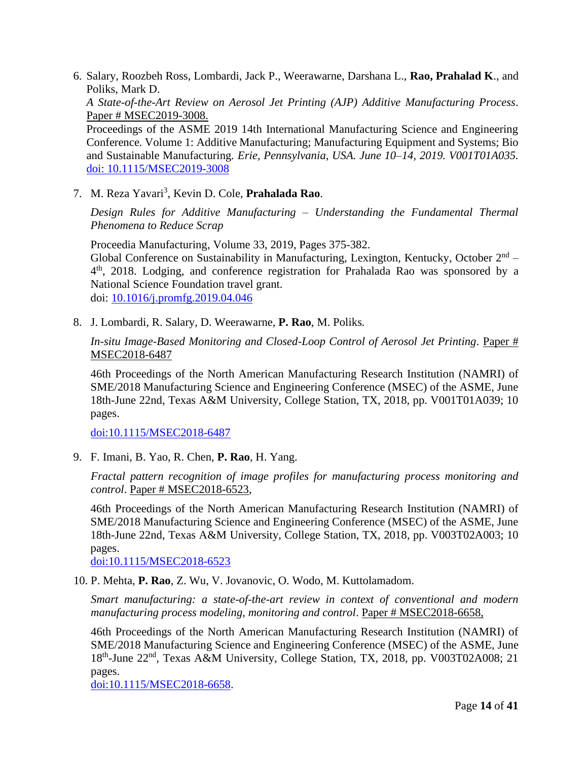6. Salary, Roozbeh Ross, Lombardi, Jack P., Weerawarne, Darshana L., **Rao, Prahalad K**., and Poliks, Mark D.
   *A State-of-the-Art Review on Aerosol Jet Printing (AJP) Additive Manufacturing Process*. Paper # MSEC2019-3008.
   Proceedings of the ASME 2019 14th International Manufacturing Science and Engineering Conference. Volume 1: Additive Manufacturing; Manufacturing Equipment and Systems; Bio and Sustainable Manufacturing. *Erie, Pennsylvania, USA. June 10–14, 2019. V001T01A035.*
   doi: 10.1115/MSEC2019-3008

7. M. Reza Yavari[3], Kevin D. Cole, **Prahalada Rao**.

   *Design Rules for Additive Manufacturing – Understanding the Fundamental Thermal Phenomena to Reduce Scrap*

   Proceedia Manufacturing, Volume 33, 2019, Pages 375-382.
   Global Conference on Sustainability in Manufacturing, Lexington, Kentucky, October 2nd – 4th, 2018. Lodging, and conference registration for Prahalada Rao was sponsored by a National Science Foundation travel grant.
   doi: 10.1016/j.promfg.2019.04.046

8. J. Lombardi, R. Salary, D. Weerawarne, **P. Rao**, M. Poliks.

   *In-situ Image-Based Monitoring and Closed-Loop Control of Aerosol Jet Printing*. Paper # MSEC2018-6487

   46th Proceedings of the North American Manufacturing Research Institution (NAMRI) of SME/2018 Manufacturing Science and Engineering Conference (MSEC) of the ASME, June 18th-June 22nd, Texas A&M University, College Station, TX, 2018, pp. V001T01A039; 10 pages.

   doi:10.1115/MSEC2018-6487

9. F. Imani, B. Yao, R. Chen, **P. Rao**, H. Yang.

   *Fractal pattern recognition of image profiles for manufacturing process monitoring and control*. Paper # MSEC2018-6523,

   46th Proceedings of the North American Manufacturing Research Institution (NAMRI) of SME/2018 Manufacturing Science and Engineering Conference (MSEC) of the ASME, June 18th-June 22nd, Texas A&M University, College Station, TX, 2018, pp. V003T02A003; 10 pages.
   doi:10.1115/MSEC2018-6523

10. P. Mehta, **P. Rao**, Z. Wu, V. Jovanovic, O. Wodo, M. Kuttolamadom.

    *Smart manufacturing: a state-of-the-art review in context of conventional and modern manufacturing process modeling, monitoring and control*. Paper # MSEC2018-6658,

    46th Proceedings of the North American Manufacturing Research Institution (NAMRI) of SME/2018 Manufacturing Science and Engineering Conference (MSEC) of the ASME, June 18th-June 22nd, Texas A&M University, College Station, TX, 2018, pp. V003T02A008; 21 pages.
    doi:10.1115/MSEC2018-6658.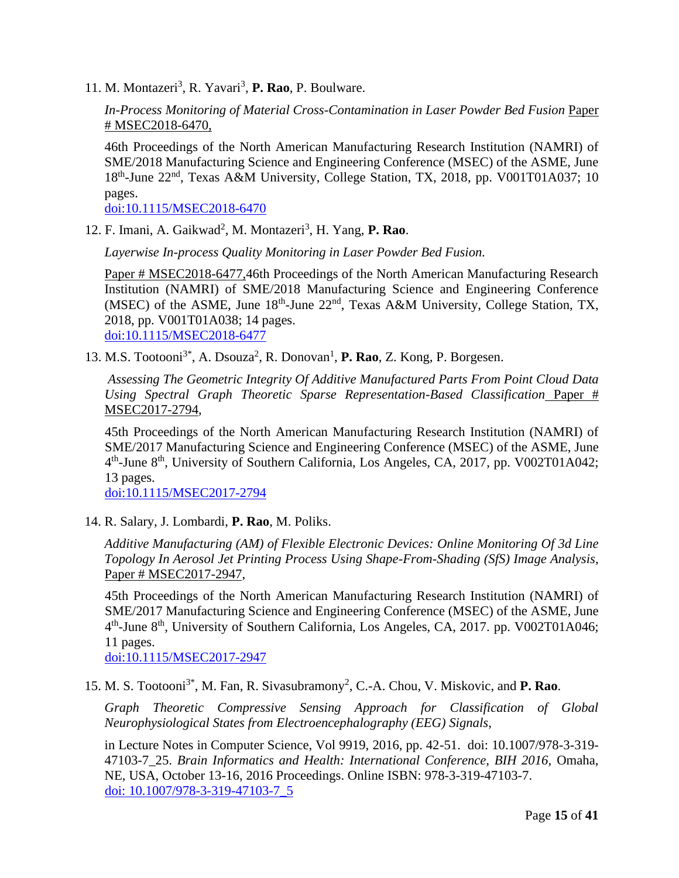11. M. Montazeri[3], R. Yavari[3], **P. Rao**, P. Boulware.

    *In-Process Monitoring of Material Cross-Contamination in Laser Powder Bed Fusion* Paper # MSEC2018-6470,

    46th Proceedings of the North American Manufacturing Research Institution (NAMRI) of SME/2018 Manufacturing Science and Engineering Conference (MSEC) of the ASME, June 18th-June 22nd, Texas A&M University, College Station, TX, 2018, pp. V001T01A037; 10 pages.
    doi:10.1115/MSEC2018-6470

12. F. Imani, A. Gaikwad[2], M. Montazeri[3], H. Yang, **P. Rao**.

    *Layerwise In-process Quality Monitoring in Laser Powder Bed Fusion.*

    Paper # MSEC2018-6477,46th Proceedings of the North American Manufacturing Research Institution (NAMRI) of SME/2018 Manufacturing Science and Engineering Conference (MSEC) of the ASME, June 18th-June 22nd, Texas A&M University, College Station, TX, 2018, pp. V001T01A038; 14 pages.
    doi:10.1115/MSEC2018-6477

13. M.S. Tootooni[3*], A. Dsouza[2], R. Donovan[1], **P. Rao**, Z. Kong, P. Borgesen.

    *Assessing The Geometric Integrity Of Additive Manufactured Parts From Point Cloud Data Using Spectral Graph Theoretic Sparse Representation-Based Classification* Paper # MSEC2017-2794,

    45th Proceedings of the North American Manufacturing Research Institution (NAMRI) of SME/2017 Manufacturing Science and Engineering Conference (MSEC) of the ASME, June 4th-June 8th, University of Southern California, Los Angeles, CA, 2017, pp. V002T01A042; 13 pages.
    doi:10.1115/MSEC2017-2794

14. R. Salary, J. Lombardi, **P. Rao**, M. Poliks.

    *Additive Manufacturing (AM) of Flexible Electronic Devices: Online Monitoring Of 3d Line Topology In Aerosol Jet Printing Process Using Shape-From-Shading (SfS) Image Analysis*, Paper # MSEC2017-2947,

    45th Proceedings of the North American Manufacturing Research Institution (NAMRI) of SME/2017 Manufacturing Science and Engineering Conference (MSEC) of the ASME, June 4th-June 8th, University of Southern California, Los Angeles, CA, 2017. pp. V002T01A046; 11 pages.
    doi:10.1115/MSEC2017-2947

15. M. S. Tootooni[3*], M. Fan, R. Sivasubramony[2], C.-A. Chou, V. Miskovic, and **P. Rao**.

    *Graph Theoretic Compressive Sensing Approach for Classification of Global Neurophysiological States from Electroencephalography (EEG) Signals*,

    in Lecture Notes in Computer Science, Vol 9919, 2016, pp. 42-51. doi: 10.1007/978-3-319-47103-7_25. *Brain Informatics and Health: International Conference, BIH 2016*, Omaha, NE, USA, October 13-16, 2016 Proceedings. Online ISBN: 978-3-319-47103-7.
    doi: 10.1007/978-3-319-47103-7_5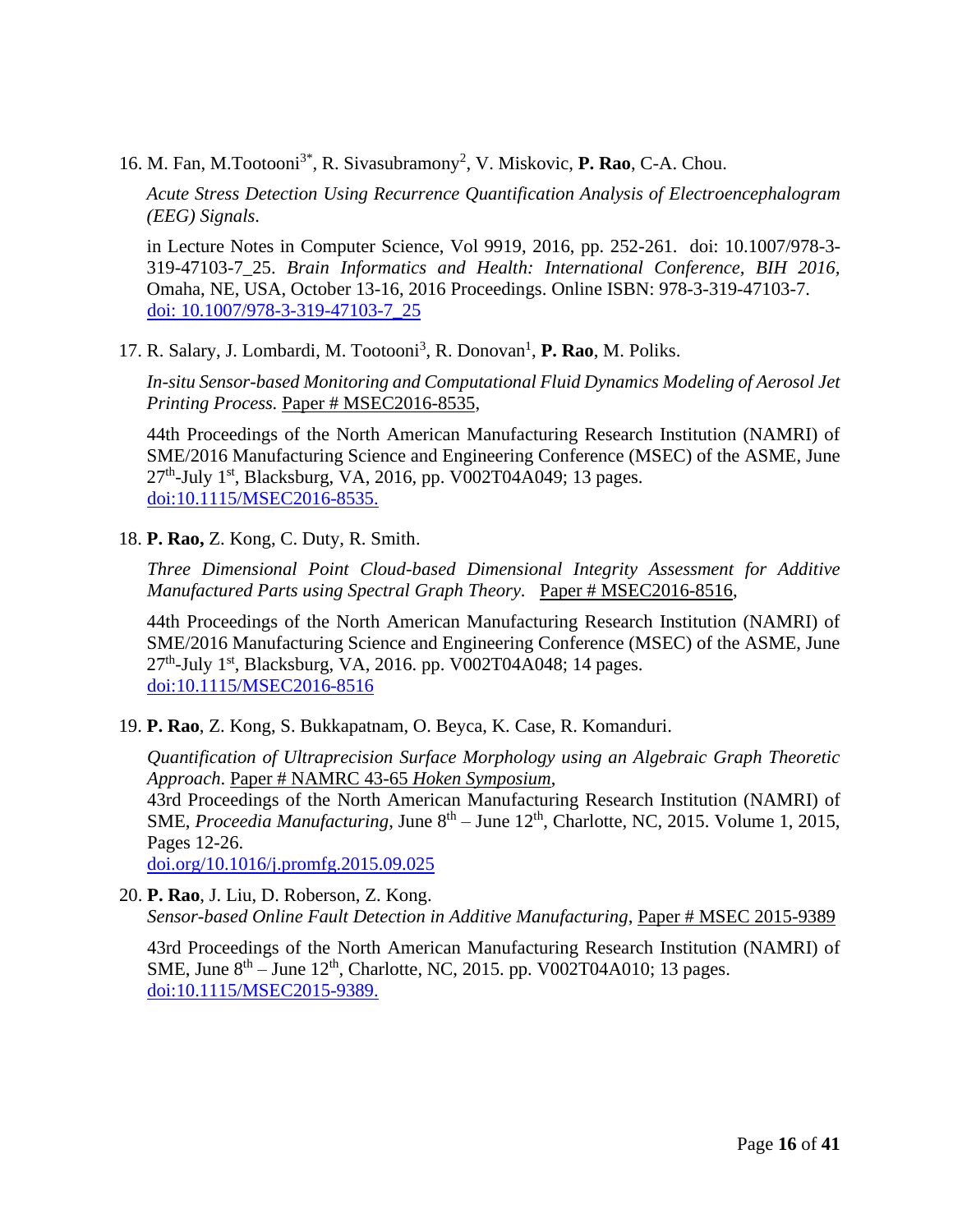16. M. Fan, M.Tootooni[3*], R. Sivasubramony[2], V. Miskovic, **P. Rao**, C-A. Chou.

    *Acute Stress Detection Using Recurrence Quantification Analysis of Electroencephalogram (EEG) Signals*.

    in Lecture Notes in Computer Science, Vol 9919, 2016, pp. 252-261. doi: 10.1007/978-3-319-47103-7_25. *Brain Informatics and Health: International Conference, BIH 2016,* Omaha, NE, USA, October 13-16, 2016 Proceedings. Online ISBN: 978-3-319-47103-7. [doi: 10.1007/978-3-319-47103-7_25](doi: 10.1007/978-3-319-47103-7_25)

17. R. Salary, J. Lombardi, M. Tootooni[3], R. Donovan[1], **P. Rao**, M. Poliks.

    *In-situ Sensor-based Monitoring and Computational Fluid Dynamics Modeling of Aerosol Jet Printing Process.* Paper # MSEC2016-8535,

    44th Proceedings of the North American Manufacturing Research Institution (NAMRI) of SME/2016 Manufacturing Science and Engineering Conference (MSEC) of the ASME, June 27th-July 1st, Blacksburg, VA, 2016, pp. V002T04A049; 13 pages. [doi:10.1115/MSEC2016-8535.](doi:10.1115/MSEC2016-8535)

18. **P. Rao,** Z. Kong, C. Duty, R. Smith.

    *Three Dimensional Point Cloud-based Dimensional Integrity Assessment for Additive Manufactured Parts using Spectral Graph Theory.* Paper # MSEC2016-8516,

    44th Proceedings of the North American Manufacturing Research Institution (NAMRI) of SME/2016 Manufacturing Science and Engineering Conference (MSEC) of the ASME, June 27th-July 1st, Blacksburg, VA, 2016. pp. V002T04A048; 14 pages. [doi:10.1115/MSEC2016-8516](doi:10.1115/MSEC2016-8516)

19. **P. Rao**, Z. Kong, S. Bukkapatnam, O. Beyca, K. Case, R. Komanduri.

    *Quantification of Ultraprecision Surface Morphology using an Algebraic Graph Theoretic Approach*. Paper # NAMRC 43-65 *Hoken Symposium*,
    43rd Proceedings of the North American Manufacturing Research Institution (NAMRI) of SME, *Proceedia Manufacturing*, June 8th – June 12th, Charlotte, NC, 2015. Volume 1, 2015, Pages 12-26.
    [doi.org/10.1016/j.promfg.2015.09.025](doi.org/10.1016/j.promfg.2015.09.025)

20. **P. Rao**, J. Liu, D. Roberson, Z. Kong.
    *Sensor-based Online Fault Detection in Additive Manufacturing*, Paper # MSEC 2015-9389

    43rd Proceedings of the North American Manufacturing Research Institution (NAMRI) of SME, June 8th – June 12th, Charlotte, NC, 2015. pp. V002T04A010; 13 pages. [doi:10.1115/MSEC2015-9389.](doi:10.1115/MSEC2015-9389)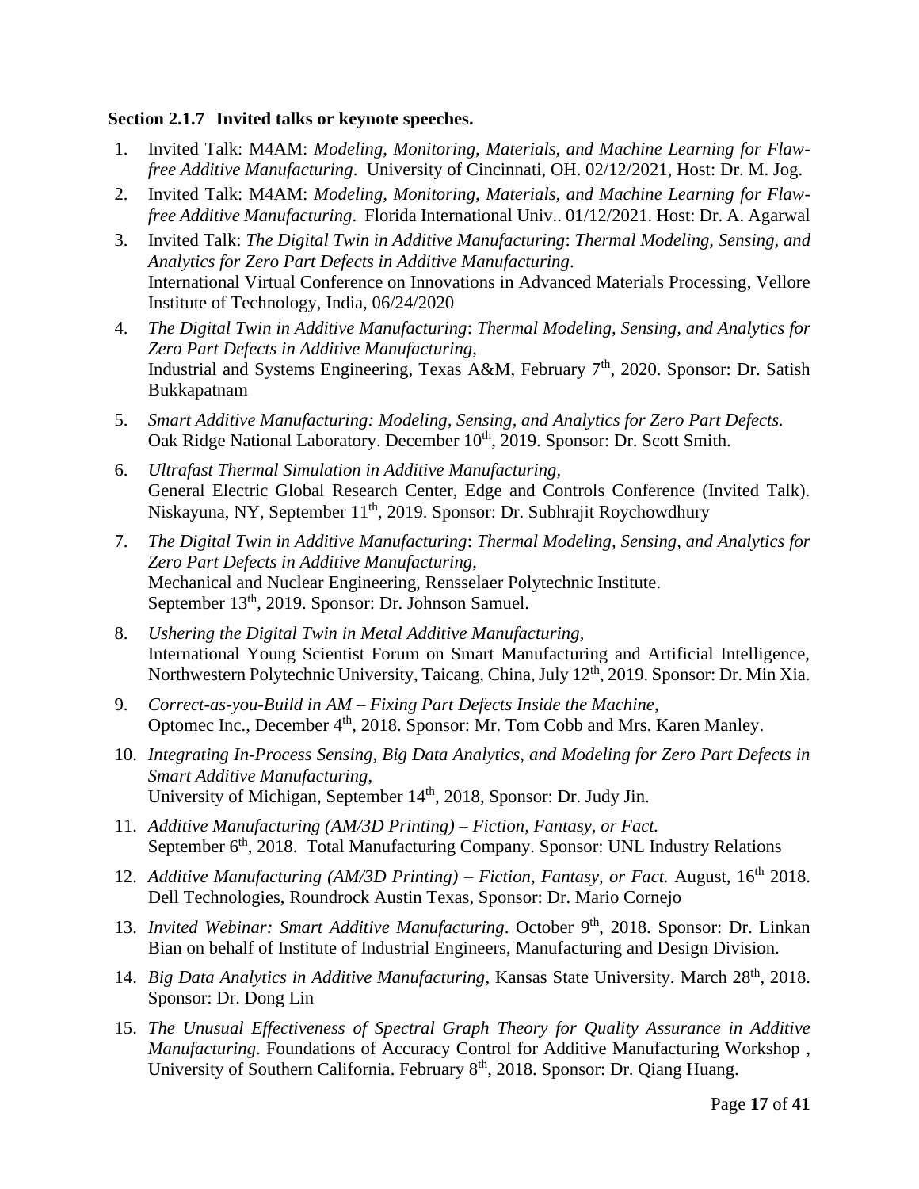**Section 2.1.7 Invited talks or keynote speeches.**

1. Invited Talk: M4AM: *Modeling, Monitoring, Materials, and Machine Learning for Flaw-free Additive Manufacturing*. University of Cincinnati, OH. 02/12/2021, Host: Dr. M. Jog.
2. Invited Talk: M4AM: *Modeling, Monitoring, Materials, and Machine Learning for Flaw-free Additive Manufacturing*. Florida International Univ.. 01/12/2021. Host: Dr. A. Agarwal
3. Invited Talk: *The Digital Twin in Additive Manufacturing*: *Thermal Modeling, Sensing, and Analytics for Zero Part Defects in Additive Manufacturing*.
   International Virtual Conference on Innovations in Advanced Materials Processing, Vellore Institute of Technology, India, 06/24/2020
4. *The Digital Twin in Additive Manufacturing*: *Thermal Modeling, Sensing, and Analytics for Zero Part Defects in Additive Manufacturing*,
   Industrial and Systems Engineering, Texas A&M, February 7th, 2020. Sponsor: Dr. Satish Bukkapatnam
5. *Smart Additive Manufacturing: Modeling, Sensing, and Analytics for Zero Part Defects.* Oak Ridge National Laboratory. December 10th, 2019. Sponsor: Dr. Scott Smith.
6. *Ultrafast Thermal Simulation in Additive Manufacturing,*
   General Electric Global Research Center, Edge and Controls Conference (Invited Talk). Niskayuna, NY, September 11th, 2019. Sponsor: Dr. Subhrajit Roychowdhury
7. *The Digital Twin in Additive Manufacturing*: *Thermal Modeling, Sensing, and Analytics for Zero Part Defects in Additive Manufacturing*,
   Mechanical and Nuclear Engineering, Rensselaer Polytechnic Institute.
   September 13th, 2019. Sponsor: Dr. Johnson Samuel.
8. *Ushering the Digital Twin in Metal Additive Manufacturing,*
   International Young Scientist Forum on Smart Manufacturing and Artificial Intelligence, Northwestern Polytechnic University, Taicang, China, July 12th, 2019. Sponsor: Dr. Min Xia.
9. *Correct-as-you-Build in AM – Fixing Part Defects Inside the Machine*,
   Optomec Inc., December 4th, 2018. Sponsor: Mr. Tom Cobb and Mrs. Karen Manley.
10. *Integrating In-Process Sensing, Big Data Analytics, and Modeling for Zero Part Defects in Smart Additive Manufacturing*,
    University of Michigan, September 14th, 2018, Sponsor: Dr. Judy Jin.
11. *Additive Manufacturing (AM/3D Printing) – Fiction, Fantasy, or Fact.*
    September 6th, 2018. Total Manufacturing Company. Sponsor: UNL Industry Relations
12. *Additive Manufacturing (AM/3D Printing) – Fiction, Fantasy, or Fact.* August, 16th 2018. Dell Technologies, Roundrock Austin Texas, Sponsor: Dr. Mario Cornejo
13. *Invited Webinar: Smart Additive Manufacturing*. October 9th, 2018. Sponsor: Dr. Linkan Bian on behalf of Institute of Industrial Engineers, Manufacturing and Design Division.
14. *Big Data Analytics in Additive Manufacturing*, Kansas State University. March 28th, 2018. Sponsor: Dr. Dong Lin
15. *The Unusual Effectiveness of Spectral Graph Theory for Quality Assurance in Additive Manufacturing*. Foundations of Accuracy Control for Additive Manufacturing Workshop , University of Southern California. February 8th, 2018. Sponsor: Dr. Qiang Huang.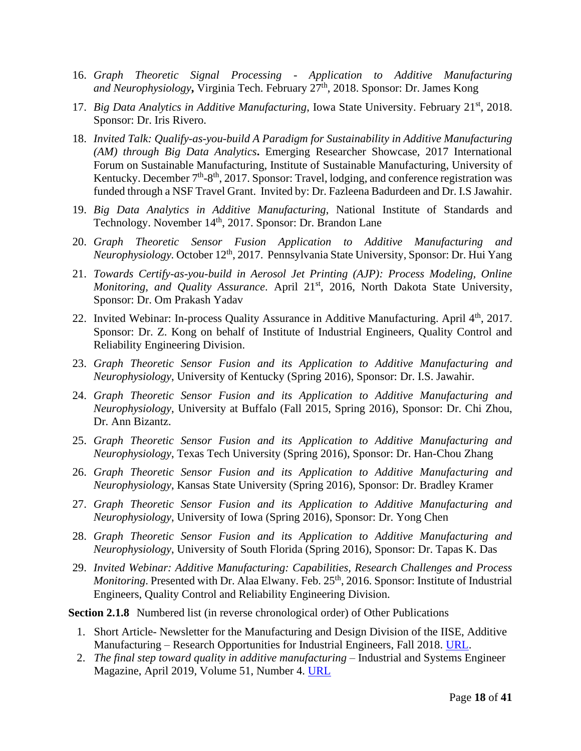16. *Graph Theoretic Signal Processing - Application to Additive Manufacturing and Neurophysiology***,** Virginia Tech. February 27th, 2018. Sponsor: Dr. James Kong
17. *Big Data Analytics in Additive Manufacturing,* Iowa State University. February 21st, 2018. Sponsor: Dr. Iris Rivero.
18. *Invited Talk: Qualify-as-you-build A Paradigm for Sustainability in Additive Manufacturing (AM) through Big Data Analytics***.** Emerging Researcher Showcase, 2017 International Forum on Sustainable Manufacturing, Institute of Sustainable Manufacturing, University of Kentucky. December 7th-8th, 2017. Sponsor: Travel, lodging, and conference registration was funded through a NSF Travel Grant. Invited by: Dr. Fazleena Badurdeen and Dr. I.S Jawahir.
19. *Big Data Analytics in Additive Manufacturing*, National Institute of Standards and Technology. November 14th, 2017. Sponsor: Dr. Brandon Lane
20. *Graph Theoretic Sensor Fusion Application to Additive Manufacturing and Neurophysiology.* October 12th, 2017. Pennsylvania State University, Sponsor: Dr. Hui Yang
21. *Towards Certify-as-you-build in Aerosol Jet Printing (AJP): Process Modeling, Online Monitoring, and Quality Assurance*. April 21st, 2016, North Dakota State University, Sponsor: Dr. Om Prakash Yadav
22. Invited Webinar: In-process Quality Assurance in Additive Manufacturing. April 4th, 2017. Sponsor: Dr. Z. Kong on behalf of Institute of Industrial Engineers, Quality Control and Reliability Engineering Division.
23. *Graph Theoretic Sensor Fusion and its Application to Additive Manufacturing and Neurophysiology*, University of Kentucky (Spring 2016), Sponsor: Dr. I.S. Jawahir.
24. *Graph Theoretic Sensor Fusion and its Application to Additive Manufacturing and Neurophysiology*, University at Buffalo (Fall 2015, Spring 2016), Sponsor: Dr. Chi Zhou, Dr. Ann Bizantz.
25. *Graph Theoretic Sensor Fusion and its Application to Additive Manufacturing and Neurophysiology*, Texas Tech University (Spring 2016), Sponsor: Dr. Han-Chou Zhang
26. *Graph Theoretic Sensor Fusion and its Application to Additive Manufacturing and Neurophysiology*, Kansas State University (Spring 2016), Sponsor: Dr. Bradley Kramer
27. *Graph Theoretic Sensor Fusion and its Application to Additive Manufacturing and Neurophysiology*, University of Iowa (Spring 2016), Sponsor: Dr. Yong Chen
28. *Graph Theoretic Sensor Fusion and its Application to Additive Manufacturing and Neurophysiology*, University of South Florida (Spring 2016), Sponsor: Dr. Tapas K. Das
29. *Invited Webinar: Additive Manufacturing: Capabilities, Research Challenges and Process Monitoring*. Presented with Dr. Alaa Elwany. Feb. 25th, 2016. Sponsor: Institute of Industrial Engineers, Quality Control and Reliability Engineering Division.

**Section 2.1.8** Numbered list (in reverse chronological order) of Other Publications

1. Short Article- Newsletter for the Manufacturing and Design Division of the IISE, Additive Manufacturing – Research Opportunities for Industrial Engineers, Fall 2018. URL.
2. *The final step toward quality in additive manufacturing* – Industrial and Systems Engineer Magazine, April 2019, Volume 51, Number 4. URL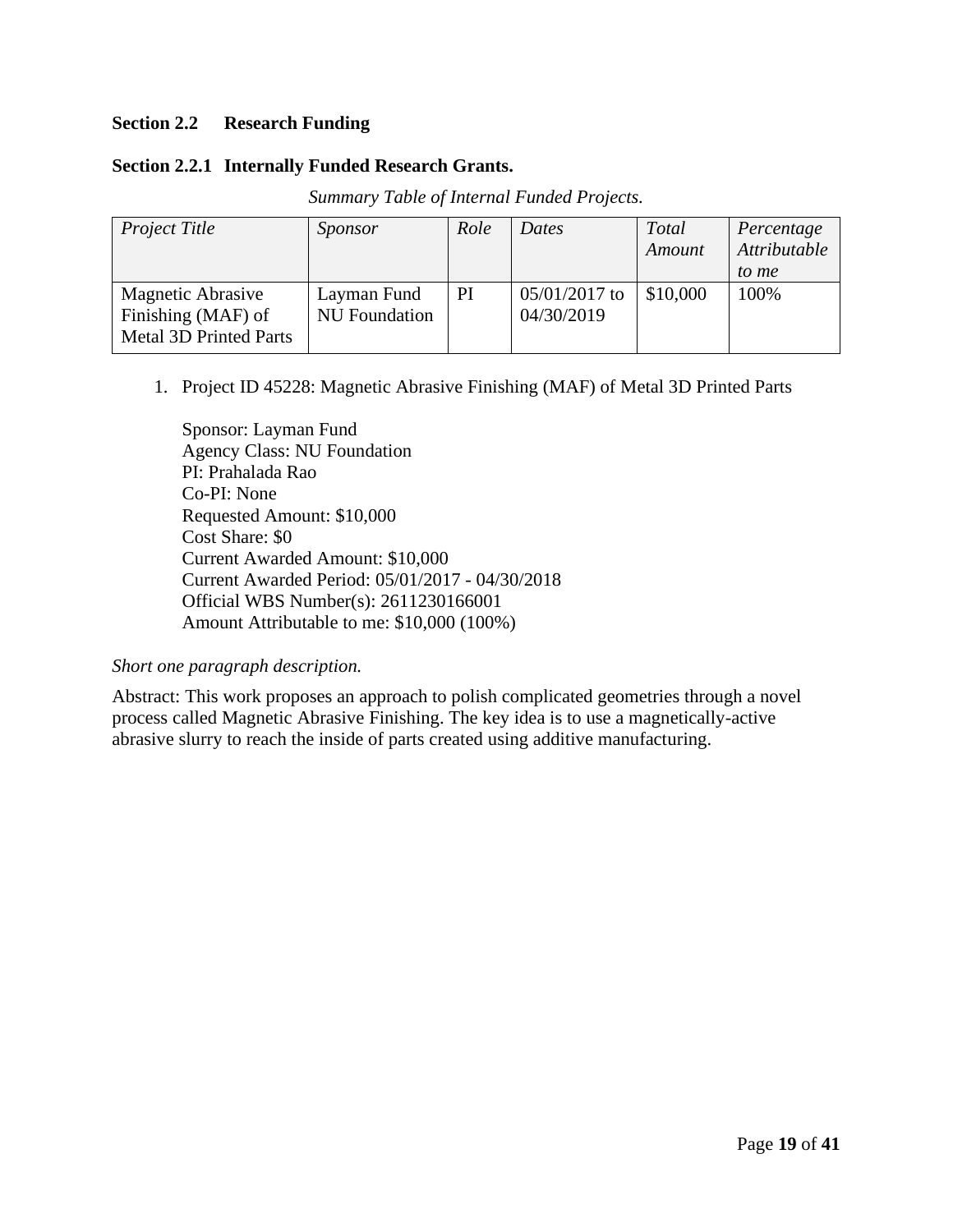## Section 2.2 Research Funding

### Section 2.2.1 Internally Funded Research Grants.

*Summary Table of Internal Funded Projects.*

| *Project Title* | *Sponsor* | *Role* | *Dates* | *Total Amount* | *Percentage Attributable to me* |
|---|---|---|---|---|---|
| Magnetic Abrasive Finishing (MAF) of Metal 3D Printed Parts | Layman Fund NU Foundation | PI | 05/01/2017 to 04/30/2019 | $10,000 | 100% |

1. Project ID 45228: Magnetic Abrasive Finishing (MAF) of Metal 3D Printed Parts

   Sponsor: Layman Fund  
   Agency Class: NU Foundation  
   PI: Prahalada Rao  
   Co-PI: None  
   Requested Amount: $10,000  
   Cost Share: $0  
   Current Awarded Amount: $10,000  
   Current Awarded Period: 05/01/2017 - 04/30/2018  
   Official WBS Number(s): 2611230166001  
   Amount Attributable to me: $10,000 (100%)

*Short one paragraph description.*

Abstract: This work proposes an approach to polish complicated geometries through a novel process called Magnetic Abrasive Finishing. The key idea is to use a magnetically-active abrasive slurry to reach the inside of parts created using additive manufacturing.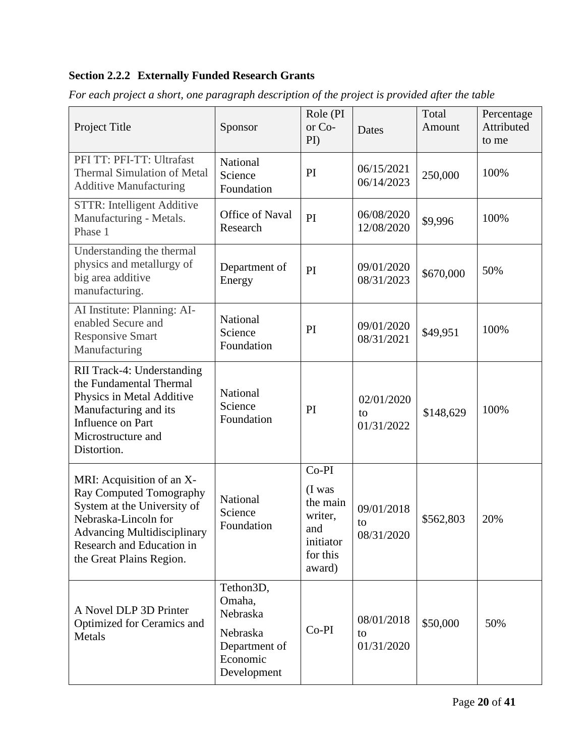**Section 2.2.2 Externally Funded Research Grants**

*For each project a short, one paragraph description of the project is provided after the table*

| Project Title | Sponsor | Role (PI or Co-PI) | Dates | Total Amount | Percentage Attributed to me |
|---|---|---|---|---|---|
| PFI TT: PFI-TT: Ultrafast Thermal Simulation of Metal Additive Manufacturing | National Science Foundation | PI | 06/15/2021 06/14/2023 | 250,000 | 100% |
| STTR: Intelligent Additive Manufacturing - Metals. Phase 1 | Office of Naval Research | PI | 06/08/2020 12/08/2020 | $9,996 | 100% |
| Understanding the thermal physics and metallurgy of big area additive manufacturing. | Department of Energy | PI | 09/01/2020 08/31/2023 | $670,000 | 50% |
| AI Institute: Planning: AI-enabled Secure and Responsive Smart Manufacturing | National Science Foundation | PI | 09/01/2020 08/31/2021 | $49,951 | 100% |
| RII Track-4: Understanding the Fundamental Thermal Physics in Metal Additive Manufacturing and its Influence on Part Microstructure and Distortion. | National Science Foundation | PI | 02/01/2020 to 01/31/2022 | $148,629 | 100% |
| MRI: Acquisition of an X-Ray Computed Tomography System at the University of Nebraska-Lincoln for Advancing Multidisciplinary Research and Education in the Great Plains Region. | National Science Foundation | Co-PI (I was the main writer, and initiator for this award) | 09/01/2018 to 08/31/2020 | $562,803 | 20% |
| A Novel DLP 3D Printer Optimized for Ceramics and Metals | Tethon3D, Omaha, Nebraska; Nebraska Department of Economic Development | Co-PI | 08/01/2018 to 01/31/2020 | $50,000 | 50% |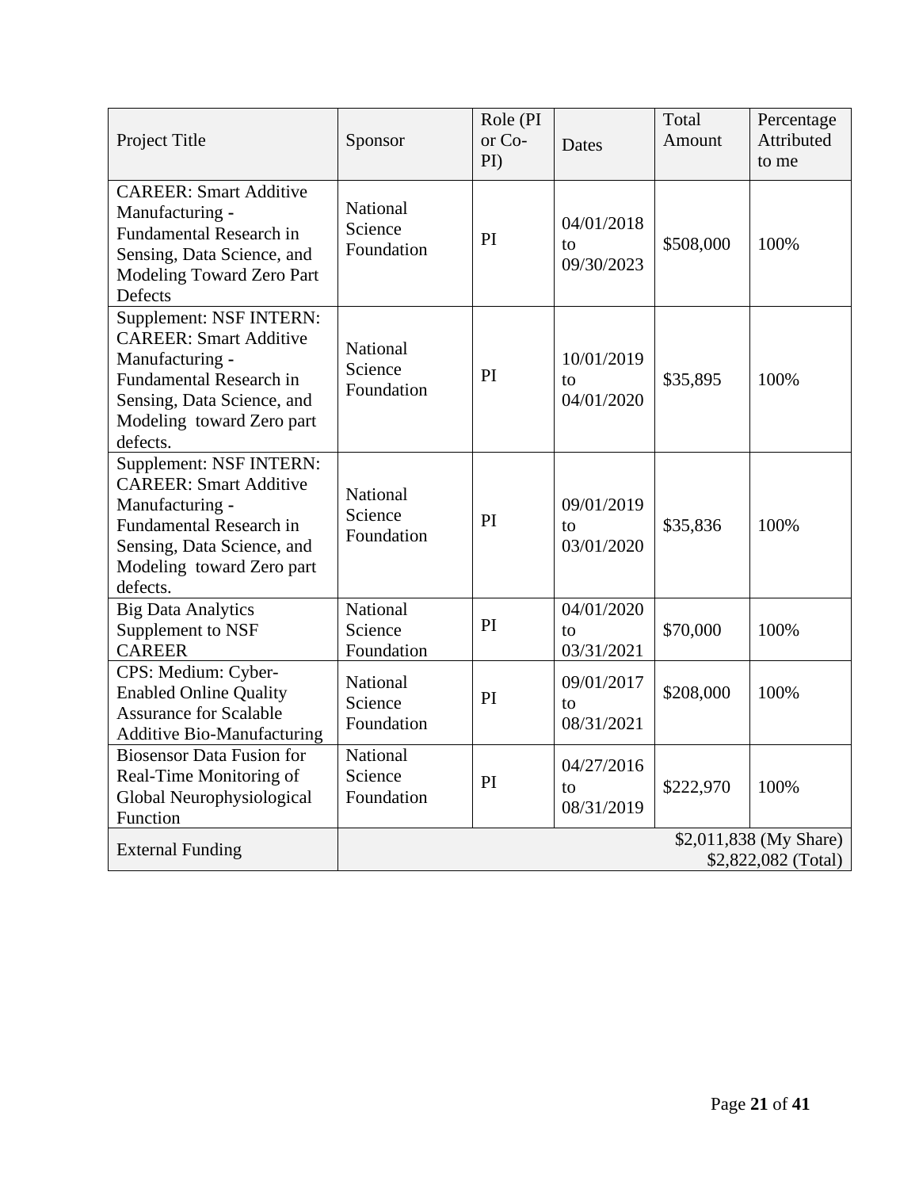| Project Title | Sponsor | Role (PI or Co-PI) | Dates | Total Amount | Percentage Attributed to me |
|---|---|---|---|---|---|
| CAREER: Smart Additive Manufacturing - Fundamental Research in Sensing, Data Science, and Modeling Toward Zero Part Defects | National Science Foundation | PI | 04/01/2018 to 09/30/2023 | \$508,000 | 100% |
| Supplement: NSF INTERN: CAREER: Smart Additive Manufacturing - Fundamental Research in Sensing, Data Science, and Modeling toward Zero part defects. | National Science Foundation | PI | 10/01/2019 to 04/01/2020 | \$35,895 | 100% |
| Supplement: NSF INTERN: CAREER: Smart Additive Manufacturing - Fundamental Research in Sensing, Data Science, and Modeling toward Zero part defects. | National Science Foundation | PI | 09/01/2019 to 03/01/2020 | \$35,836 | 100% |
| Big Data Analytics Supplement to NSF CAREER | National Science Foundation | PI | 04/01/2020 to 03/31/2021 | \$70,000 | 100% |
| CPS: Medium: Cyber-Enabled Online Quality Assurance for Scalable Additive Bio-Manufacturing | National Science Foundation | PI | 09/01/2017 to 08/31/2021 | \$208,000 | 100% |
| Biosensor Data Fusion for Real-Time Monitoring of Global Neurophysiological Function | National Science Foundation | PI | 04/27/2016 to 08/31/2019 | \$222,970 | 100% |
| External Funding | | | | | \$2,011,838 (My Share) \$2,822,082 (Total) |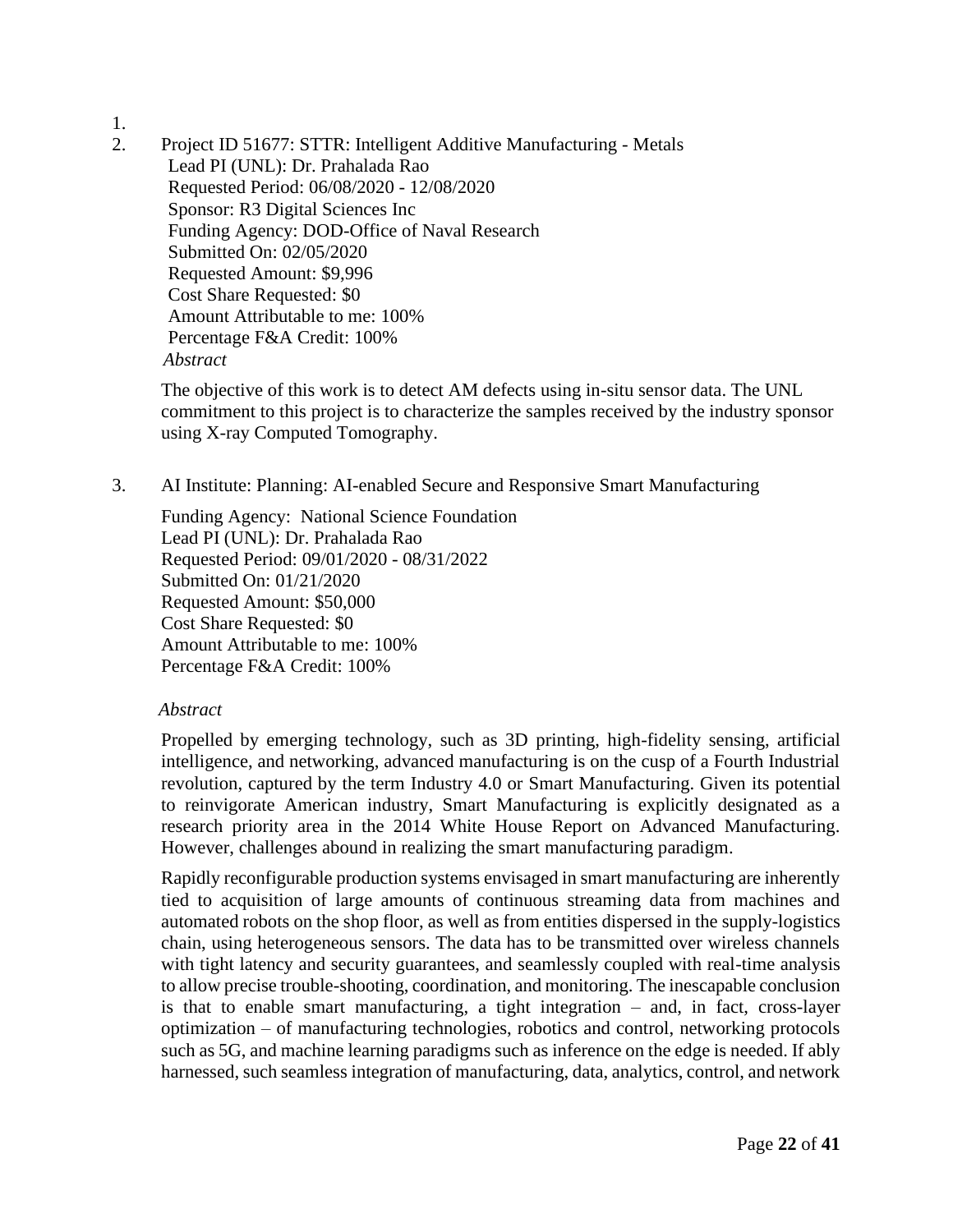1.
2. Project ID 51677: STTR: Intelligent Additive Manufacturing - Metals
   Lead PI (UNL): Dr. Prahalada Rao
   Requested Period: 06/08/2020 - 12/08/2020
   Sponsor: R3 Digital Sciences Inc
   Funding Agency: DOD-Office of Naval Research
   Submitted On: 02/05/2020
   Requested Amount: $9,996
   Cost Share Requested: $0
   Amount Attributable to me: 100%
   Percentage F&A Credit: 100%

   *Abstract*

   The objective of this work is to detect AM defects using in-situ sensor data. The UNL commitment to this project is to characterize the samples received by the industry sponsor using X-ray Computed Tomography.

3. AI Institute: Planning: AI-enabled Secure and Responsive Smart Manufacturing

   Funding Agency: National Science Foundation
   Lead PI (UNL): Dr. Prahalada Rao
   Requested Period: 09/01/2020 - 08/31/2022
   Submitted On: 01/21/2020
   Requested Amount: $50,000
   Cost Share Requested: $0
   Amount Attributable to me: 100%
   Percentage F&A Credit: 100%

   *Abstract*

   Propelled by emerging technology, such as 3D printing, high-fidelity sensing, artificial intelligence, and networking, advanced manufacturing is on the cusp of a Fourth Industrial revolution, captured by the term Industry 4.0 or Smart Manufacturing. Given its potential to reinvigorate American industry, Smart Manufacturing is explicitly designated as a research priority area in the 2014 White House Report on Advanced Manufacturing. However, challenges abound in realizing the smart manufacturing paradigm.

   Rapidly reconfigurable production systems envisaged in smart manufacturing are inherently tied to acquisition of large amounts of continuous streaming data from machines and automated robots on the shop floor, as well as from entities dispersed in the supply-logistics chain, using heterogeneous sensors. The data has to be transmitted over wireless channels with tight latency and security guarantees, and seamlessly coupled with real-time analysis to allow precise trouble-shooting, coordination, and monitoring. The inescapable conclusion is that to enable smart manufacturing, a tight integration – and, in fact, cross-layer optimization – of manufacturing technologies, robotics and control, networking protocols such as 5G, and machine learning paradigms such as inference on the edge is needed. If ably harnessed, such seamless integration of manufacturing, data, analytics, control, and network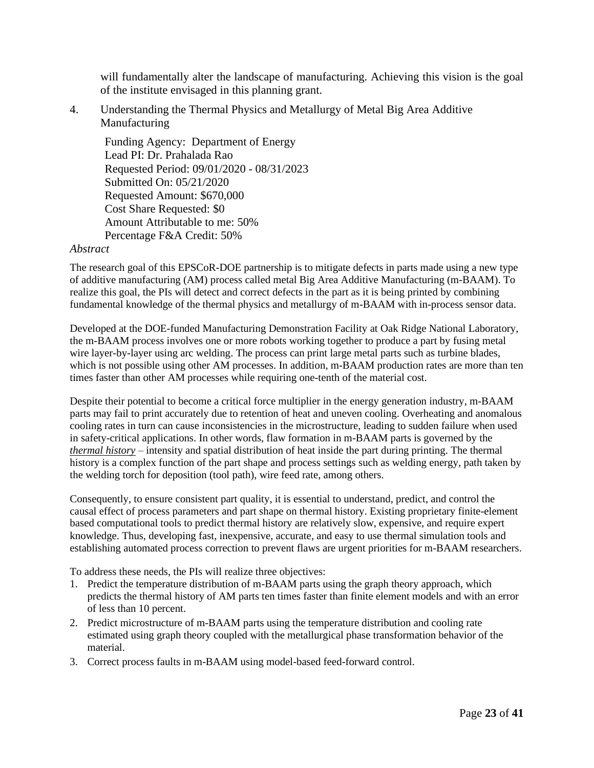will fundamentally alter the landscape of manufacturing. Achieving this vision is the goal of the institute envisaged in this planning grant.

4. Understanding the Thermal Physics and Metallurgy of Metal Big Area Additive Manufacturing

   Funding Agency: Department of Energy
   Lead PI: Dr. Prahalada Rao
   Requested Period: 09/01/2020 - 08/31/2023
   Submitted On: 05/21/2020
   Requested Amount: $670,000
   Cost Share Requested: $0
   Amount Attributable to me: 50%
   Percentage F&A Credit: 50%

*Abstract*

The research goal of this EPSCoR-DOE partnership is to mitigate defects in parts made using a new type of additive manufacturing (AM) process called metal Big Area Additive Manufacturing (m-BAAM). To realize this goal, the PIs will detect and correct defects in the part as it is being printed by combining fundamental knowledge of the thermal physics and metallurgy of m-BAAM with in-process sensor data.

Developed at the DOE-funded Manufacturing Demonstration Facility at Oak Ridge National Laboratory, the m-BAAM process involves one or more robots working together to produce a part by fusing metal wire layer-by-layer using arc welding. The process can print large metal parts such as turbine blades, which is not possible using other AM processes. In addition, m-BAAM production rates are more than ten times faster than other AM processes while requiring one-tenth of the material cost.

Despite their potential to become a critical force multiplier in the energy generation industry, m-BAAM parts may fail to print accurately due to retention of heat and uneven cooling. Overheating and anomalous cooling rates in turn can cause inconsistencies in the microstructure, leading to sudden failure when used in safety-critical applications. In other words, flaw formation in m-BAAM parts is governed by the ***thermal history*** – intensity and spatial distribution of heat inside the part during printing. The thermal history is a complex function of the part shape and process settings such as welding energy, path taken by the welding torch for deposition (tool path), wire feed rate, among others.

Consequently, to ensure consistent part quality, it is essential to understand, predict, and control the causal effect of process parameters and part shape on thermal history. Existing proprietary finite-element based computational tools to predict thermal history are relatively slow, expensive, and require expert knowledge. Thus, developing fast, inexpensive, accurate, and easy to use thermal simulation tools and establishing automated process correction to prevent flaws are urgent priorities for m-BAAM researchers.

To address these needs, the PIs will realize three objectives:

1. Predict the temperature distribution of m-BAAM parts using the graph theory approach, which predicts the thermal history of AM parts ten times faster than finite element models and with an error of less than 10 percent.
2. Predict microstructure of m-BAAM parts using the temperature distribution and cooling rate estimated using graph theory coupled with the metallurgical phase transformation behavior of the material.
3. Correct process faults in m-BAAM using model-based feed-forward control.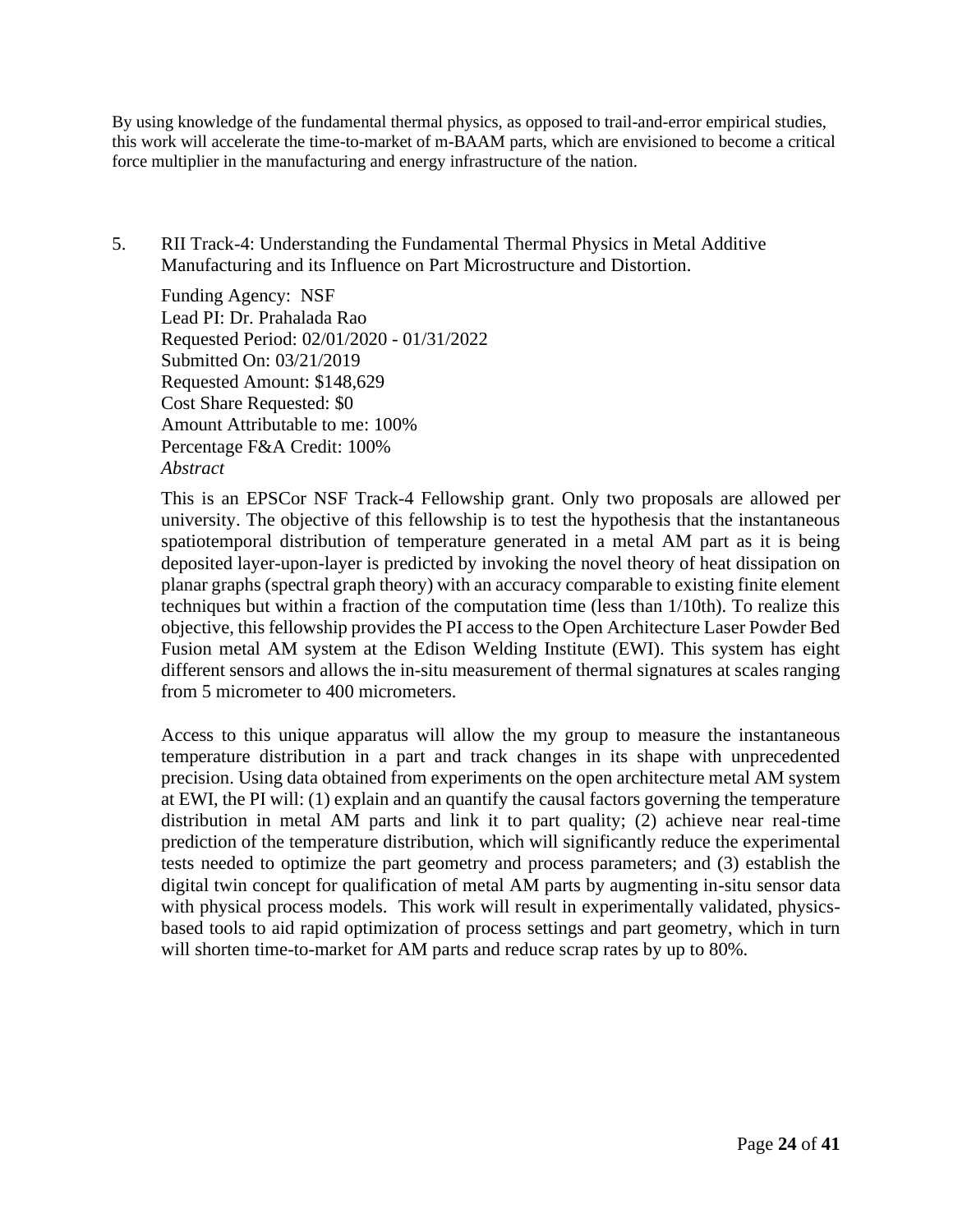By using knowledge of the fundamental thermal physics, as opposed to trail-and-error empirical studies, this work will accelerate the time-to-market of m-BAAM parts, which are envisioned to become a critical force multiplier in the manufacturing and energy infrastructure of the nation.

5. RII Track-4: Understanding the Fundamental Thermal Physics in Metal Additive Manufacturing and its Influence on Part Microstructure and Distortion.

   Funding Agency: NSF
   Lead PI: Dr. Prahalada Rao
   Requested Period: 02/01/2020 - 01/31/2022
   Submitted On: 03/21/2019
   Requested Amount: $148,629
   Cost Share Requested: $0
   Amount Attributable to me: 100%
   Percentage F&A Credit: 100%
   *Abstract*

   This is an EPSCor NSF Track-4 Fellowship grant. Only two proposals are allowed per university. The objective of this fellowship is to test the hypothesis that the instantaneous spatiotemporal distribution of temperature generated in a metal AM part as it is being deposited layer-upon-layer is predicted by invoking the novel theory of heat dissipation on planar graphs (spectral graph theory) with an accuracy comparable to existing finite element techniques but within a fraction of the computation time (less than 1/10th). To realize this objective, this fellowship provides the PI access to the Open Architecture Laser Powder Bed Fusion metal AM system at the Edison Welding Institute (EWI). This system has eight different sensors and allows the in-situ measurement of thermal signatures at scales ranging from 5 micrometer to 400 micrometers.

   Access to this unique apparatus will allow the my group to measure the instantaneous temperature distribution in a part and track changes in its shape with unprecedented precision. Using data obtained from experiments on the open architecture metal AM system at EWI, the PI will: (1) explain and an quantify the causal factors governing the temperature distribution in metal AM parts and link it to part quality; (2) achieve near real-time prediction of the temperature distribution, which will significantly reduce the experimental tests needed to optimize the part geometry and process parameters; and (3) establish the digital twin concept for qualification of metal AM parts by augmenting in-situ sensor data with physical process models. This work will result in experimentally validated, physics-based tools to aid rapid optimization of process settings and part geometry, which in turn will shorten time-to-market for AM parts and reduce scrap rates by up to 80%.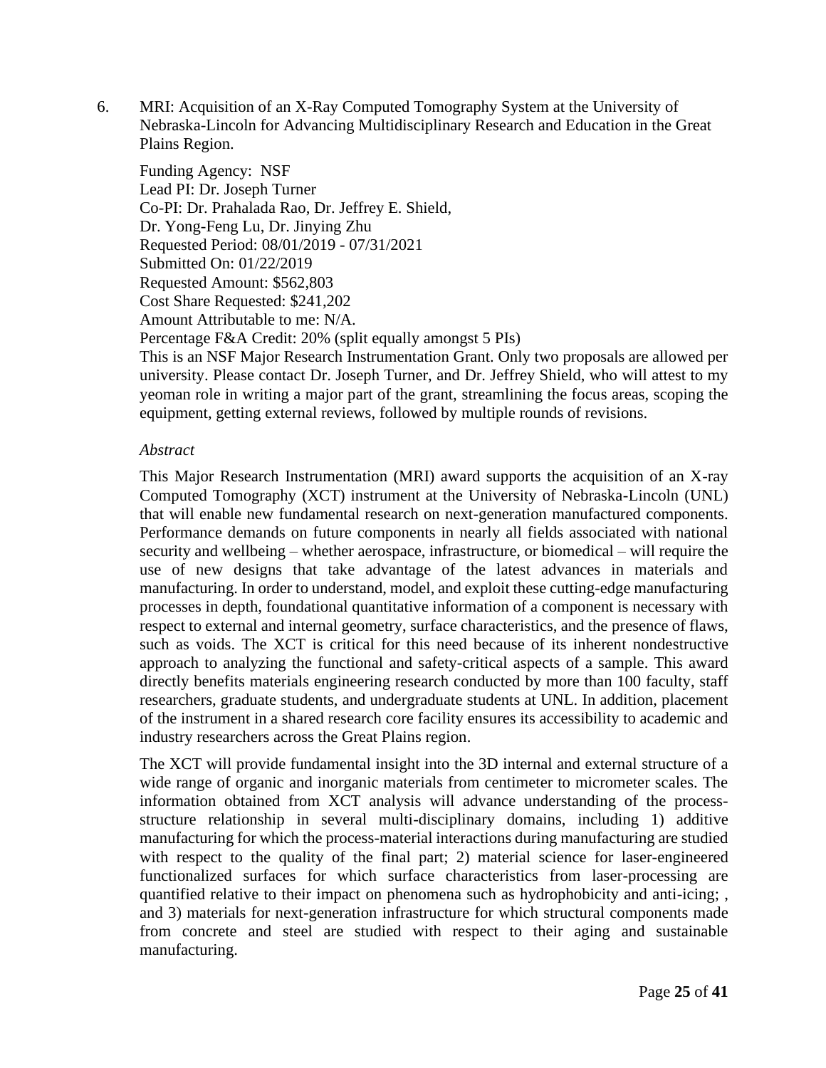6. MRI: Acquisition of an X-Ray Computed Tomography System at the University of Nebraska-Lincoln for Advancing Multidisciplinary Research and Education in the Great Plains Region.

   Funding Agency: NSF
   Lead PI: Dr. Joseph Turner
   Co-PI: Dr. Prahalada Rao, Dr. Jeffrey E. Shield,
   Dr. Yong-Feng Lu, Dr. Jinying Zhu
   Requested Period: 08/01/2019 - 07/31/2021
   Submitted On: 01/22/2019
   Requested Amount: $562,803
   Cost Share Requested: $241,202
   Amount Attributable to me: N/A.
   Percentage F&A Credit: 20% (split equally amongst 5 PIs)
   This is an NSF Major Research Instrumentation Grant. Only two proposals are allowed per university. Please contact Dr. Joseph Turner, and Dr. Jeffrey Shield, who will attest to my yeoman role in writing a major part of the grant, streamlining the focus areas, scoping the equipment, getting external reviews, followed by multiple rounds of revisions.

   *Abstract*

   This Major Research Instrumentation (MRI) award supports the acquisition of an X-ray Computed Tomography (XCT) instrument at the University of Nebraska-Lincoln (UNL) that will enable new fundamental research on next-generation manufactured components. Performance demands on future components in nearly all fields associated with national security and wellbeing – whether aerospace, infrastructure, or biomedical – will require the use of new designs that take advantage of the latest advances in materials and manufacturing. In order to understand, model, and exploit these cutting-edge manufacturing processes in depth, foundational quantitative information of a component is necessary with respect to external and internal geometry, surface characteristics, and the presence of flaws, such as voids. The XCT is critical for this need because of its inherent nondestructive approach to analyzing the functional and safety-critical aspects of a sample. This award directly benefits materials engineering research conducted by more than 100 faculty, staff researchers, graduate students, and undergraduate students at UNL. In addition, placement of the instrument in a shared research core facility ensures its accessibility to academic and industry researchers across the Great Plains region.

   The XCT will provide fundamental insight into the 3D internal and external structure of a wide range of organic and inorganic materials from centimeter to micrometer scales. The information obtained from XCT analysis will advance understanding of the process-structure relationship in several multi-disciplinary domains, including 1) additive manufacturing for which the process-material interactions during manufacturing are studied with respect to the quality of the final part; 2) material science for laser-engineered functionalized surfaces for which surface characteristics from laser-processing are quantified relative to their impact on phenomena such as hydrophobicity and anti-icing; , and 3) materials for next-generation infrastructure for which structural components made from concrete and steel are studied with respect to their aging and sustainable manufacturing.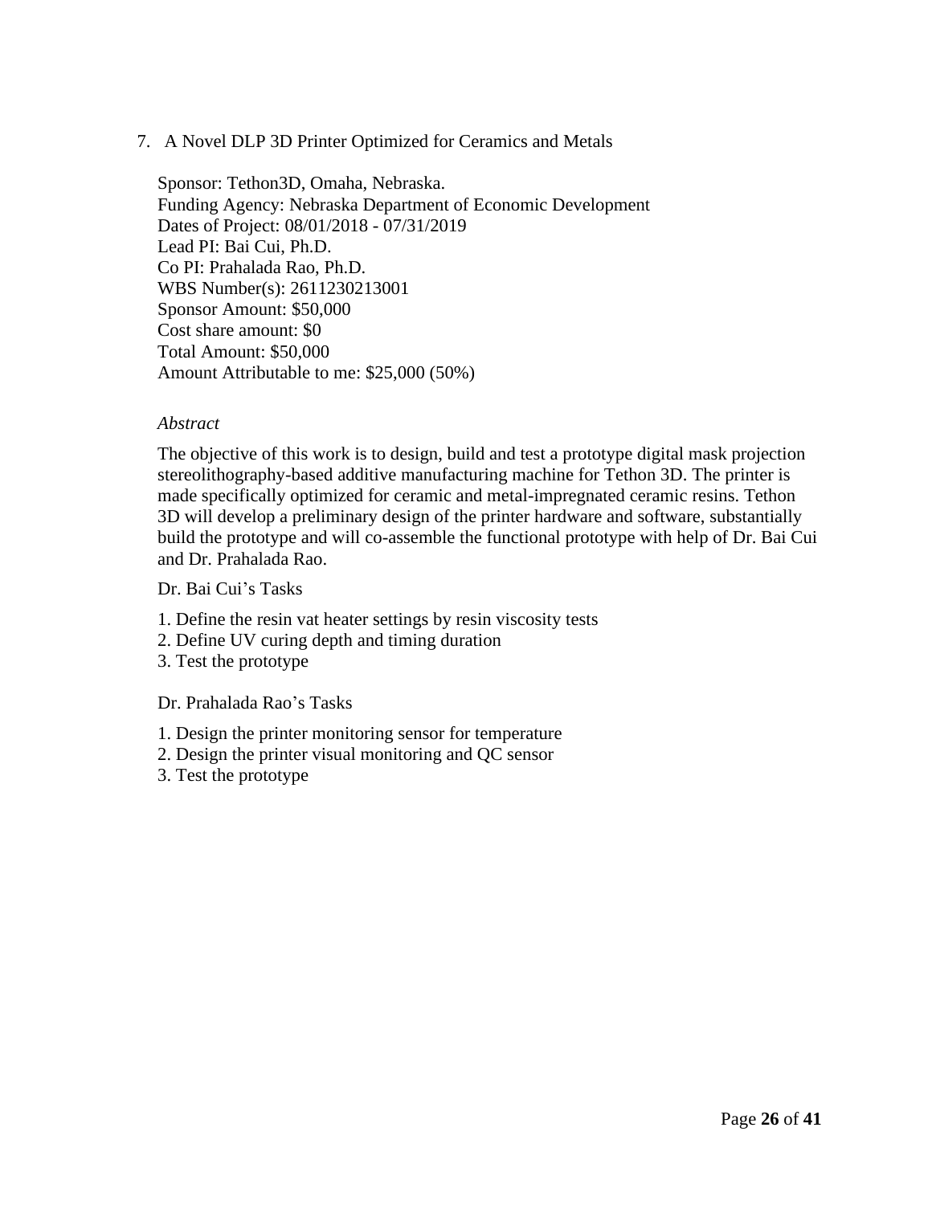7. A Novel DLP 3D Printer Optimized for Ceramics and Metals

Sponsor: Tethon3D, Omaha, Nebraska.
Funding Agency: Nebraska Department of Economic Development
Dates of Project: 08/01/2018 - 07/31/2019
Lead PI: Bai Cui, Ph.D.
Co PI: Prahalada Rao, Ph.D.
WBS Number(s): 2611230213001
Sponsor Amount: $50,000
Cost share amount: $0
Total Amount: $50,000
Amount Attributable to me: $25,000 (50%)

*Abstract*

The objective of this work is to design, build and test a prototype digital mask projection stereolithography-based additive manufacturing machine for Tethon 3D. The printer is made specifically optimized for ceramic and metal-impregnated ceramic resins. Tethon 3D will develop a preliminary design of the printer hardware and software, substantially build the prototype and will co-assemble the functional prototype with help of Dr. Bai Cui and Dr. Prahalada Rao.

Dr. Bai Cui's Tasks

1. Define the resin vat heater settings by resin viscosity tests
2. Define UV curing depth and timing duration
3. Test the prototype

Dr. Prahalada Rao's Tasks

1. Design the printer monitoring sensor for temperature
2. Design the printer visual monitoring and QC sensor
3. Test the prototype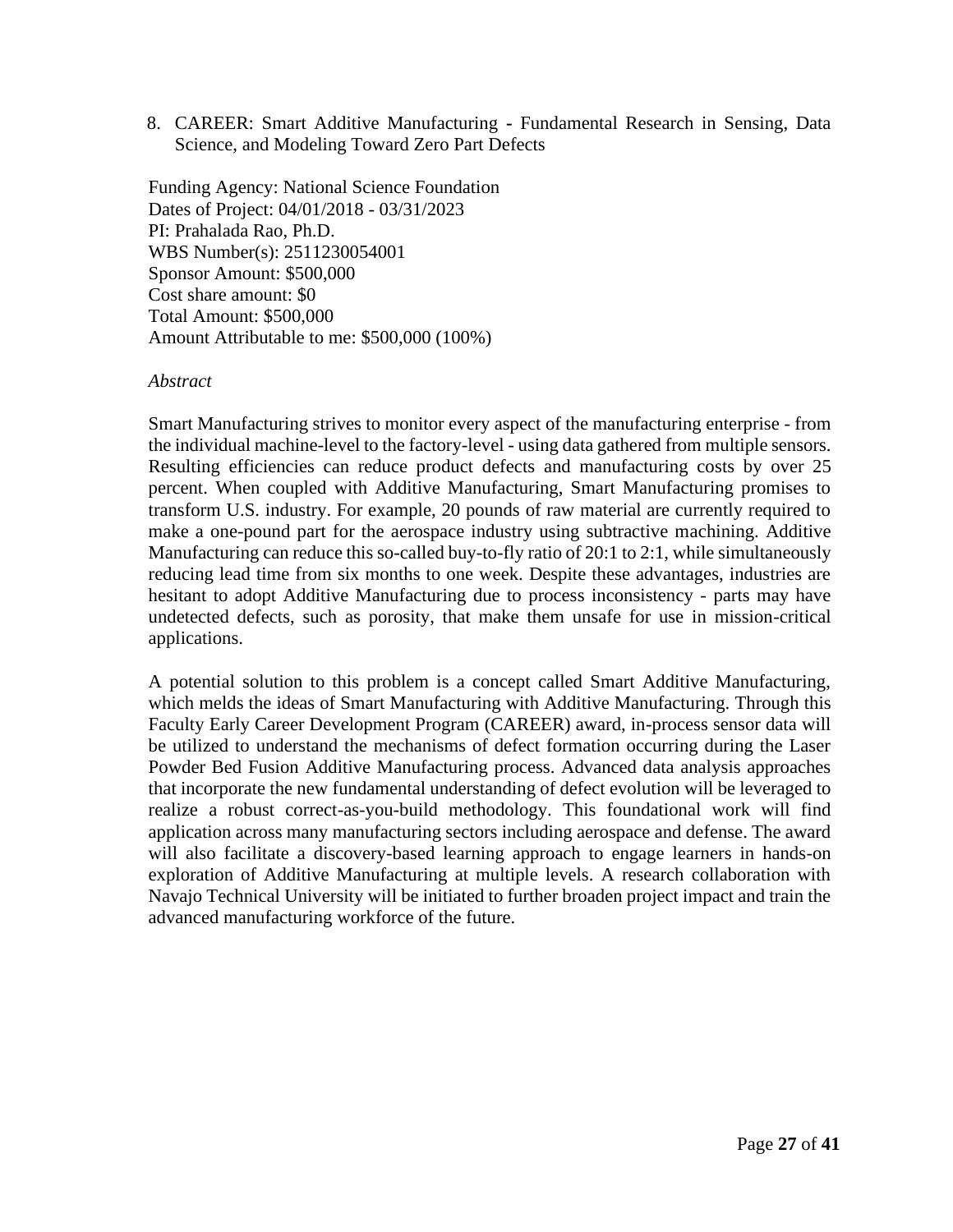8. CAREER: Smart Additive Manufacturing - Fundamental Research in Sensing, Data Science, and Modeling Toward Zero Part Defects

Funding Agency: National Science Foundation
Dates of Project: 04/01/2018 - 03/31/2023
PI: Prahalada Rao, Ph.D.
WBS Number(s): 2511230054001
Sponsor Amount: $500,000
Cost share amount: $0
Total Amount: $500,000
Amount Attributable to me: $500,000 (100%)

*Abstract*

Smart Manufacturing strives to monitor every aspect of the manufacturing enterprise - from the individual machine-level to the factory-level - using data gathered from multiple sensors. Resulting efficiencies can reduce product defects and manufacturing costs by over 25 percent. When coupled with Additive Manufacturing, Smart Manufacturing promises to transform U.S. industry. For example, 20 pounds of raw material are currently required to make a one-pound part for the aerospace industry using subtractive machining. Additive Manufacturing can reduce this so-called buy-to-fly ratio of 20:1 to 2:1, while simultaneously reducing lead time from six months to one week. Despite these advantages, industries are hesitant to adopt Additive Manufacturing due to process inconsistency - parts may have undetected defects, such as porosity, that make them unsafe for use in mission-critical applications.

A potential solution to this problem is a concept called Smart Additive Manufacturing, which melds the ideas of Smart Manufacturing with Additive Manufacturing. Through this Faculty Early Career Development Program (CAREER) award, in-process sensor data will be utilized to understand the mechanisms of defect formation occurring during the Laser Powder Bed Fusion Additive Manufacturing process. Advanced data analysis approaches that incorporate the new fundamental understanding of defect evolution will be leveraged to realize a robust correct-as-you-build methodology. This foundational work will find application across many manufacturing sectors including aerospace and defense. The award will also facilitate a discovery-based learning approach to engage learners in hands-on exploration of Additive Manufacturing at multiple levels. A research collaboration with Navajo Technical University will be initiated to further broaden project impact and train the advanced manufacturing workforce of the future.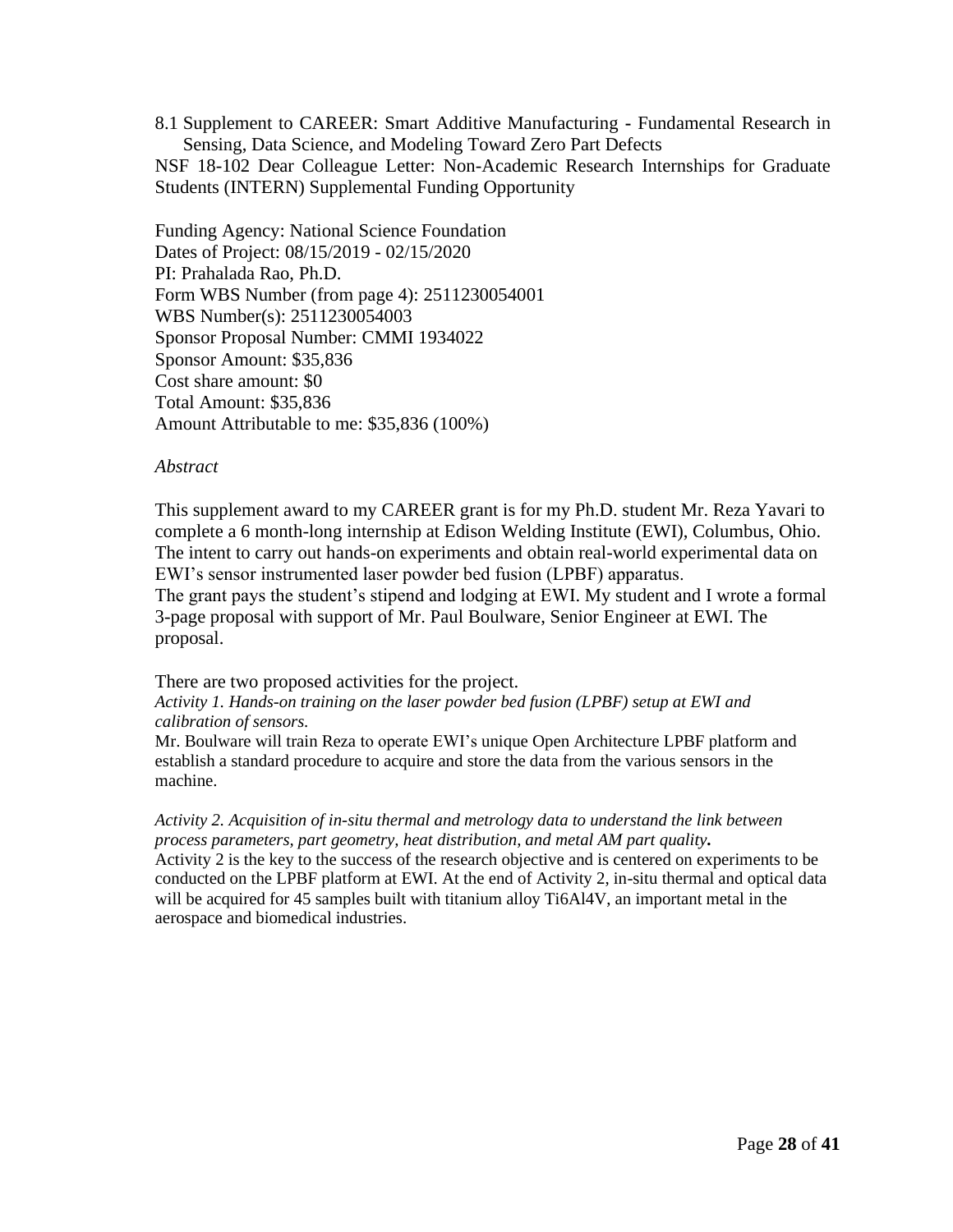8.1 Supplement to CAREER: Smart Additive Manufacturing - Fundamental Research in Sensing, Data Science, and Modeling Toward Zero Part Defects

NSF 18-102 Dear Colleague Letter: Non-Academic Research Internships for Graduate Students (INTERN) Supplemental Funding Opportunity

Funding Agency: National Science Foundation
Dates of Project: 08/15/2019 - 02/15/2020
PI: Prahalada Rao, Ph.D.
Form WBS Number (from page 4): 2511230054001
WBS Number(s): 2511230054003
Sponsor Proposal Number: CMMI 1934022
Sponsor Amount: $35,836
Cost share amount: $0
Total Amount: $35,836
Amount Attributable to me: $35,836 (100%)

*Abstract*

This supplement award to my CAREER grant is for my Ph.D. student Mr. Reza Yavari to complete a 6 month-long internship at Edison Welding Institute (EWI), Columbus, Ohio. The intent to carry out hands-on experiments and obtain real-world experimental data on EWI's sensor instrumented laser powder bed fusion (LPBF) apparatus.
The grant pays the student's stipend and lodging at EWI. My student and I wrote a formal 3-page proposal with support of Mr. Paul Boulware, Senior Engineer at EWI. The proposal.

There are two proposed activities for the project.

*Activity 1. Hands-on training on the laser powder bed fusion (LPBF) setup at EWI and calibration of sensors.*

Mr. Boulware will train Reza to operate EWI's unique Open Architecture LPBF platform and establish a standard procedure to acquire and store the data from the various sensors in the machine.

*Activity 2. Acquisition of in-situ thermal and metrology data to understand the link between process parameters, part geometry, heat distribution, and metal AM part quality.*

Activity 2 is the key to the success of the research objective and is centered on experiments to be conducted on the LPBF platform at EWI. At the end of Activity 2, in-situ thermal and optical data will be acquired for 45 samples built with titanium alloy Ti6Al4V, an important metal in the aerospace and biomedical industries.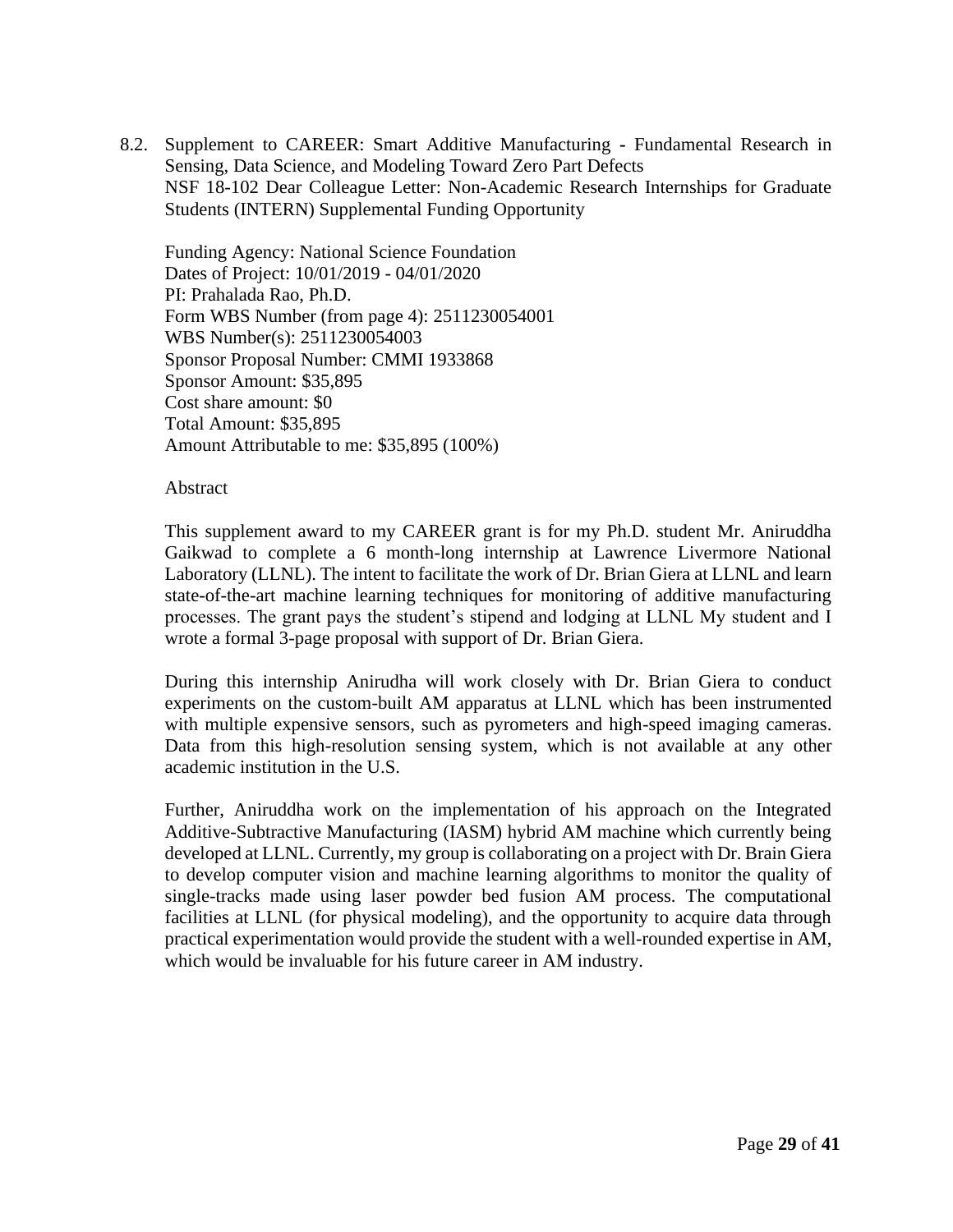8.2. Supplement to CAREER: Smart Additive Manufacturing - Fundamental Research in Sensing, Data Science, and Modeling Toward Zero Part Defects
NSF 18-102 Dear Colleague Letter: Non-Academic Research Internships for Graduate Students (INTERN) Supplemental Funding Opportunity

Funding Agency: National Science Foundation
Dates of Project: 10/01/2019 - 04/01/2020
PI: Prahalada Rao, Ph.D.
Form WBS Number (from page 4): 2511230054001
WBS Number(s): 2511230054003
Sponsor Proposal Number: CMMI 1933868
Sponsor Amount: $35,895
Cost share amount: $0
Total Amount: $35,895
Amount Attributable to me: $35,895 (100%)

Abstract

This supplement award to my CAREER grant is for my Ph.D. student Mr. Aniruddha Gaikwad to complete a 6 month-long internship at Lawrence Livermore National Laboratory (LLNL). The intent to facilitate the work of Dr. Brian Giera at LLNL and learn state-of-the-art machine learning techniques for monitoring of additive manufacturing processes. The grant pays the student's stipend and lodging at LLNL My student and I wrote a formal 3-page proposal with support of Dr. Brian Giera.

During this internship Anirudha will work closely with Dr. Brian Giera to conduct experiments on the custom-built AM apparatus at LLNL which has been instrumented with multiple expensive sensors, such as pyrometers and high-speed imaging cameras. Data from this high-resolution sensing system, which is not available at any other academic institution in the U.S.

Further, Aniruddha work on the implementation of his approach on the Integrated Additive-Subtractive Manufacturing (IASM) hybrid AM machine which currently being developed at LLNL. Currently, my group is collaborating on a project with Dr. Brain Giera to develop computer vision and machine learning algorithms to monitor the quality of single-tracks made using laser powder bed fusion AM process. The computational facilities at LLNL (for physical modeling), and the opportunity to acquire data through practical experimentation would provide the student with a well-rounded expertise in AM, which would be invaluable for his future career in AM industry.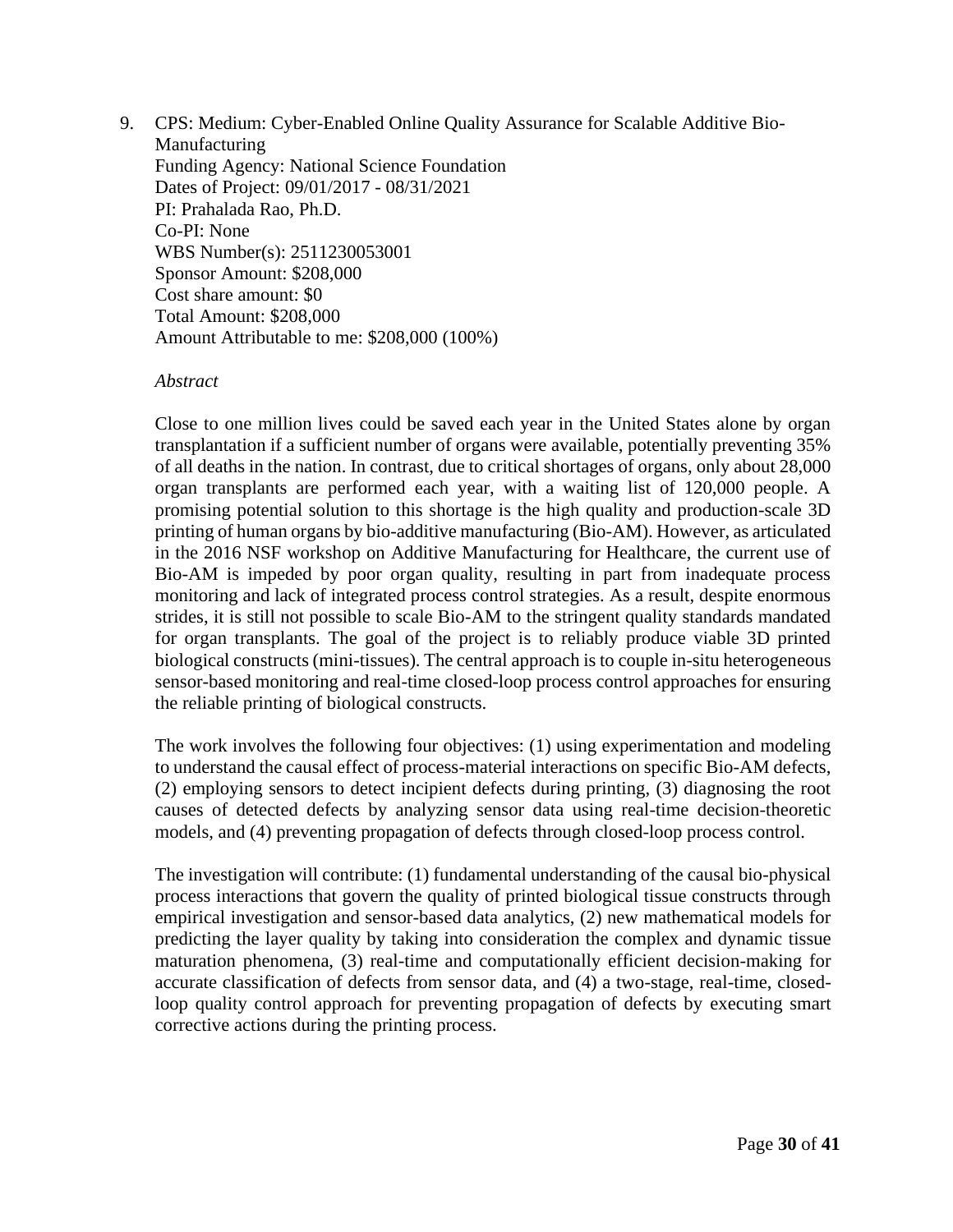9. CPS: Medium: Cyber-Enabled Online Quality Assurance for Scalable Additive Bio-Manufacturing
   Funding Agency: National Science Foundation
   Dates of Project: 09/01/2017 - 08/31/2021
   PI: Prahalada Rao, Ph.D.
   Co-PI: None
   WBS Number(s): 2511230053001
   Sponsor Amount: $208,000
   Cost share amount: $0
   Total Amount: $208,000
   Amount Attributable to me: $208,000 (100%)

   *Abstract*

   Close to one million lives could be saved each year in the United States alone by organ transplantation if a sufficient number of organs were available, potentially preventing 35% of all deaths in the nation. In contrast, due to critical shortages of organs, only about 28,000 organ transplants are performed each year, with a waiting list of 120,000 people. A promising potential solution to this shortage is the high quality and production-scale 3D printing of human organs by bio-additive manufacturing (Bio-AM). However, as articulated in the 2016 NSF workshop on Additive Manufacturing for Healthcare, the current use of Bio-AM is impeded by poor organ quality, resulting in part from inadequate process monitoring and lack of integrated process control strategies. As a result, despite enormous strides, it is still not possible to scale Bio-AM to the stringent quality standards mandated for organ transplants. The goal of the project is to reliably produce viable 3D printed biological constructs (mini-tissues). The central approach is to couple in-situ heterogeneous sensor-based monitoring and real-time closed-loop process control approaches for ensuring the reliable printing of biological constructs.

   The work involves the following four objectives: (1) using experimentation and modeling to understand the causal effect of process-material interactions on specific Bio-AM defects, (2) employing sensors to detect incipient defects during printing, (3) diagnosing the root causes of detected defects by analyzing sensor data using real-time decision-theoretic models, and (4) preventing propagation of defects through closed-loop process control.

   The investigation will contribute: (1) fundamental understanding of the causal bio-physical process interactions that govern the quality of printed biological tissue constructs through empirical investigation and sensor-based data analytics, (2) new mathematical models for predicting the layer quality by taking into consideration the complex and dynamic tissue maturation phenomena, (3) real-time and computationally efficient decision-making for accurate classification of defects from sensor data, and (4) a two-stage, real-time, closed-loop quality control approach for preventing propagation of defects by executing smart corrective actions during the printing process.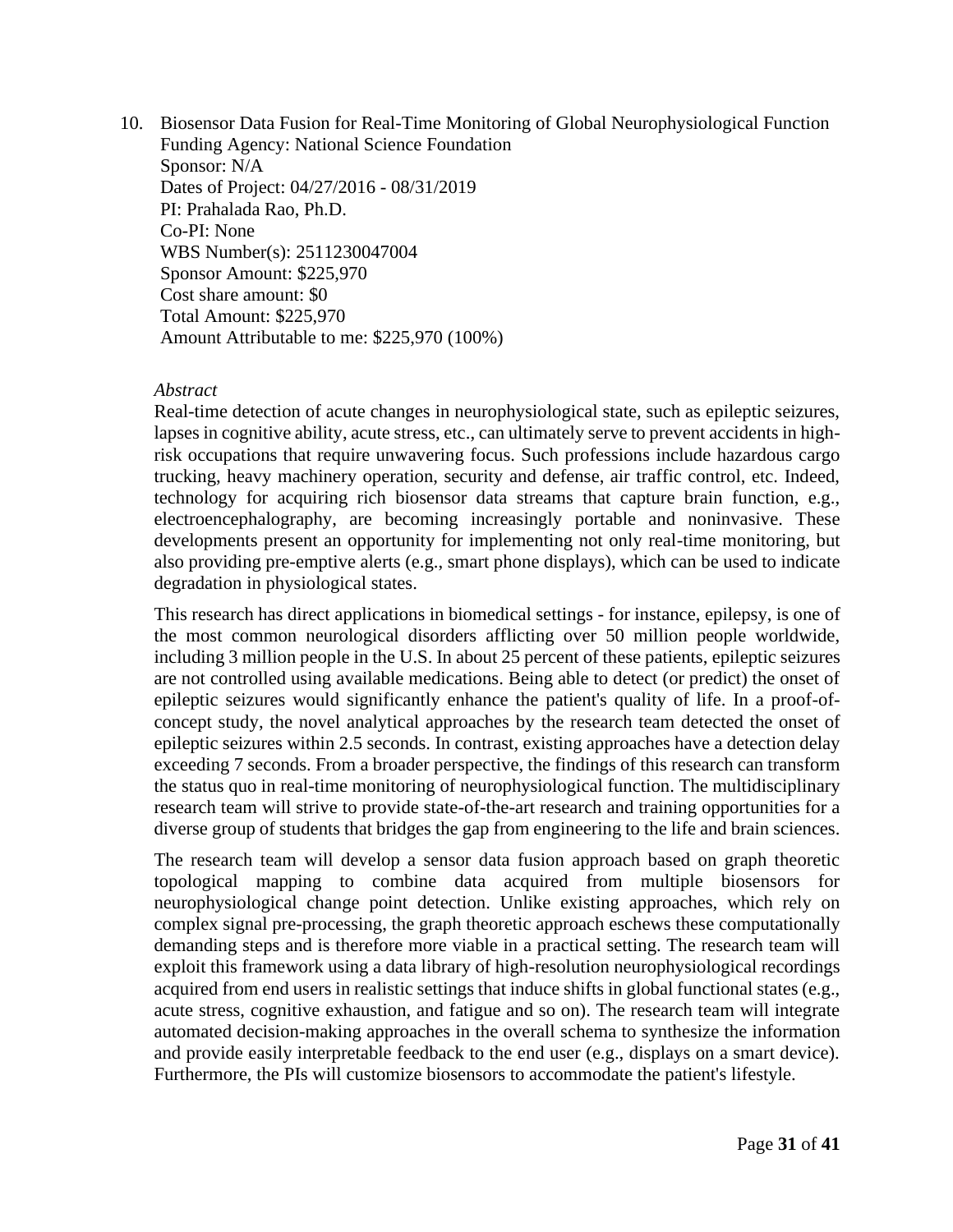10. Biosensor Data Fusion for Real-Time Monitoring of Global Neurophysiological Function
    Funding Agency: National Science Foundation
    Sponsor: N/A
    Dates of Project: 04/27/2016 - 08/31/2019
    PI: Prahalada Rao, Ph.D.
    Co-PI: None
    WBS Number(s): 2511230047004
    Sponsor Amount: $225,970
    Cost share amount: $0
    Total Amount: $225,970
    Amount Attributable to me: $225,970 (100%)

    *Abstract*

    Real-time detection of acute changes in neurophysiological state, such as epileptic seizures, lapses in cognitive ability, acute stress, etc., can ultimately serve to prevent accidents in high-risk occupations that require unwavering focus. Such professions include hazardous cargo trucking, heavy machinery operation, security and defense, air traffic control, etc. Indeed, technology for acquiring rich biosensor data streams that capture brain function, e.g., electroencephalography, are becoming increasingly portable and noninvasive. These developments present an opportunity for implementing not only real-time monitoring, but also providing pre-emptive alerts (e.g., smart phone displays), which can be used to indicate degradation in physiological states.

    This research has direct applications in biomedical settings - for instance, epilepsy, is one of the most common neurological disorders afflicting over 50 million people worldwide, including 3 million people in the U.S. In about 25 percent of these patients, epileptic seizures are not controlled using available medications. Being able to detect (or predict) the onset of epileptic seizures would significantly enhance the patient's quality of life. In a proof-of-concept study, the novel analytical approaches by the research team detected the onset of epileptic seizures within 2.5 seconds. In contrast, existing approaches have a detection delay exceeding 7 seconds. From a broader perspective, the findings of this research can transform the status quo in real-time monitoring of neurophysiological function. The multidisciplinary research team will strive to provide state-of-the-art research and training opportunities for a diverse group of students that bridges the gap from engineering to the life and brain sciences.

    The research team will develop a sensor data fusion approach based on graph theoretic topological mapping to combine data acquired from multiple biosensors for neurophysiological change point detection. Unlike existing approaches, which rely on complex signal pre-processing, the graph theoretic approach eschews these computationally demanding steps and is therefore more viable in a practical setting. The research team will exploit this framework using a data library of high-resolution neurophysiological recordings acquired from end users in realistic settings that induce shifts in global functional states (e.g., acute stress, cognitive exhaustion, and fatigue and so on). The research team will integrate automated decision-making approaches in the overall schema to synthesize the information and provide easily interpretable feedback to the end user (e.g., displays on a smart device). Furthermore, the PIs will customize biosensors to accommodate the patient's lifestyle.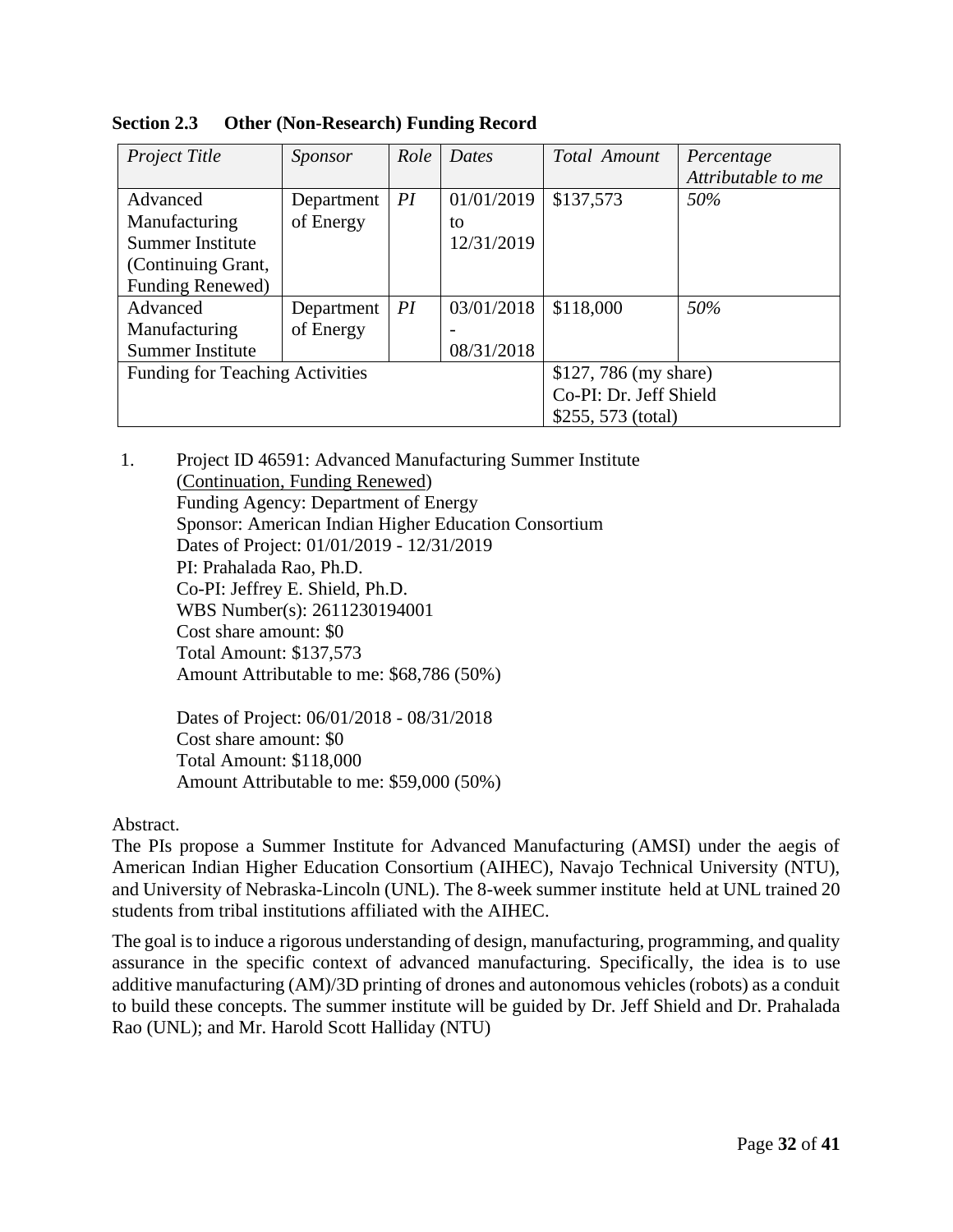**Section 2.3 Other (Non-Research) Funding Record**

| *Project Title* | *Sponsor* | *Role* | *Dates* | *Total Amount* | *Percentage Attributable to me* |
|---|---|---|---|---|---|
| Advanced Manufacturing Summer Institute (Continuing Grant, Funding Renewed) | Department of Energy | *PI* | 01/01/2019 to 12/31/2019 | $137,573 | *50%* |
| Advanced Manufacturing Summer Institute | Department of Energy | *PI* | 03/01/2018 - 08/31/2018 | $118,000 | *50%* |
| Funding for Teaching Activities | | | | $127, 786 (my share) Co-PI: Dr. Jeff Shield $255, 573 (total) | |

1. Project ID 46591: Advanced Manufacturing Summer Institute
   (Continuation, Funding Renewed)
   Funding Agency: Department of Energy
   Sponsor: American Indian Higher Education Consortium
   Dates of Project: 01/01/2019 - 12/31/2019
   PI: Prahalada Rao, Ph.D.
   Co-PI: Jeffrey E. Shield, Ph.D.
   WBS Number(s): 2611230194001
   Cost share amount: $0
   Total Amount: $137,573
   Amount Attributable to me: $68,786 (50%)

   Dates of Project: 06/01/2018 - 08/31/2018
   Cost share amount: $0
   Total Amount: $118,000
   Amount Attributable to me: $59,000 (50%)

Abstract.

The PIs propose a Summer Institute for Advanced Manufacturing (AMSI) under the aegis of American Indian Higher Education Consortium (AIHEC), Navajo Technical University (NTU), and University of Nebraska-Lincoln (UNL). The 8-week summer institute held at UNL trained 20 students from tribal institutions affiliated with the AIHEC.

The goal is to induce a rigorous understanding of design, manufacturing, programming, and quality assurance in the specific context of advanced manufacturing. Specifically, the idea is to use additive manufacturing (AM)/3D printing of drones and autonomous vehicles (robots) as a conduit to build these concepts. The summer institute will be guided by Dr. Jeff Shield and Dr. Prahalada Rao (UNL); and Mr. Harold Scott Halliday (NTU)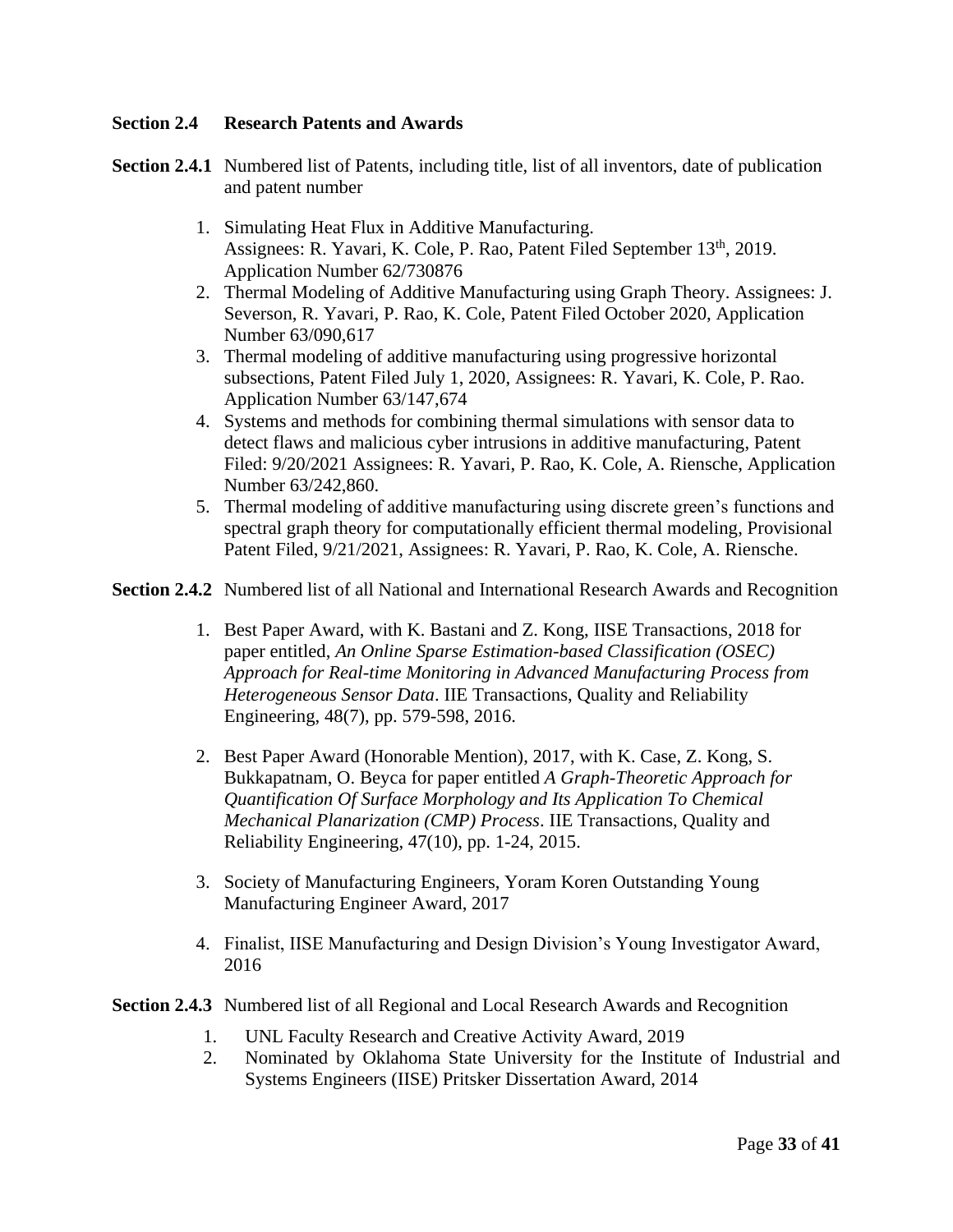### Section 2.4 Research Patents and Awards

**Section 2.4.1** Numbered list of Patents, including title, list of all inventors, date of publication and patent number

1. Simulating Heat Flux in Additive Manufacturing. Assignees: R. Yavari, K. Cole, P. Rao, Patent Filed September 13$^{th}$, 2019. Application Number 62/730876
2. Thermal Modeling of Additive Manufacturing using Graph Theory. Assignees: J. Severson, R. Yavari, P. Rao, K. Cole, Patent Filed October 2020, Application Number 63/090,617
3. Thermal modeling of additive manufacturing using progressive horizontal subsections, Patent Filed July 1, 2020, Assignees: R. Yavari, K. Cole, P. Rao. Application Number 63/147,674
4. Systems and methods for combining thermal simulations with sensor data to detect flaws and malicious cyber intrusions in additive manufacturing, Patent Filed: 9/20/2021 Assignees: R. Yavari, P. Rao, K. Cole, A. Riensche, Application Number 63/242,860.
5. Thermal modeling of additive manufacturing using discrete green's functions and spectral graph theory for computationally efficient thermal modeling, Provisional Patent Filed, 9/21/2021, Assignees: R. Yavari, P. Rao, K. Cole, A. Riensche.

**Section 2.4.2** Numbered list of all National and International Research Awards and Recognition

1. Best Paper Award, with K. Bastani and Z. Kong, IISE Transactions, 2018 for paper entitled, *An Online Sparse Estimation-based Classification (OSEC) Approach for Real-time Monitoring in Advanced Manufacturing Process from Heterogeneous Sensor Data*. IIE Transactions, Quality and Reliability Engineering, 48(7), pp. 579-598, 2016.

2. Best Paper Award (Honorable Mention), 2017, with K. Case, Z. Kong, S. Bukkapatnam, O. Beyca for paper entitled *A Graph-Theoretic Approach for Quantification Of Surface Morphology and Its Application To Chemical Mechanical Planarization (CMP) Process*. IIE Transactions, Quality and Reliability Engineering, 47(10), pp. 1-24, 2015.

3. Society of Manufacturing Engineers, Yoram Koren Outstanding Young Manufacturing Engineer Award, 2017

4. Finalist, IISE Manufacturing and Design Division's Young Investigator Award, 2016

**Section 2.4.3** Numbered list of all Regional and Local Research Awards and Recognition

1. UNL Faculty Research and Creative Activity Award, 2019
2. Nominated by Oklahoma State University for the Institute of Industrial and Systems Engineers (IISE) Pritsker Dissertation Award, 2014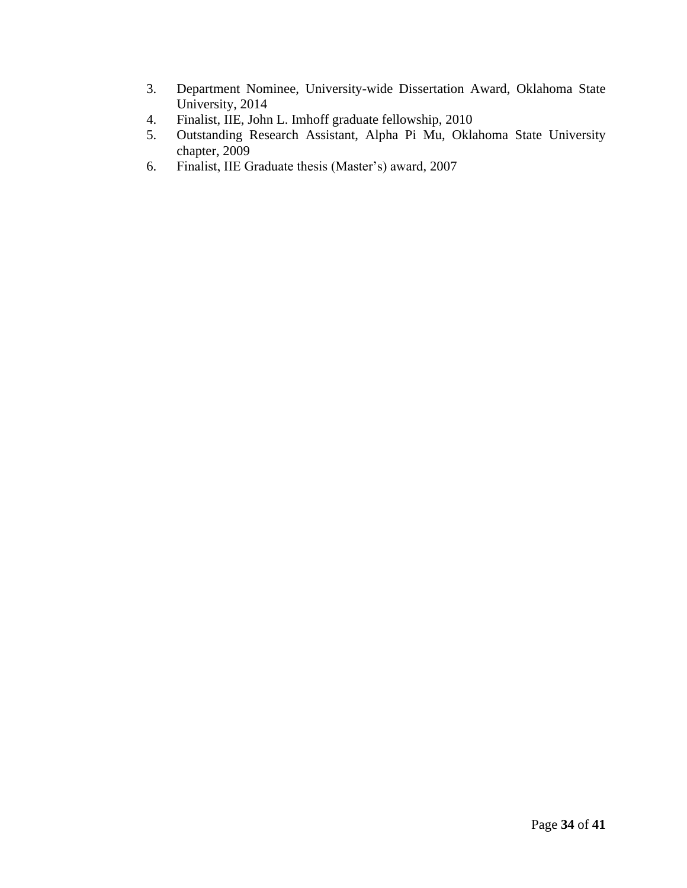3. Department Nominee, University-wide Dissertation Award, Oklahoma State University, 2014
4. Finalist, IIE, John L. Imhoff graduate fellowship, 2010
5. Outstanding Research Assistant, Alpha Pi Mu, Oklahoma State University chapter, 2009
6. Finalist, IIE Graduate thesis (Master's) award, 2007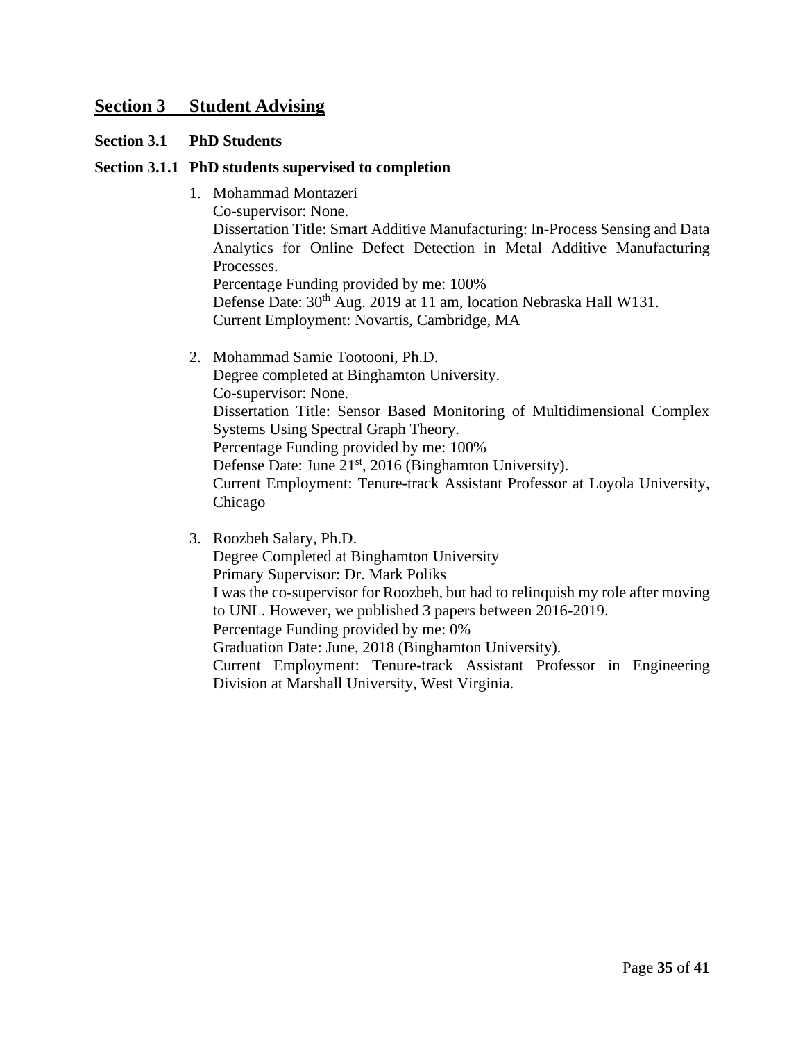# Section 3 Student Advising

## Section 3.1 PhD Students

### Section 3.1.1 PhD students supervised to completion

1. Mohammad Montazeri
   Co-supervisor: None.
   Dissertation Title: Smart Additive Manufacturing: In-Process Sensing and Data Analytics for Online Defect Detection in Metal Additive Manufacturing Processes.
   Percentage Funding provided by me: 100%
   Defense Date: 30th Aug. 2019 at 11 am, location Nebraska Hall W131.
   Current Employment: Novartis, Cambridge, MA

2. Mohammad Samie Tootooni, Ph.D.
   Degree completed at Binghamton University.
   Co-supervisor: None.
   Dissertation Title: Sensor Based Monitoring of Multidimensional Complex Systems Using Spectral Graph Theory.
   Percentage Funding provided by me: 100%
   Defense Date: June 21st, 2016 (Binghamton University).
   Current Employment: Tenure-track Assistant Professor at Loyola University, Chicago

3. Roozbeh Salary, Ph.D.
   Degree Completed at Binghamton University
   Primary Supervisor: Dr. Mark Poliks
   I was the co-supervisor for Roozbeh, but had to relinquish my role after moving to UNL. However, we published 3 papers between 2016-2019.
   Percentage Funding provided by me: 0%
   Graduation Date: June, 2018 (Binghamton University).
   Current Employment: Tenure-track Assistant Professor in Engineering Division at Marshall University, West Virginia.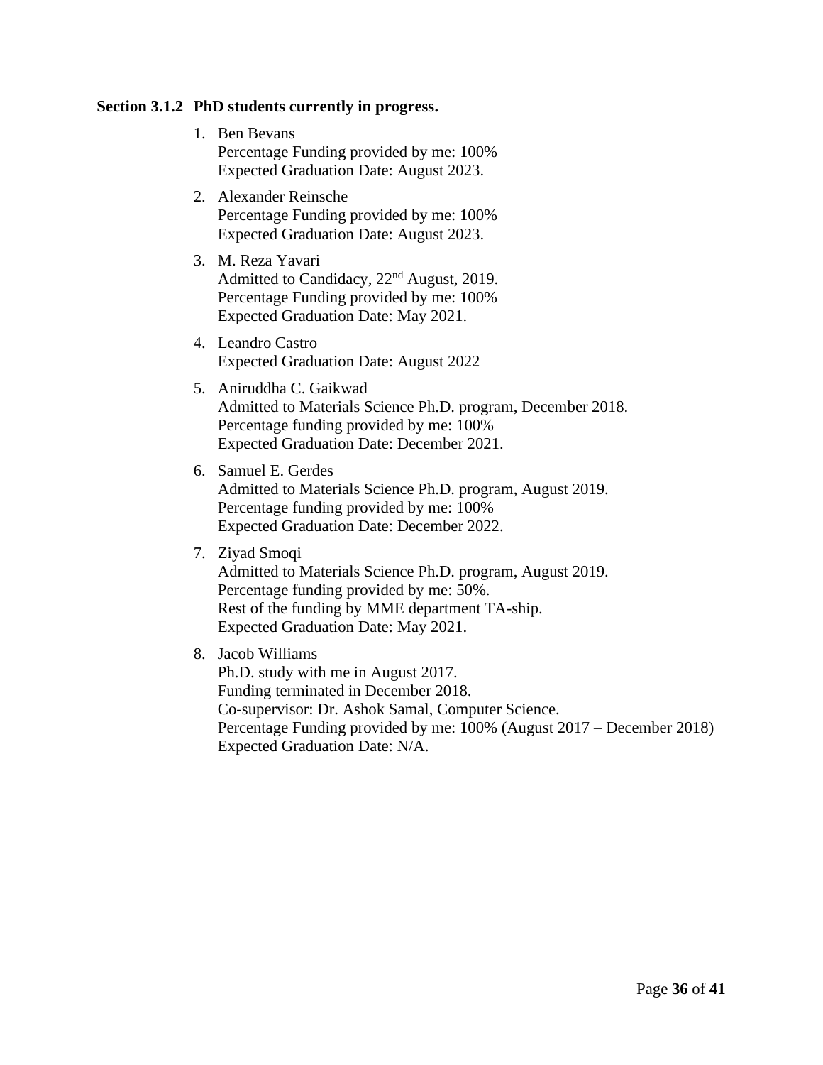**Section 3.1.2 PhD students currently in progress.**

1. Ben Bevans
   Percentage Funding provided by me: 100%
   Expected Graduation Date: August 2023.

2. Alexander Reinsche
   Percentage Funding provided by me: 100%
   Expected Graduation Date: August 2023.

3. M. Reza Yavari
   Admitted to Candidacy, 22nd August, 2019.
   Percentage Funding provided by me: 100%
   Expected Graduation Date: May 2021.

4. Leandro Castro
   Expected Graduation Date: August 2022

5. Aniruddha C. Gaikwad
   Admitted to Materials Science Ph.D. program, December 2018.
   Percentage funding provided by me: 100%
   Expected Graduation Date: December 2021.

6. Samuel E. Gerdes
   Admitted to Materials Science Ph.D. program, August 2019.
   Percentage funding provided by me: 100%
   Expected Graduation Date: December 2022.

7. Ziyad Smoqi
   Admitted to Materials Science Ph.D. program, August 2019.
   Percentage funding provided by me: 50%.
   Rest of the funding by MME department TA-ship.
   Expected Graduation Date: May 2021.

8. Jacob Williams
   Ph.D. study with me in August 2017.
   Funding terminated in December 2018.
   Co-supervisor: Dr. Ashok Samal, Computer Science.
   Percentage Funding provided by me: 100% (August 2017 – December 2018)
   Expected Graduation Date: N/A.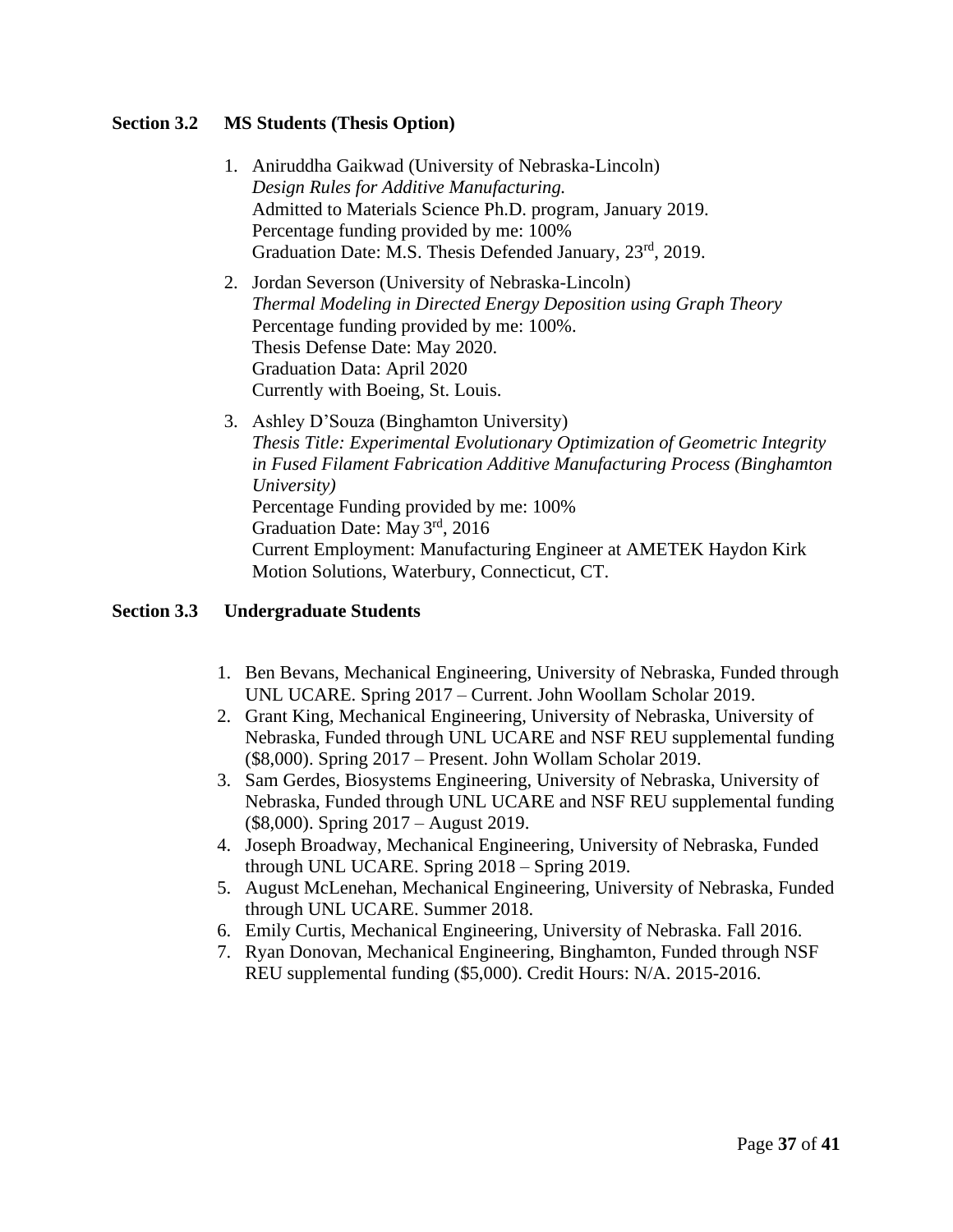### Section 3.2 MS Students (Thesis Option)

1. Aniruddha Gaikwad (University of Nebraska-Lincoln)
   *Design Rules for Additive Manufacturing.*
   Admitted to Materials Science Ph.D. program, January 2019.
   Percentage funding provided by me: 100%
   Graduation Date: M.S. Thesis Defended January, 23rd, 2019.

2. Jordan Severson (University of Nebraska-Lincoln)
   *Thermal Modeling in Directed Energy Deposition using Graph Theory*
   Percentage funding provided by me: 100%.
   Thesis Defense Date: May 2020.
   Graduation Data: April 2020
   Currently with Boeing, St. Louis.

3. Ashley D'Souza (Binghamton University)
   *Thesis Title: Experimental Evolutionary Optimization of Geometric Integrity in Fused Filament Fabrication Additive Manufacturing Process (Binghamton University)*
   Percentage Funding provided by me: 100%
   Graduation Date: May 3rd, 2016
   Current Employment: Manufacturing Engineer at AMETEK Haydon Kirk Motion Solutions, Waterbury, Connecticut, CT.

### Section 3.3 Undergraduate Students

1. Ben Bevans, Mechanical Engineering, University of Nebraska, Funded through UNL UCARE. Spring 2017 – Current. John Woollam Scholar 2019.
2. Grant King, Mechanical Engineering, University of Nebraska, University of Nebraska, Funded through UNL UCARE and NSF REU supplemental funding ($8,000). Spring 2017 – Present. John Wollam Scholar 2019.
3. Sam Gerdes, Biosystems Engineering, University of Nebraska, University of Nebraska, Funded through UNL UCARE and NSF REU supplemental funding ($8,000). Spring 2017 – August 2019.
4. Joseph Broadway, Mechanical Engineering, University of Nebraska, Funded through UNL UCARE. Spring 2018 – Spring 2019.
5. August McLenehan, Mechanical Engineering, University of Nebraska, Funded through UNL UCARE. Summer 2018.
6. Emily Curtis, Mechanical Engineering, University of Nebraska. Fall 2016.
7. Ryan Donovan, Mechanical Engineering, Binghamton, Funded through NSF REU supplemental funding ($5,000). Credit Hours: N/A. 2015-2016.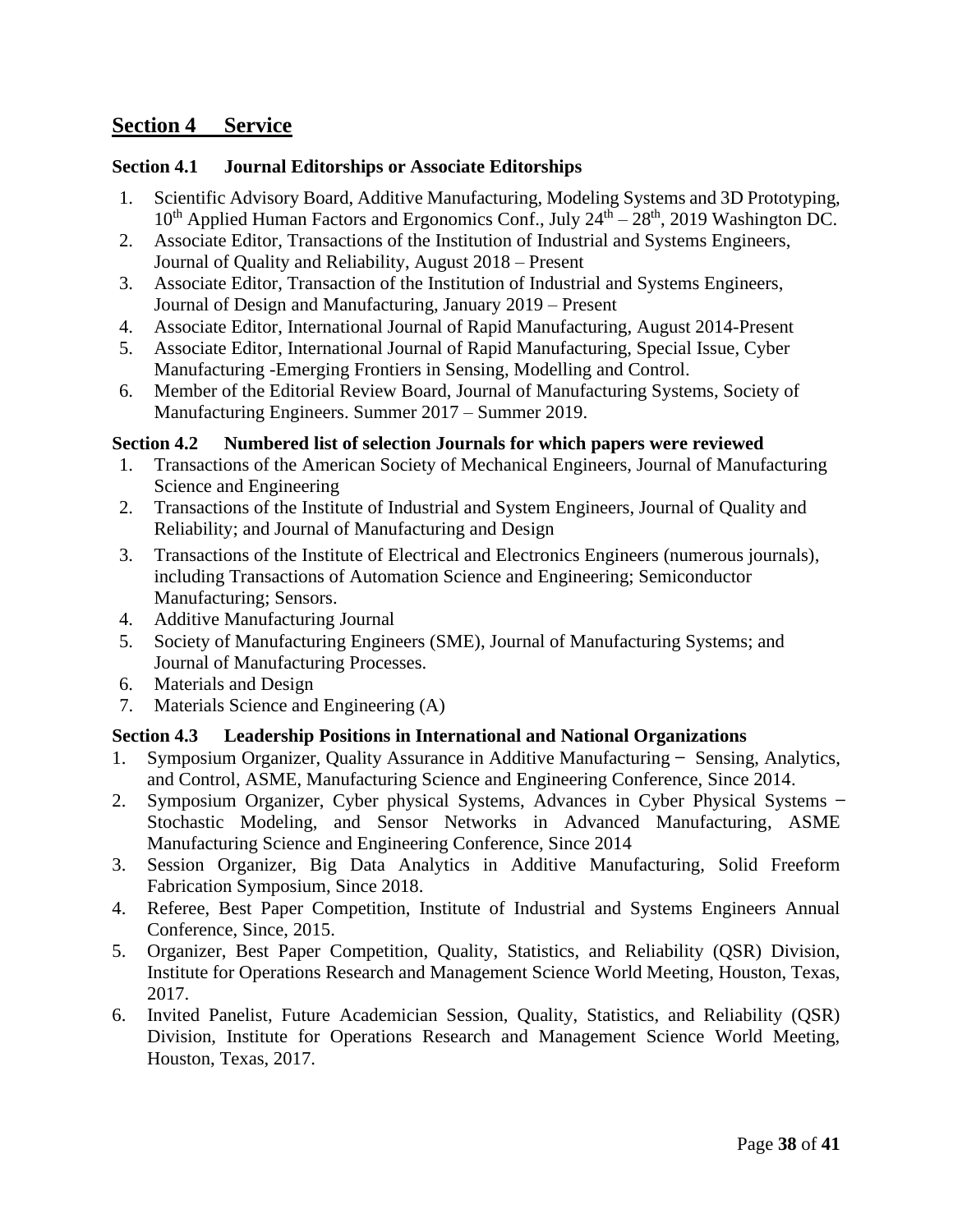## Section 4 Service

### Section 4.1 Journal Editorships or Associate Editorships

1. Scientific Advisory Board, Additive Manufacturing, Modeling Systems and 3D Prototyping, 10th Applied Human Factors and Ergonomics Conf., July 24th – 28th, 2019 Washington DC.
2. Associate Editor, Transactions of the Institution of Industrial and Systems Engineers, Journal of Quality and Reliability, August 2018 – Present
3. Associate Editor, Transaction of the Institution of Industrial and Systems Engineers, Journal of Design and Manufacturing, January 2019 – Present
4. Associate Editor, International Journal of Rapid Manufacturing, August 2014-Present
5. Associate Editor, International Journal of Rapid Manufacturing, Special Issue, Cyber Manufacturing -Emerging Frontiers in Sensing, Modelling and Control.
6. Member of the Editorial Review Board, Journal of Manufacturing Systems, Society of Manufacturing Engineers. Summer 2017 – Summer 2019.

### Section 4.2 Numbered list of selection Journals for which papers were reviewed

1. Transactions of the American Society of Mechanical Engineers, Journal of Manufacturing Science and Engineering
2. Transactions of the Institute of Industrial and System Engineers, Journal of Quality and Reliability; and Journal of Manufacturing and Design
3. Transactions of the Institute of Electrical and Electronics Engineers (numerous journals), including Transactions of Automation Science and Engineering; Semiconductor Manufacturing; Sensors.
4. Additive Manufacturing Journal
5. Society of Manufacturing Engineers (SME), Journal of Manufacturing Systems; and Journal of Manufacturing Processes.
6. Materials and Design
7. Materials Science and Engineering (A)

### Section 4.3 Leadership Positions in International and National Organizations

1. Symposium Organizer, Quality Assurance in Additive Manufacturing − Sensing, Analytics, and Control, ASME, Manufacturing Science and Engineering Conference, Since 2014.
2. Symposium Organizer, Cyber physical Systems, Advances in Cyber Physical Systems − Stochastic Modeling, and Sensor Networks in Advanced Manufacturing, ASME Manufacturing Science and Engineering Conference, Since 2014
3. Session Organizer, Big Data Analytics in Additive Manufacturing, Solid Freeform Fabrication Symposium, Since 2018.
4. Referee, Best Paper Competition, Institute of Industrial and Systems Engineers Annual Conference, Since, 2015.
5. Organizer, Best Paper Competition, Quality, Statistics, and Reliability (QSR) Division, Institute for Operations Research and Management Science World Meeting, Houston, Texas, 2017.
6. Invited Panelist, Future Academician Session, Quality, Statistics, and Reliability (QSR) Division, Institute for Operations Research and Management Science World Meeting, Houston, Texas, 2017.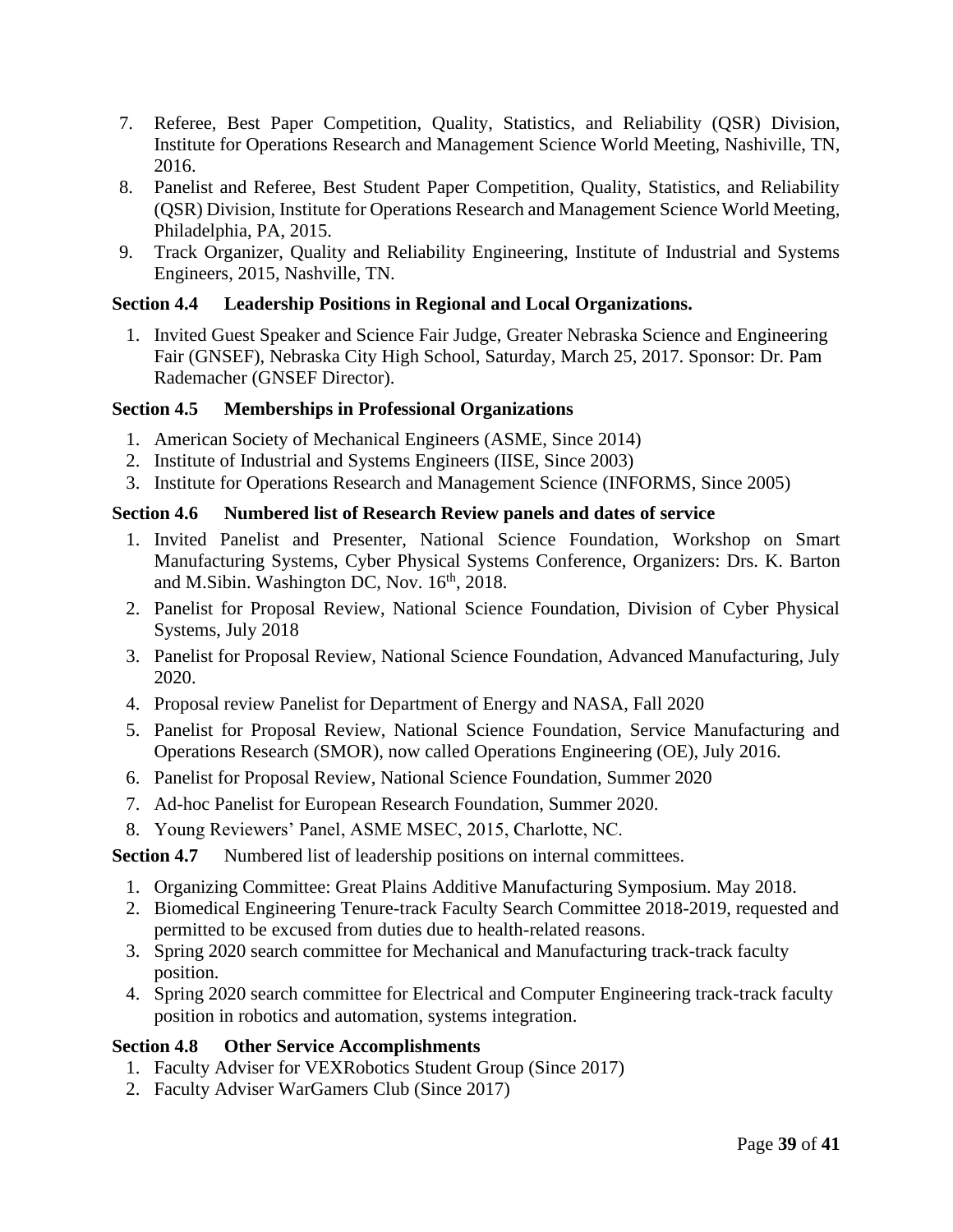7. Referee, Best Paper Competition, Quality, Statistics, and Reliability (QSR) Division, Institute for Operations Research and Management Science World Meeting, Nashiville, TN, 2016.
8. Panelist and Referee, Best Student Paper Competition, Quality, Statistics, and Reliability (QSR) Division, Institute for Operations Research and Management Science World Meeting, Philadelphia, PA, 2015.
9. Track Organizer, Quality and Reliability Engineering, Institute of Industrial and Systems Engineers, 2015, Nashville, TN.

### Section 4.4 Leadership Positions in Regional and Local Organizations.

1. Invited Guest Speaker and Science Fair Judge, Greater Nebraska Science and Engineering Fair (GNSEF), Nebraska City High School, Saturday, March 25, 2017. Sponsor: Dr. Pam Rademacher (GNSEF Director).

### Section 4.5 Memberships in Professional Organizations

1. American Society of Mechanical Engineers (ASME, Since 2014)
2. Institute of Industrial and Systems Engineers (IISE, Since 2003)
3. Institute for Operations Research and Management Science (INFORMS, Since 2005)

### Section 4.6 Numbered list of Research Review panels and dates of service

1. Invited Panelist and Presenter, National Science Foundation, Workshop on Smart Manufacturing Systems, Cyber Physical Systems Conference, Organizers: Drs. K. Barton and M.Sibin. Washington DC, Nov. 16th, 2018.
2. Panelist for Proposal Review, National Science Foundation, Division of Cyber Physical Systems, July 2018
3. Panelist for Proposal Review, National Science Foundation, Advanced Manufacturing, July 2020.
4. Proposal review Panelist for Department of Energy and NASA, Fall 2020
5. Panelist for Proposal Review, National Science Foundation, Service Manufacturing and Operations Research (SMOR), now called Operations Engineering (OE), July 2016.
6. Panelist for Proposal Review, National Science Foundation, Summer 2020
7. Ad-hoc Panelist for European Research Foundation, Summer 2020.
8. Young Reviewers' Panel, ASME MSEC, 2015, Charlotte, NC.

**Section 4.7** Numbered list of leadership positions on internal committees.

1. Organizing Committee: Great Plains Additive Manufacturing Symposium. May 2018.
2. Biomedical Engineering Tenure-track Faculty Search Committee 2018-2019, requested and permitted to be excused from duties due to health-related reasons.
3. Spring 2020 search committee for Mechanical and Manufacturing track-track faculty position.
4. Spring 2020 search committee for Electrical and Computer Engineering track-track faculty position in robotics and automation, systems integration.

### Section 4.8 Other Service Accomplishments

1. Faculty Adviser for VEXRobotics Student Group (Since 2017)
2. Faculty Adviser WarGamers Club (Since 2017)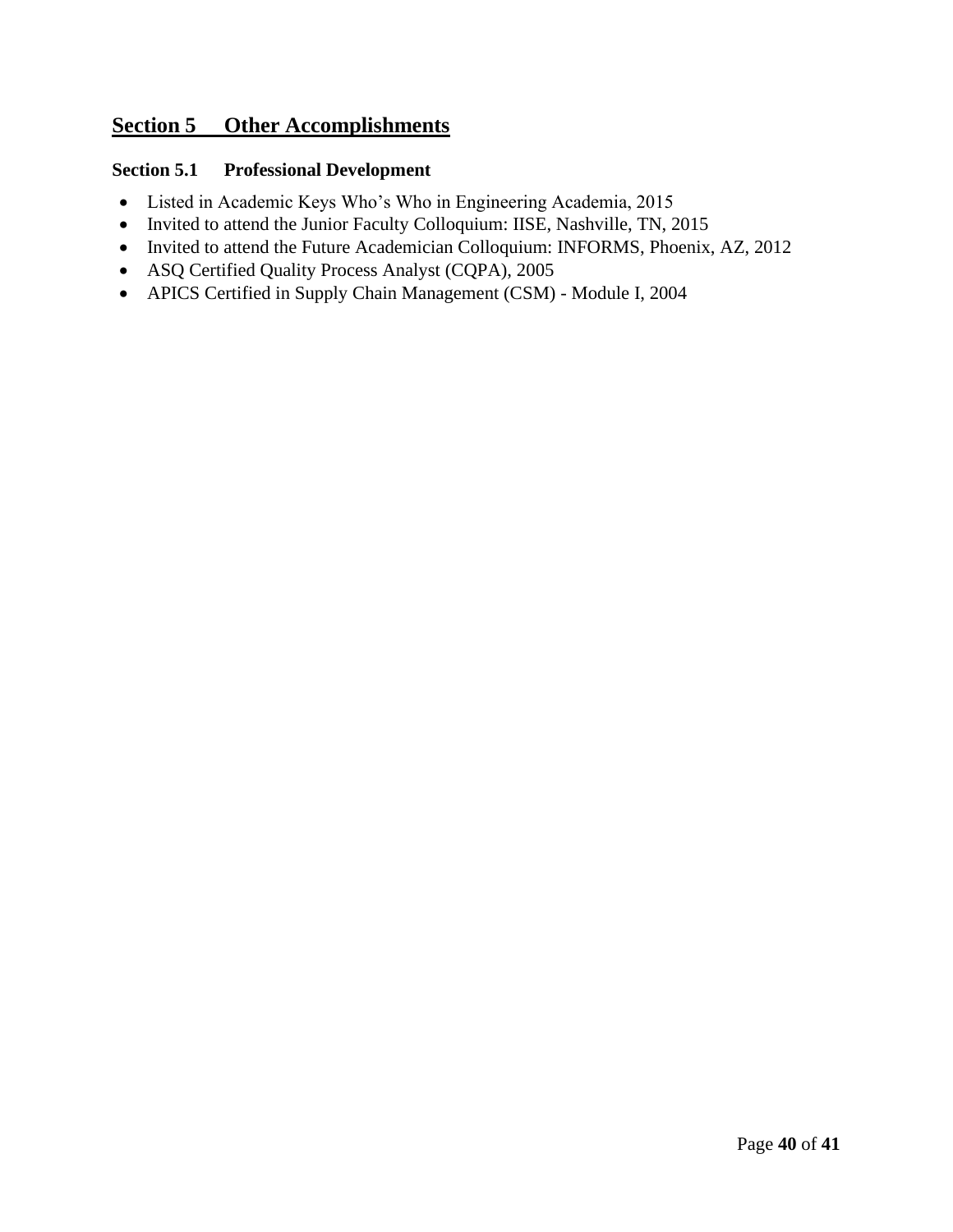## Section 5 Other Accomplishments

### Section 5.1 Professional Development

- Listed in Academic Keys Who's Who in Engineering Academia, 2015
- Invited to attend the Junior Faculty Colloquium: IISE, Nashville, TN, 2015
- Invited to attend the Future Academician Colloquium: INFORMS, Phoenix, AZ, 2012
- ASQ Certified Quality Process Analyst (CQPA), 2005
- APICS Certified in Supply Chain Management (CSM) - Module I, 2004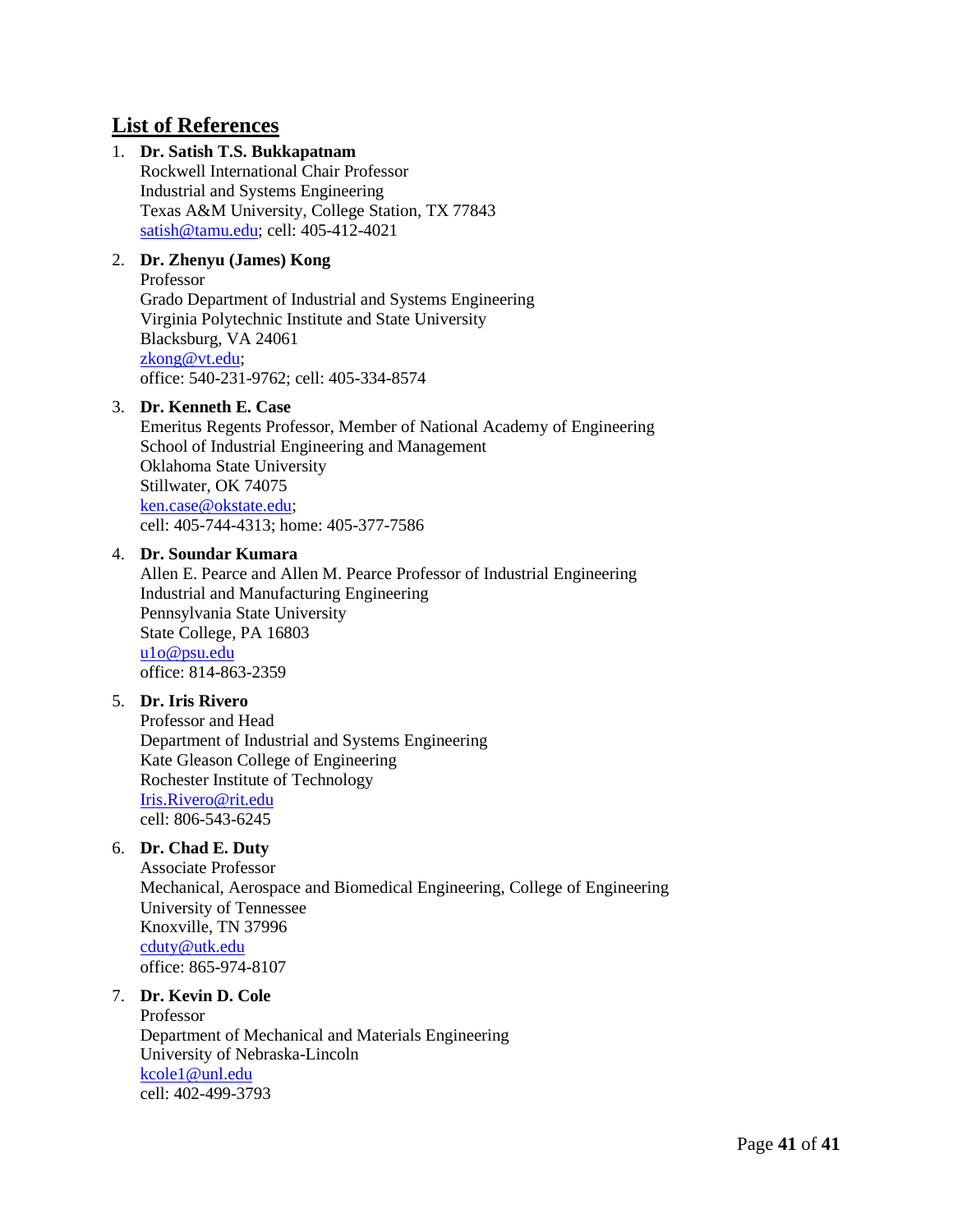## List of References

1. **Dr. Satish T.S. Bukkapatnam**
   Rockwell International Chair Professor
   Industrial and Systems Engineering
   Texas A&M University, College Station, TX 77843
   satish@tamu.edu; cell: 405-412-4021

2. **Dr. Zhenyu (James) Kong**
   Professor
   Grado Department of Industrial and Systems Engineering
   Virginia Polytechnic Institute and State University
   Blacksburg, VA 24061
   zkong@vt.edu;
   office: 540-231-9762; cell: 405-334-8574

3. **Dr. Kenneth E. Case**
   Emeritus Regents Professor, Member of National Academy of Engineering
   School of Industrial Engineering and Management
   Oklahoma State University
   Stillwater, OK 74075
   ken.case@okstate.edu;
   cell: 405-744-4313; home: 405-377-7586

4. **Dr. Soundar Kumara**
   Allen E. Pearce and Allen M. Pearce Professor of Industrial Engineering
   Industrial and Manufacturing Engineering
   Pennsylvania State University
   State College, PA 16803
   u1o@psu.edu
   office: 814-863-2359

5. **Dr. Iris Rivero**
   Professor and Head
   Department of Industrial and Systems Engineering
   Kate Gleason College of Engineering
   Rochester Institute of Technology
   Iris.Rivero@rit.edu
   cell: 806-543-6245

6. **Dr. Chad E. Duty**
   Associate Professor
   Mechanical, Aerospace and Biomedical Engineering, College of Engineering
   University of Tennessee
   Knoxville, TN 37996
   cduty@utk.edu
   office: 865-974-8107

7. **Dr. Kevin D. Cole**
   Professor
   Department of Mechanical and Materials Engineering
   University of Nebraska-Lincoln
   kcole1@unl.edu
   cell: 402-499-3793